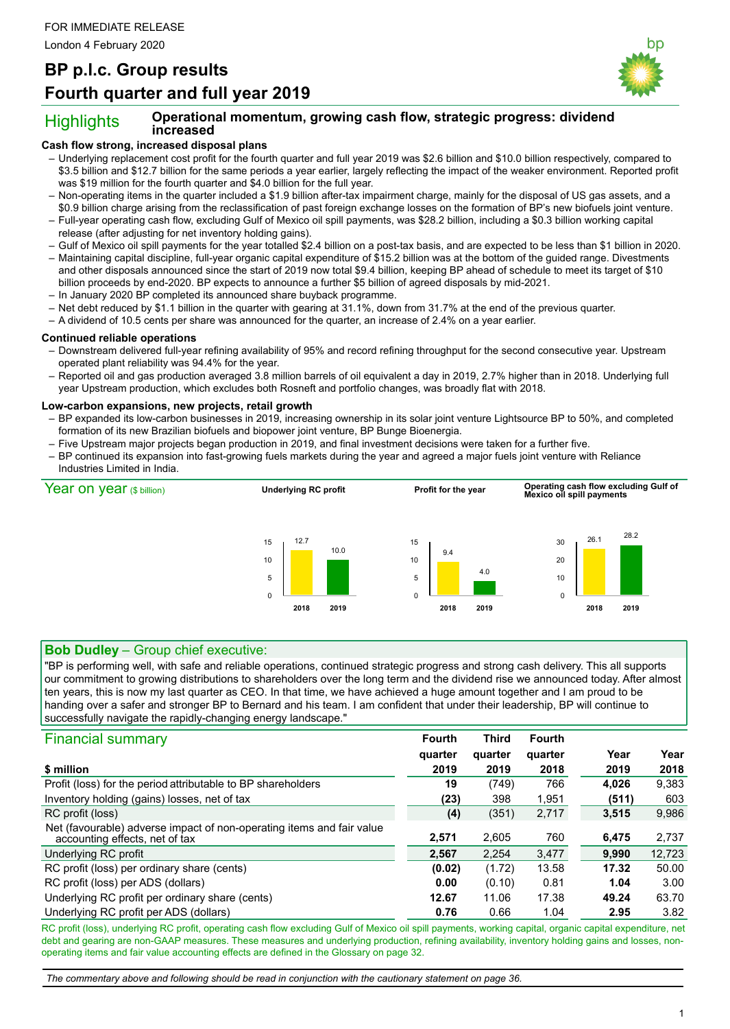FOR IMMEDIATE RELEASE

London 4 February 2020

# BP p.l.c. Group results
# Fourth quarter and full year 2019

## Highlights

**Operational momentum, growing cash flow, strategic progress: dividend increased**

### Cash flow strong, increased disposal plans

- Underlying replacement cost profit for the fourth quarter and full year 2019 was $2.6 billion and $10.0 billion respectively, compared to $3.5 billion and $12.7 billion for the same periods a year earlier, largely reflecting the impact of the weaker environment. Reported profit was $19 million for the fourth quarter and $4.0 billion for the full year.
- Non-operating items in the quarter included a $1.9 billion after-tax impairment charge, mainly for the disposal of US gas assets, and a $0.9 billion charge arising from the reclassification of past foreign exchange losses on the formation of BP's new biofuels joint venture.
- Full-year operating cash flow, excluding Gulf of Mexico oil spill payments, was $28.2 billion, including a $0.3 billion working capital release (after adjusting for net inventory holding gains).
- Gulf of Mexico oil spill payments for the year totalled $2.4 billion on a post-tax basis, and are expected to be less than $1 billion in 2020.
- Maintaining capital discipline, full-year organic capital expenditure of $15.2 billion was at the bottom of the guided range. Divestments and other disposals announced since the start of 2019 now total $9.4 billion, keeping BP ahead of schedule to meet its target of $10 billion proceeds by end-2020. BP expects to announce a further $5 billion of agreed disposals by mid-2021.
- In January 2020 BP completed its announced share buyback programme.
- Net debt reduced by $1.1 billion in the quarter with gearing at 31.1%, down from 31.7% at the end of the previous quarter.
- A dividend of 10.5 cents per share was announced for the quarter, an increase of 2.4% on a year earlier.

### Continued reliable operations

- Downstream delivered full-year refining availability of 95% and record refining throughput for the second consecutive year. Upstream operated plant reliability was 94.4% for the year.
- Reported oil and gas production averaged 3.8 million barrels of oil equivalent a day in 2019, 2.7% higher than in 2018. Underlying full year Upstream production, which excludes both Rosneft and portfolio changes, was broadly flat with 2018.

### Low-carbon expansions, new projects, retail growth

- BP expanded its low-carbon businesses in 2019, increasing ownership in its solar joint venture Lightsource BP to 50%, and completed formation of its new Brazilian biofuels and biopower joint venture, BP Bunge Bioenergia.
- Five Upstream major projects began production in 2019, and final investment decisions were taken for a further five.
- BP continued its expansion into fast-growing fuels markets during the year and agreed a major fuels joint venture with Reliance Industries Limited in India.

## Year on year ($ billion)

| | 2018 | 2019 |
|---|---|---|
| Underlying RC profit | 12.7 | 10.0 |
| Profit for the year | 9.4 | 4.0 |
| Operating cash flow excluding Gulf of Mexico oil spill payments | 26.1 | 28.2 |

## Bob Dudley – Group chief executive:

"BP is performing well, with safe and reliable operations, continued strategic progress and strong cash delivery. This all supports our commitment to growing distributions to shareholders over the long term and the dividend rise we announced today. After almost ten years, this is now my last quarter as CEO. In that time, we have achieved a huge amount together and I am proud to be handing over a safer and stronger BP to Bernard and his team. I am confident that under their leadership, BP will continue to successfully navigate the rapidly-changing energy landscape."

## Financial summary

| $ million | Fourth quarter 2019 | Third quarter 2019 | Fourth quarter 2018 | Year 2019 | Year 2018 |
|---|---|---|---|---|---|
| Profit (loss) for the period attributable to BP shareholders | **19** | (749) | 766 | **4,026** | 9,383 |
| Inventory holding (gains) losses, net of tax | **(23)** | 398 | 1,951 | **(511)** | 603 |
| RC profit (loss) | **(4)** | (351) | 2,717 | **3,515** | 9,986 |
| Net (favourable) adverse impact of non-operating items and fair value accounting effects, net of tax | **2,571** | 2,605 | 760 | **6,475** | 2,737 |
| Underlying RC profit | **2,567** | 2,254 | 3,477 | **9,990** | 12,723 |
| RC profit (loss) per ordinary share (cents) | **(0.02)** | (1.72) | 13.58 | **17.32** | 50.00 |
| RC profit (loss) per ADS (dollars) | **0.00** | (0.10) | 0.81 | **1.04** | 3.00 |
| Underlying RC profit per ordinary share (cents) | **12.67** | 11.06 | 17.38 | **49.24** | 63.70 |
| Underlying RC profit per ADS (dollars) | **0.76** | 0.66 | 1.04 | **2.95** | 3.82 |

RC profit (loss), underlying RC profit, operating cash flow excluding Gulf of Mexico oil spill payments, working capital, organic capital expenditure, net debt and gearing are non-GAAP measures. These measures and underlying production, refining availability, inventory holding gains and losses, non-operating items and fair value accounting effects are defined in the Glossary on page 32.

*The commentary above and following should be read in conjunction with the cautionary statement on page 36.*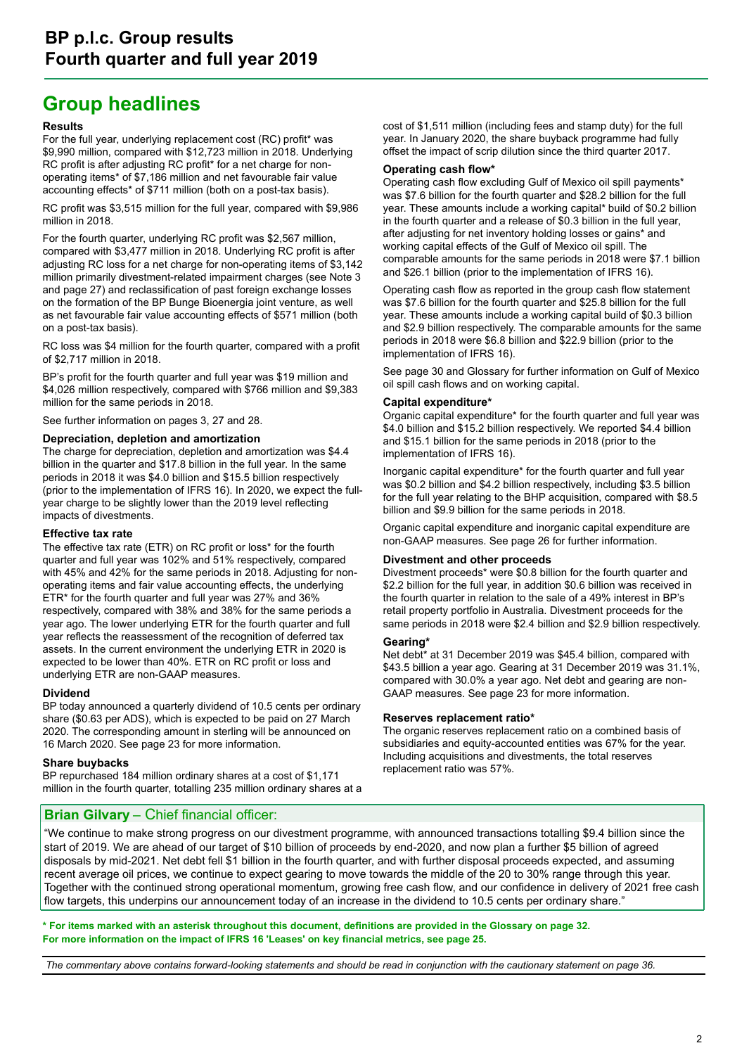# BP p.l.c. Group results
# Fourth quarter and full year 2019

## Group headlines

### Results

For the full year, underlying replacement cost (RC) profit* was $9,990 million, compared with $12,723 million in 2018. Underlying RC profit is after adjusting RC profit* for a net charge for non-operating items* of $7,186 million and net favourable fair value accounting effects* of $711 million (both on a post-tax basis).

RC profit was $3,515 million for the full year, compared with $9,986 million in 2018.

For the fourth quarter, underlying RC profit was $2,567 million, compared with $3,477 million in 2018. Underlying RC profit is after adjusting RC loss for a net charge for non-operating items of $3,142 million primarily divestment-related impairment charges (see Note 3 and page 27) and reclassification of past foreign exchange losses on the formation of the BP Bunge Bioenergia joint venture, as well as net favourable fair value accounting effects of $571 million (both on a post-tax basis).

RC loss was $4 million for the fourth quarter, compared with a profit of $2,717 million in 2018.

BP's profit for the fourth quarter and full year was $19 million and $4,026 million respectively, compared with $766 million and $9,383 million for the same periods in 2018.

See further information on pages 3, 27 and 28.

### Depreciation, depletion and amortization

The charge for depreciation, depletion and amortization was $4.4 billion in the quarter and $17.8 billion in the full year. In the same periods in 2018 it was $4.0 billion and $15.5 billion respectively (prior to the implementation of IFRS 16). In 2020, we expect the full-year charge to be slightly lower than the 2019 level reflecting impacts of divestments.

### Effective tax rate

The effective tax rate (ETR) on RC profit or loss* for the fourth quarter and full year was 102% and 51% respectively, compared with 45% and 42% for the same periods in 2018. Adjusting for non-operating items and fair value accounting effects, the underlying ETR* for the fourth quarter and full year was 27% and 36% respectively, compared with 38% and 38% for the same periods a year ago. The lower underlying ETR for the fourth quarter and full year reflects the reassessment of the recognition of deferred tax assets. In the current environment the underlying ETR in 2020 is expected to be lower than 40%. ETR on RC profit or loss and underlying ETR are non-GAAP measures.

### Dividend

BP today announced a quarterly dividend of 10.5 cents per ordinary share ($0.63 per ADS), which is expected to be paid on 27 March 2020. The corresponding amount in sterling will be announced on 16 March 2020. See page 23 for more information.

### Share buybacks

BP repurchased 184 million ordinary shares at a cost of $1,171 million in the fourth quarter, totalling 235 million ordinary shares at a cost of $1,511 million (including fees and stamp duty) for the full year. In January 2020, the share buyback programme had fully offset the impact of scrip dilution since the third quarter 2017.

### Operating cash flow*

Operating cash flow excluding Gulf of Mexico oil spill payments* was $7.6 billion for the fourth quarter and $28.2 billion for the full year. These amounts include a working capital* build of $0.2 billion in the fourth quarter and a release of $0.3 billion in the full year, after adjusting for net inventory holding losses or gains* and working capital effects of the Gulf of Mexico oil spill. The comparable amounts for the same periods in 2018 were $7.1 billion and $26.1 billion (prior to the implementation of IFRS 16).

Operating cash flow as reported in the group cash flow statement was $7.6 billion for the fourth quarter and $25.8 billion for the full year. These amounts include a working capital build of $0.3 billion and $2.9 billion respectively. The comparable amounts for the same periods in 2018 were $6.8 billion and $22.9 billion (prior to the implementation of IFRS 16).

See page 30 and Glossary for further information on Gulf of Mexico oil spill cash flows and on working capital.

### Capital expenditure*

Organic capital expenditure* for the fourth quarter and full year was $4.0 billion and $15.2 billion respectively. We reported $4.4 billion and $15.1 billion for the same periods in 2018 (prior to the implementation of IFRS 16).

Inorganic capital expenditure* for the fourth quarter and full year was $0.2 billion and $4.2 billion respectively, including $3.5 billion for the full year relating to the BHP acquisition, compared with $8.5 billion and $9.9 billion for the same periods in 2018.

Organic capital expenditure and inorganic capital expenditure are non-GAAP measures. See page 26 for further information.

### Divestment and other proceeds

Divestment proceeds* were $0.8 billion for the fourth quarter and $2.2 billion for the full year, in addition $0.6 billion was received in the fourth quarter in relation to the sale of a 49% interest in BP's retail property portfolio in Australia. Divestment proceeds for the same periods in 2018 were $2.4 billion and $2.9 billion respectively.

### Gearing*

Net debt* at 31 December 2019 was $45.4 billion, compared with $43.5 billion a year ago. Gearing at 31 December 2019 was 31.1%, compared with 30.0% a year ago. Net debt and gearing are non-GAAP measures. See page 23 for more information.

### Reserves replacement ratio*

The organic reserves replacement ratio on a combined basis of subsidiaries and equity-accounted entities was 67% for the year. Including acquisitions and divestments, the total reserves replacement ratio was 57%.

### **Brian Gilvary** – Chief financial officer:

"We continue to make strong progress on our divestment programme, with announced transactions totalling $9.4 billion since the start of 2019. We are ahead of our target of $10 billion of proceeds by end-2020, and now plan a further $5 billion of agreed disposals by mid-2021. Net debt fell $1 billion in the fourth quarter, and with further disposal proceeds expected, and assuming recent average oil prices, we continue to expect gearing to move towards the middle of the 20 to 30% range through this year. Together with the continued strong operational momentum, growing free cash flow, and our confidence in delivery of 2021 free cash flow targets, this underpins our announcement today of an increase in the dividend to 10.5 cents per ordinary share."

**\* For items marked with an asterisk throughout this document, definitions are provided in the Glossary on page 32.**
**For more information on the impact of IFRS 16 'Leases' on key financial metrics, see page 25.**

*The commentary above contains forward-looking statements and should be read in conjunction with the cautionary statement on page 36.*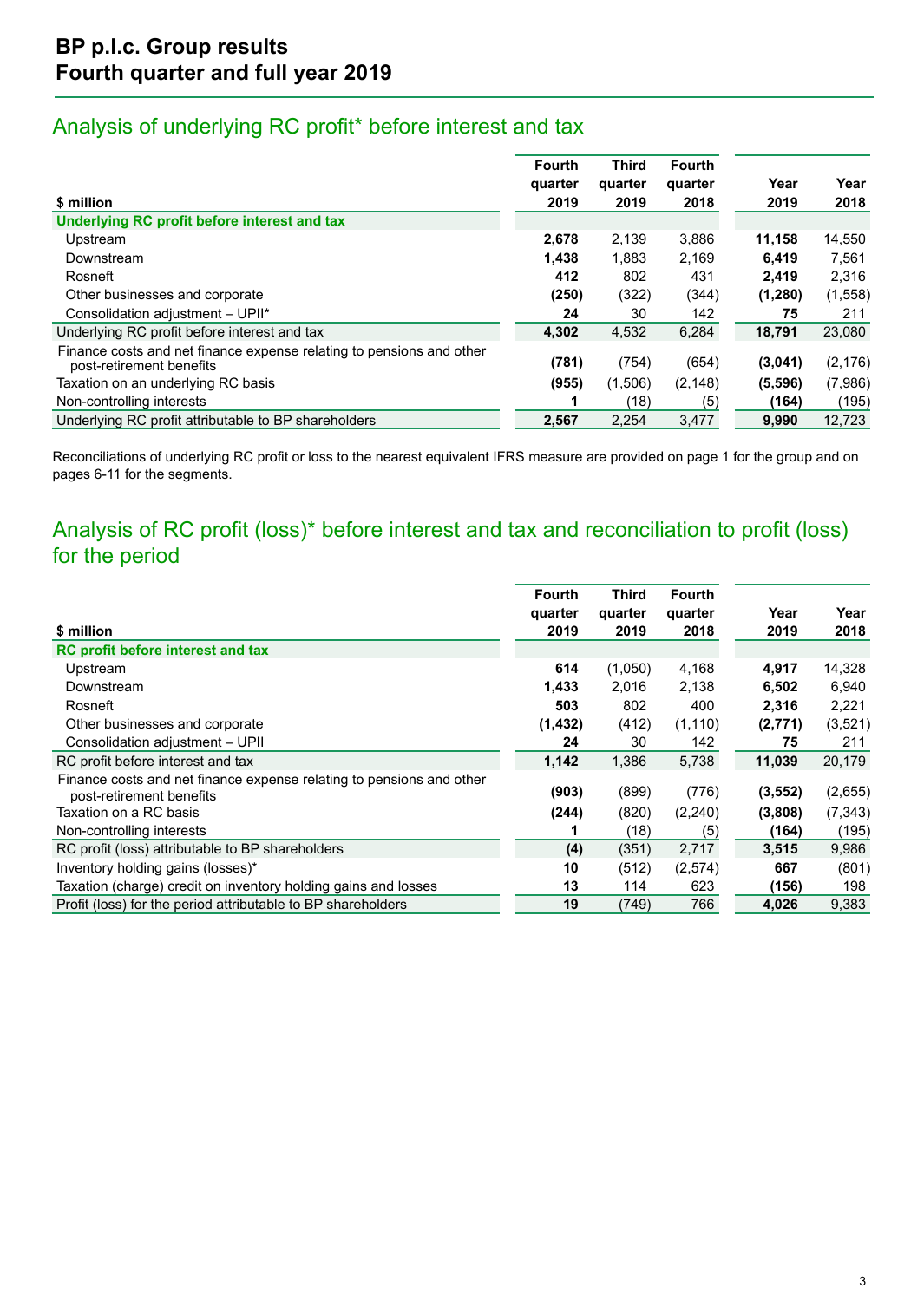# BP p.l.c. Group results
# Fourth quarter and full year 2019

## Analysis of underlying RC profit* before interest and tax

| $ million | Fourth quarter 2019 | Third quarter 2019 | Fourth quarter 2018 | Year 2019 | Year 2018 |
|---|---|---|---|---|---|
| **Underlying RC profit before interest and tax** | | | | | |
| Upstream | **2,678** | 2,139 | 3,886 | **11,158** | 14,550 |
| Downstream | **1,438** | 1,883 | 2,169 | **6,419** | 7,561 |
| Rosneft | **412** | 802 | 431 | **2,419** | 2,316 |
| Other businesses and corporate | **(250)** | (322) | (344) | **(1,280)** | (1,558) |
| Consolidation adjustment – UPII* | **24** | 30 | 142 | **75** | 211 |
| Underlying RC profit before interest and tax | **4,302** | 4,532 | 6,284 | **18,791** | 23,080 |
| Finance costs and net finance expense relating to pensions and other post-retirement benefits | **(781)** | (754) | (654) | **(3,041)** | (2,176) |
| Taxation on an underlying RC basis | **(955)** | (1,506) | (2,148) | **(5,596)** | (7,986) |
| Non-controlling interests | **1** | (18) | (5) | **(164)** | (195) |
| Underlying RC profit attributable to BP shareholders | **2,567** | 2,254 | 3,477 | **9,990** | 12,723 |

Reconciliations of underlying RC profit or loss to the nearest equivalent IFRS measure are provided on page 1 for the group and on pages 6-11 for the segments.

## Analysis of RC profit (loss)* before interest and tax and reconciliation to profit (loss) for the period

| $ million | Fourth quarter 2019 | Third quarter 2019 | Fourth quarter 2018 | Year 2019 | Year 2018 |
|---|---|---|---|---|---|
| **RC profit before interest and tax** | | | | | |
| Upstream | **614** | (1,050) | 4,168 | **4,917** | 14,328 |
| Downstream | **1,433** | 2,016 | 2,138 | **6,502** | 6,940 |
| Rosneft | **503** | 802 | 400 | **2,316** | 2,221 |
| Other businesses and corporate | **(1,432)** | (412) | (1,110) | **(2,771)** | (3,521) |
| Consolidation adjustment – UPII | **24** | 30 | 142 | **75** | 211 |
| RC profit before interest and tax | **1,142** | 1,386 | 5,738 | **11,039** | 20,179 |
| Finance costs and net finance expense relating to pensions and other post-retirement benefits | **(903)** | (899) | (776) | **(3,552)** | (2,655) |
| Taxation on a RC basis | **(244)** | (820) | (2,240) | **(3,808)** | (7,343) |
| Non-controlling interests | **1** | (18) | (5) | **(164)** | (195) |
| RC profit (loss) attributable to BP shareholders | **(4)** | (351) | 2,717 | **3,515** | 9,986 |
| Inventory holding gains (losses)* | **10** | (512) | (2,574) | **667** | (801) |
| Taxation (charge) credit on inventory holding gains and losses | **13** | 114 | 623 | **(156)** | 198 |
| Profit (loss) for the period attributable to BP shareholders | **19** | (749) | 766 | **4,026** | 9,383 |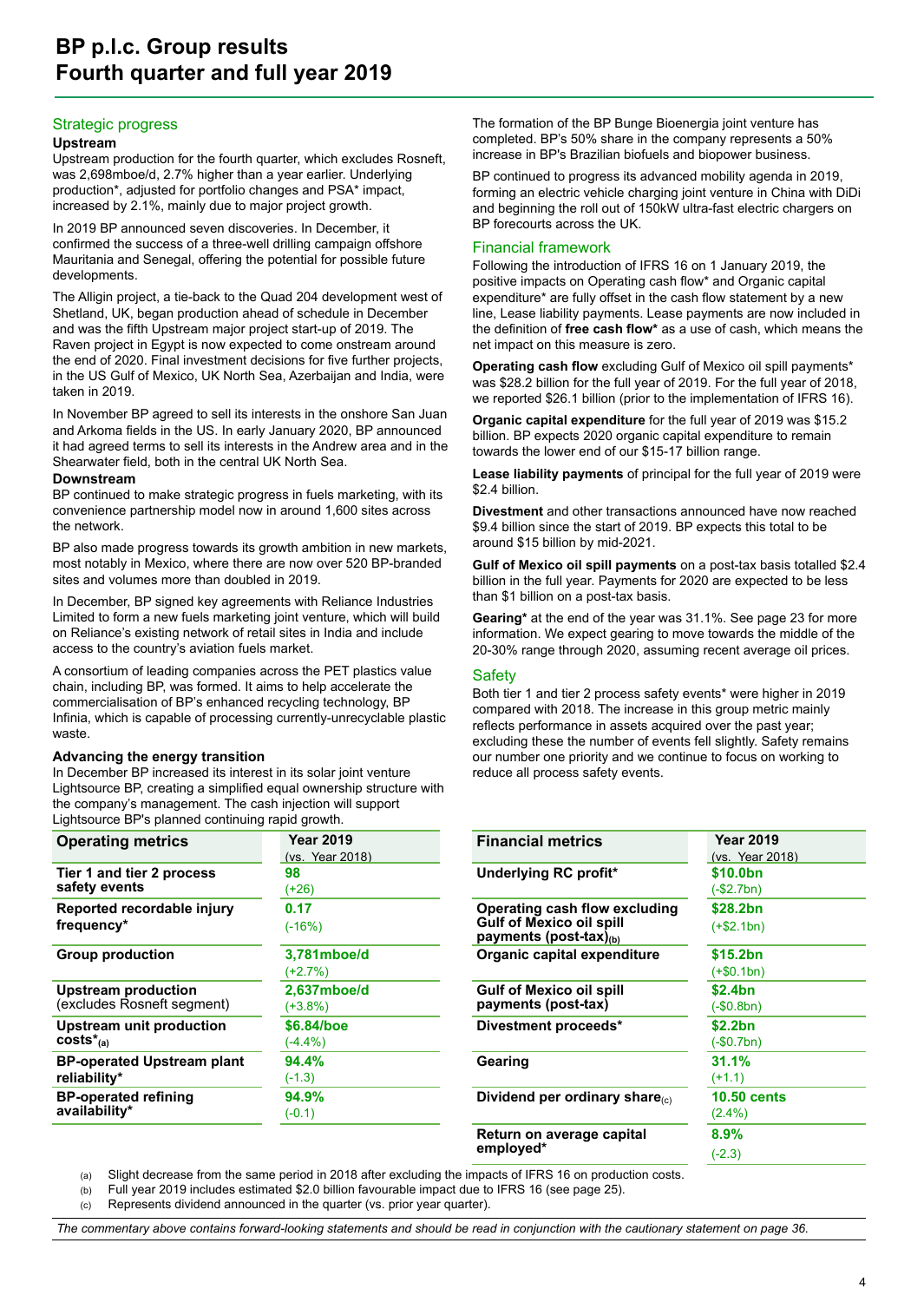# BP p.l.c. Group results
# Fourth quarter and full year 2019

## Strategic progress

### Upstream

Upstream production for the fourth quarter, which excludes Rosneft, was 2,698mboe/d, 2.7% higher than a year earlier. Underlying production*, adjusted for portfolio changes and PSA* impact, increased by 2.1%, mainly due to major project growth.

In 2019 BP announced seven discoveries. In December, it confirmed the success of a three-well drilling campaign offshore Mauritania and Senegal, offering the potential for possible future developments.

The Alligin project, a tie-back to the Quad 204 development west of Shetland, UK, began production ahead of schedule in December and was the fifth Upstream major project start-up of 2019. The Raven project in Egypt is now expected to come onstream around the end of 2020. Final investment decisions for five further projects, in the US Gulf of Mexico, UK North Sea, Azerbaijan and India, were taken in 2019.

In November BP agreed to sell its interests in the onshore San Juan and Arkoma fields in the US. In early January 2020, BP announced it had agreed terms to sell its interests in the Andrew area and in the Shearwater field, both in the central UK North Sea.

### Downstream

BP continued to make strategic progress in fuels marketing, with its convenience partnership model now in around 1,600 sites across the network.

BP also made progress towards its growth ambition in new markets, most notably in Mexico, where there are now over 520 BP-branded sites and volumes more than doubled in 2019.

In December, BP signed key agreements with Reliance Industries Limited to form a new fuels marketing joint venture, which will build on Reliance's existing network of retail sites in India and include access to the country's aviation fuels market.

A consortium of leading companies across the PET plastics value chain, including BP, was formed. It aims to help accelerate the commercialisation of BP's enhanced recycling technology, BP Infinia, which is capable of processing currently-unrecyclable plastic waste.

### Advancing the energy transition

In December BP increased its interest in its solar joint venture Lightsource BP, creating a simplified equal ownership structure with the company's management. The cash injection will support Lightsource BP's planned continuing rapid growth.

The formation of the BP Bunge Bioenergia joint venture has completed. BP's 50% share in the company represents a 50% increase in BP's Brazilian biofuels and biopower business.

BP continued to progress its advanced mobility agenda in 2019, forming an electric vehicle charging joint venture in China with DiDi and beginning the roll out of 150kW ultra-fast electric chargers on BP forecourts across the UK.

## Financial framework

Following the introduction of IFRS 16 on 1 January 2019, the positive impacts on Operating cash flow* and Organic capital expenditure* are fully offset in the cash flow statement by a new line, Lease liability payments. Lease payments are now included in the definition of **free cash flow*** as a use of cash, which means the net impact on this measure is zero.

**Operating cash flow** excluding Gulf of Mexico oil spill payments* was $28.2 billion for the full year of 2019. For the full year of 2018, we reported $26.1 billion (prior to the implementation of IFRS 16).

**Organic capital expenditure** for the full year of 2019 was $15.2 billion. BP expects 2020 organic capital expenditure to remain towards the lower end of our $15-17 billion range.

**Lease liability payments** of principal for the full year of 2019 were $2.4 billion.

**Divestment** and other transactions announced have now reached $9.4 billion since the start of 2019. BP expects this total to be around $15 billion by mid-2021.

**Gulf of Mexico oil spill payments** on a post-tax basis totalled $2.4 billion in the full year. Payments for 2020 are expected to be less than $1 billion on a post-tax basis.

**Gearing*** at the end of the year was 31.1%. See page 23 for more information. We expect gearing to move towards the middle of the 20-30% range through 2020, assuming recent average oil prices.

## Safety

Both tier 1 and tier 2 process safety events* were higher in 2019 compared with 2018. The increase in this group metric mainly reflects performance in assets acquired over the past year; excluding these the number of events fell slightly. Safety remains our number one priority and we continue to focus on working to reduce all process safety events.

| Operating metrics | Year 2019 (vs. Year 2018) |
|---|---|
| **Tier 1 and tier 2 process safety events** | **98** (+26) |
| **Reported recordable injury frequency*** | **0.17** (-16%) |
| **Group production** | **3,781mboe/d** (+2.7%) |
| **Upstream production** (excludes Rosneft segment) | **2,637mboe/d** (+3.8%) |
| **Upstream unit production costs*** (a) | **$6.84/boe** (-4.4%) |
| **BP-operated Upstream plant reliability*** | **94.4%** (-1.3) |
| **BP-operated refining availability*** | **94.9%** (-0.1) |

| Financial metrics | Year 2019 (vs. Year 2018) |
|---|---|
| **Underlying RC profit*** | **$10.0bn** (-$2.7bn) |
| **Operating cash flow excluding Gulf of Mexico oil spill payments (post-tax)** (b) | **$28.2bn** (+$2.1bn) |
| **Organic capital expenditure** | **$15.2bn** (+$0.1bn) |
| **Gulf of Mexico oil spill payments (post-tax)** | **$2.4bn** (-$0.8bn) |
| **Divestment proceeds*** | **$2.2bn** (-$0.7bn) |
| **Gearing** | **31.1%** (+1.1) |
| **Dividend per ordinary share** (c) | **10.50 cents** (2.4%) |
| **Return on average capital employed*** | **8.9%** (-2.3) |

(a) Slight decrease from the same period in 2018 after excluding the impacts of IFRS 16 on production costs.
(b) Full year 2019 includes estimated $2.0 billion favourable impact due to IFRS 16 (see page 25).
(c) Represents dividend announced in the quarter (vs. prior year quarter).

*The commentary above contains forward-looking statements and should be read in conjunction with the cautionary statement on page 36.*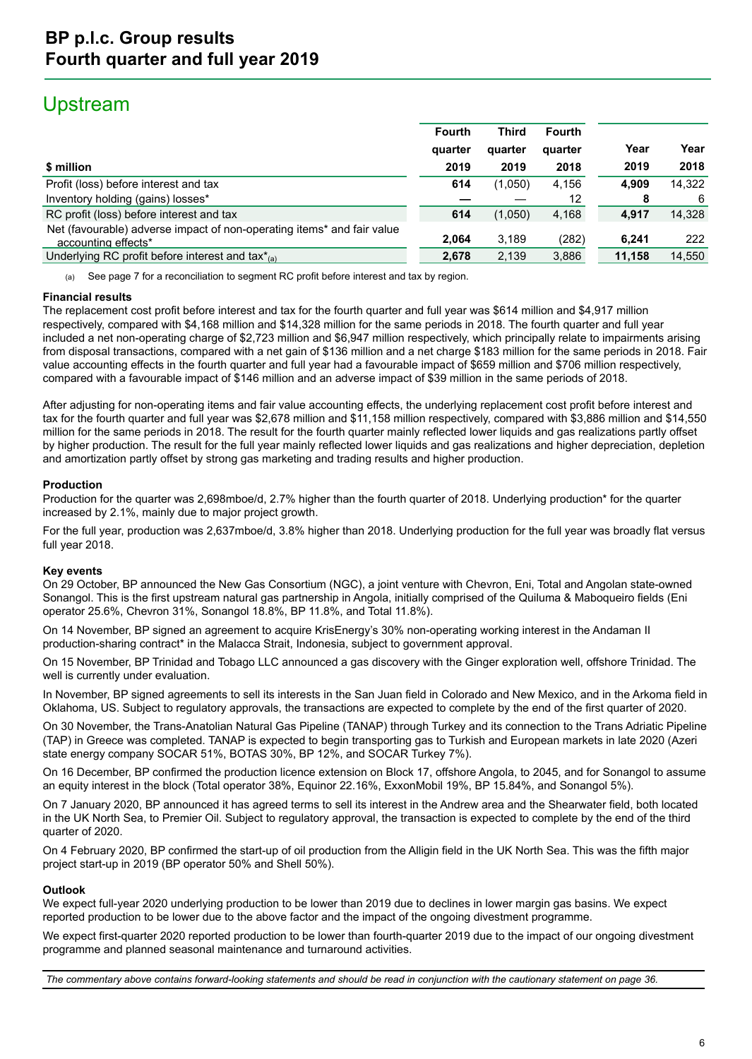# BP p.l.c. Group results
# Fourth quarter and full year 2019

## Upstream

| $ million | Fourth quarter 2019 | Third quarter 2019 | Fourth quarter 2018 | Year 2019 | Year 2018 |
|---|---|---|---|---|---|
| Profit (loss) before interest and tax | **614** | (1,050) | 4,156 | **4,909** | 14,322 |
| Inventory holding (gains) losses* | **—** | — | 12 | **8** | 6 |
| RC profit (loss) before interest and tax | **614** | (1,050) | 4,168 | **4,917** | 14,328 |
| Net (favourable) adverse impact of non-operating items* and fair value accounting effects* | **2,064** | 3,189 | (282) | **6,241** | 222 |
| Underlying RC profit before interest and tax*(a) | **2,678** | 2,139 | 3,886 | **11,158** | 14,550 |

(a) See page 7 for a reconciliation to segment RC profit before interest and tax by region.

### Financial results

The replacement cost profit before interest and tax for the fourth quarter and full year was $614 million and $4,917 million respectively, compared with $4,168 million and $14,328 million for the same periods in 2018. The fourth quarter and full year included a net non-operating charge of $2,723 million and $6,947 million respectively, which principally relate to impairments arising from disposal transactions, compared with a net gain of $136 million and a net charge $183 million for the same periods in 2018. Fair value accounting effects in the fourth quarter and full year had a favourable impact of $659 million and $706 million respectively, compared with a favourable impact of $146 million and an adverse impact of $39 million in the same periods of 2018.

After adjusting for non-operating items and fair value accounting effects, the underlying replacement cost profit before interest and tax for the fourth quarter and full year was $2,678 million and $11,158 million respectively, compared with $3,886 million and $14,550 million for the same periods in 2018. The result for the fourth quarter mainly reflected lower liquids and gas realizations partly offset by higher production. The result for the full year mainly reflected lower liquids and gas realizations and higher depreciation, depletion and amortization partly offset by strong gas marketing and trading results and higher production.

### Production

Production for the quarter was 2,698mboe/d, 2.7% higher than the fourth quarter of 2018. Underlying production* for the quarter increased by 2.1%, mainly due to major project growth.

For the full year, production was 2,637mboe/d, 3.8% higher than 2018. Underlying production for the full year was broadly flat versus full year 2018.

### Key events

On 29 October, BP announced the New Gas Consortium (NGC), a joint venture with Chevron, Eni, Total and Angolan state-owned Sonangol. This is the first upstream natural gas partnership in Angola, initially comprised of the Quiluma & Maboqueiro fields (Eni operator 25.6%, Chevron 31%, Sonangol 18.8%, BP 11.8%, and Total 11.8%).

On 14 November, BP signed an agreement to acquire KrisEnergy's 30% non-operating working interest in the Andaman II production-sharing contract* in the Malacca Strait, Indonesia, subject to government approval.

On 15 November, BP Trinidad and Tobago LLC announced a gas discovery with the Ginger exploration well, offshore Trinidad. The well is currently under evaluation.

In November, BP signed agreements to sell its interests in the San Juan field in Colorado and New Mexico, and in the Arkoma field in Oklahoma, US. Subject to regulatory approvals, the transactions are expected to complete by the end of the first quarter of 2020.

On 30 November, the Trans-Anatolian Natural Gas Pipeline (TANAP) through Turkey and its connection to the Trans Adriatic Pipeline (TAP) in Greece was completed. TANAP is expected to begin transporting gas to Turkish and European markets in late 2020 (Azeri state energy company SOCAR 51%, BOTAS 30%, BP 12%, and SOCAR Turkey 7%).

On 16 December, BP confirmed the production licence extension on Block 17, offshore Angola, to 2045, and for Sonangol to assume an equity interest in the block (Total operator 38%, Equinor 22.16%, ExxonMobil 19%, BP 15.84%, and Sonangol 5%).

On 7 January 2020, BP announced it has agreed terms to sell its interest in the Andrew area and the Shearwater field, both located in the UK North Sea, to Premier Oil. Subject to regulatory approval, the transaction is expected to complete by the end of the third quarter of 2020.

On 4 February 2020, BP confirmed the start-up of oil production from the Alligin field in the UK North Sea. This was the fifth major project start-up in 2019 (BP operator 50% and Shell 50%).

### Outlook

We expect full-year 2020 underlying production to be lower than 2019 due to declines in lower margin gas basins. We expect reported production to be lower due to the above factor and the impact of the ongoing divestment programme.

We expect first-quarter 2020 reported production to be lower than fourth-quarter 2019 due to the impact of our ongoing divestment programme and planned seasonal maintenance and turnaround activities.

*The commentary above contains forward-looking statements and should be read in conjunction with the cautionary statement on page 36.*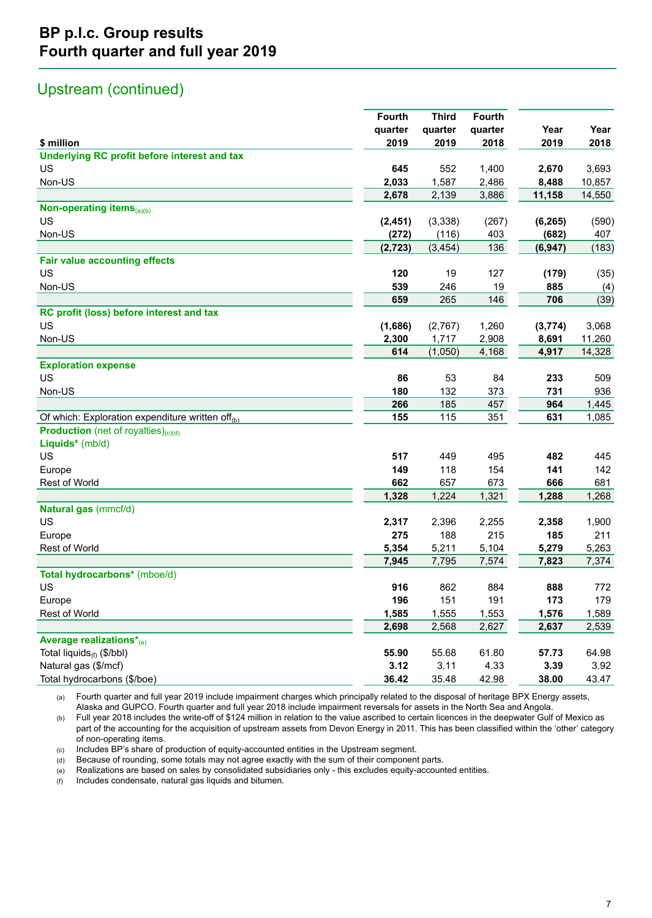# BP p.l.c. Group results
# Fourth quarter and full year 2019

## Upstream (continued)

| $ million | Fourth quarter 2019 | Third quarter 2019 | Fourth quarter 2018 | Year 2019 | Year 2018 |
|---|---|---|---|---|---|
| **Underlying RC profit before interest and tax** | | | | | |
| US | **645** | 552 | 1,400 | **2,670** | 3,693 |
| Non-US | **2,033** | 1,587 | 2,486 | **8,488** | 10,857 |
| | **2,678** | 2,139 | 3,886 | **11,158** | 14,550 |
| **Non-operating items**(a)(b) | | | | | |
| US | **(2,451)** | (3,338) | (267) | **(6,265)** | (590) |
| Non-US | **(272)** | (116) | 403 | **(682)** | 407 |
| | **(2,723)** | (3,454) | 136 | **(6,947)** | (183) |
| **Fair value accounting effects** | | | | | |
| US | **120** | 19 | 127 | **(179)** | (35) |
| Non-US | **539** | 246 | 19 | **885** | (4) |
| | **659** | 265 | 146 | **706** | (39) |
| **RC profit (loss) before interest and tax** | | | | | |
| US | **(1,686)** | (2,767) | 1,260 | **(3,774)** | 3,068 |
| Non-US | **2,300** | 1,717 | 2,908 | **8,691** | 11,260 |
| | **614** | (1,050) | 4,168 | **4,917** | 14,328 |
| **Exploration expense** | | | | | |
| US | **86** | 53 | 84 | **233** | 509 |
| Non-US | **180** | 132 | 373 | **731** | 936 |
| | **266** | 185 | 457 | **964** | 1,445 |
| Of which: Exploration expenditure written off(b) | **155** | 115 | 351 | **631** | 1,085 |
| **Production** (net of royalties)(c)(d) | | | | | |
| **Liquids*** (mb/d) | | | | | |
| US | **517** | 449 | 495 | **482** | 445 |
| Europe | **149** | 118 | 154 | **141** | 142 |
| Rest of World | **662** | 657 | 673 | **666** | 681 |
| | **1,328** | 1,224 | 1,321 | **1,288** | 1,268 |
| **Natural gas** (mmcf/d) | | | | | |
| US | **2,317** | 2,396 | 2,255 | **2,358** | 1,900 |
| Europe | **275** | 188 | 215 | **185** | 211 |
| Rest of World | **5,354** | 5,211 | 5,104 | **5,279** | 5,263 |
| | **7,945** | 7,795 | 7,574 | **7,823** | 7,374 |
| **Total hydrocarbons*** (mboe/d) | | | | | |
| US | **916** | 862 | 884 | **888** | 772 |
| Europe | **196** | 151 | 191 | **173** | 179 |
| Rest of World | **1,585** | 1,555 | 1,553 | **1,576** | 1,589 |
| | **2,698** | 2,568 | 2,627 | **2,637** | 2,539 |
| **Average realizations***(e) | | | | | |
| Total liquids(f) ($/bbl) | **55.90** | 55.68 | 61.80 | **57.73** | 64.98 |
| Natural gas ($/mcf) | **3.12** | 3.11 | 4.33 | **3.39** | 3.92 |
| Total hydrocarbons ($/boe) | **36.42** | 35.48 | 42.98 | **38.00** | 43.47 |

(a) Fourth quarter and full year 2019 include impairment charges which principally related to the disposal of heritage BPX Energy assets, Alaska and GUPCO. Fourth quarter and full year 2018 include impairment reversals for assets in the North Sea and Angola.

(b) Full year 2018 includes the write-off of $124 million in relation to the value ascribed to certain licences in the deepwater Gulf of Mexico as part of the accounting for the acquisition of upstream assets from Devon Energy in 2011. This has been classified within the 'other' category of non-operating items.

(c) Includes BP's share of production of equity-accounted entities in the Upstream segment.

(d) Because of rounding, some totals may not agree exactly with the sum of their component parts.

(e) Realizations are based on sales by consolidated subsidiaries only - this excludes equity-accounted entities.

(f) Includes condensate, natural gas liquids and bitumen.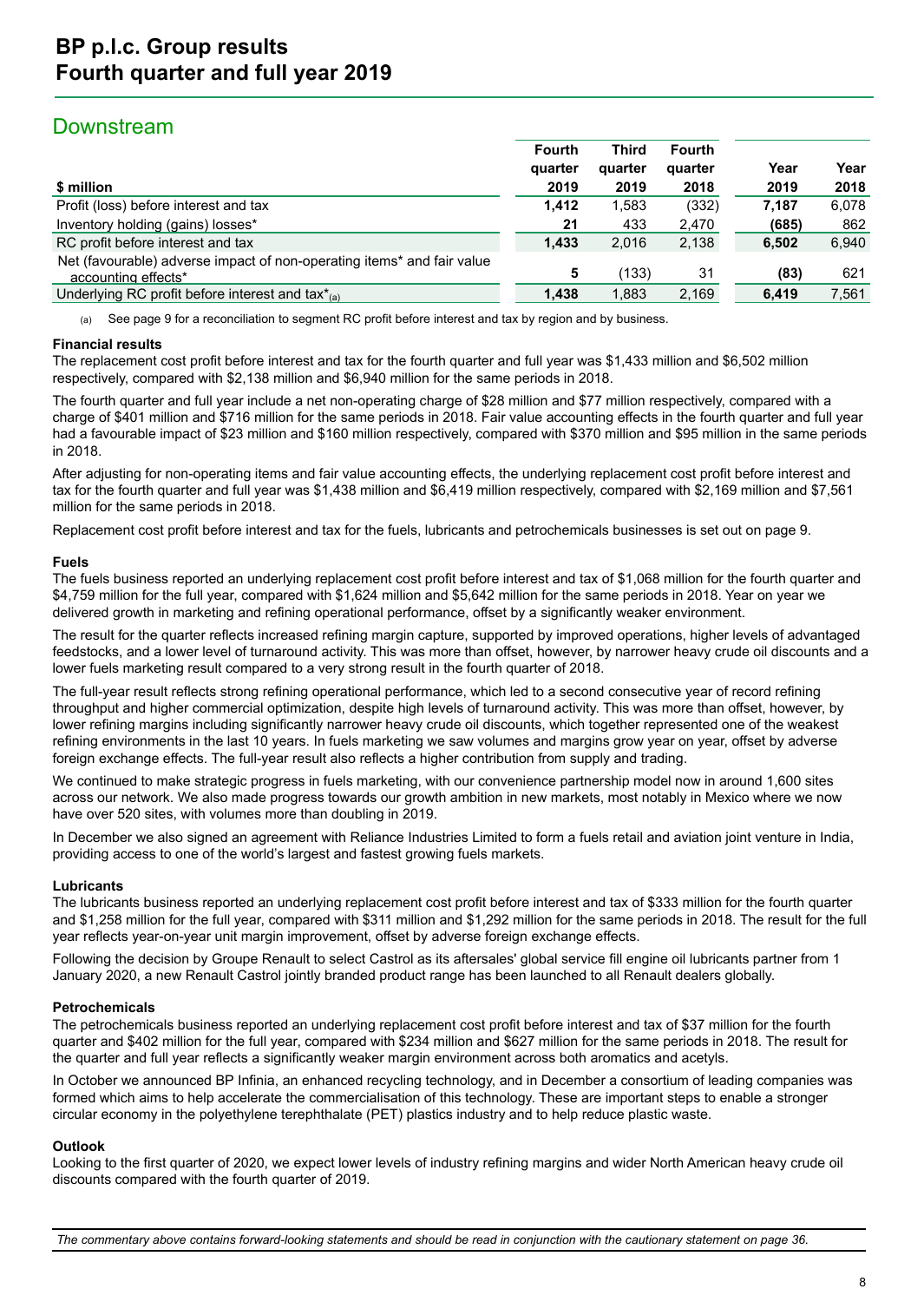# BP p.l.c. Group results
# Fourth quarter and full year 2019

## Downstream

| $ million | Fourth quarter 2019 | Third quarter 2019 | Fourth quarter 2018 | Year 2019 | Year 2018 |
|---|---|---|---|---|---|
| Profit (loss) before interest and tax | **1,412** | 1,583 | (332) | **7,187** | 6,078 |
| Inventory holding (gains) losses* | **21** | 433 | 2,470 | **(685)** | 862 |
| RC profit before interest and tax | **1,433** | 2,016 | 2,138 | **6,502** | 6,940 |
| Net (favourable) adverse impact of non-operating items* and fair value accounting effects* | **5** | (133) | 31 | **(83)** | 621 |
| Underlying RC profit before interest and tax*(a) | **1,438** | 1,883 | 2,169 | **6,419** | 7,561 |

(a) See page 9 for a reconciliation to segment RC profit before interest and tax by region and by business.

### Financial results

The replacement cost profit before interest and tax for the fourth quarter and full year was $1,433 million and $6,502 million respectively, compared with $2,138 million and $6,940 million for the same periods in 2018.

The fourth quarter and full year include a net non-operating charge of $28 million and $77 million respectively, compared with a charge of $401 million and $716 million for the same periods in 2018. Fair value accounting effects in the fourth quarter and full year had a favourable impact of $23 million and $160 million respectively, compared with $370 million and $95 million in the same periods in 2018.

After adjusting for non-operating items and fair value accounting effects, the underlying replacement cost profit before interest and tax for the fourth quarter and full year was $1,438 million and $6,419 million respectively, compared with $2,169 million and $7,561 million for the same periods in 2018.

Replacement cost profit before interest and tax for the fuels, lubricants and petrochemicals businesses is set out on page 9.

### Fuels

The fuels business reported an underlying replacement cost profit before interest and tax of $1,068 million for the fourth quarter and $4,759 million for the full year, compared with $1,624 million and $5,642 million for the same periods in 2018. Year on year we delivered growth in marketing and refining operational performance, offset by a significantly weaker environment.

The result for the quarter reflects increased refining margin capture, supported by improved operations, higher levels of advantaged feedstocks, and a lower level of turnaround activity. This was more than offset, however, by narrower heavy crude oil discounts and a lower fuels marketing result compared to a very strong result in the fourth quarter of 2018.

The full-year result reflects strong refining operational performance, which led to a second consecutive year of record refining throughput and higher commercial optimization, despite high levels of turnaround activity. This was more than offset, however, by lower refining margins including significantly narrower heavy crude oil discounts, which together represented one of the weakest refining environments in the last 10 years. In fuels marketing we saw volumes and margins grow year on year, offset by adverse foreign exchange effects. The full-year result also reflects a higher contribution from supply and trading.

We continued to make strategic progress in fuels marketing, with our convenience partnership model now in around 1,600 sites across our network. We also made progress towards our growth ambition in new markets, most notably in Mexico where we now have over 520 sites, with volumes more than doubling in 2019.

In December we also signed an agreement with Reliance Industries Limited to form a fuels retail and aviation joint venture in India, providing access to one of the world's largest and fastest growing fuels markets.

### Lubricants

The lubricants business reported an underlying replacement cost profit before interest and tax of $333 million for the fourth quarter and $1,258 million for the full year, compared with $311 million and $1,292 million for the same periods in 2018. The result for the full year reflects year-on-year unit margin improvement, offset by adverse foreign exchange effects.

Following the decision by Groupe Renault to select Castrol as its aftersales' global service fill engine oil lubricants partner from 1 January 2020, a new Renault Castrol jointly branded product range has been launched to all Renault dealers globally.

### Petrochemicals

The petrochemicals business reported an underlying replacement cost profit before interest and tax of $37 million for the fourth quarter and $402 million for the full year, compared with $234 million and $627 million for the same periods in 2018. The result for the quarter and full year reflects a significantly weaker margin environment across both aromatics and acetyls.

In October we announced BP Infinia, an enhanced recycling technology, and in December a consortium of leading companies was formed which aims to help accelerate the commercialisation of this technology. These are important steps to enable a stronger circular economy in the polyethylene terephthalate (PET) plastics industry and to help reduce plastic waste.

### Outlook

Looking to the first quarter of 2020, we expect lower levels of industry refining margins and wider North American heavy crude oil discounts compared with the fourth quarter of 2019.

*The commentary above contains forward-looking statements and should be read in conjunction with the cautionary statement on page 36.*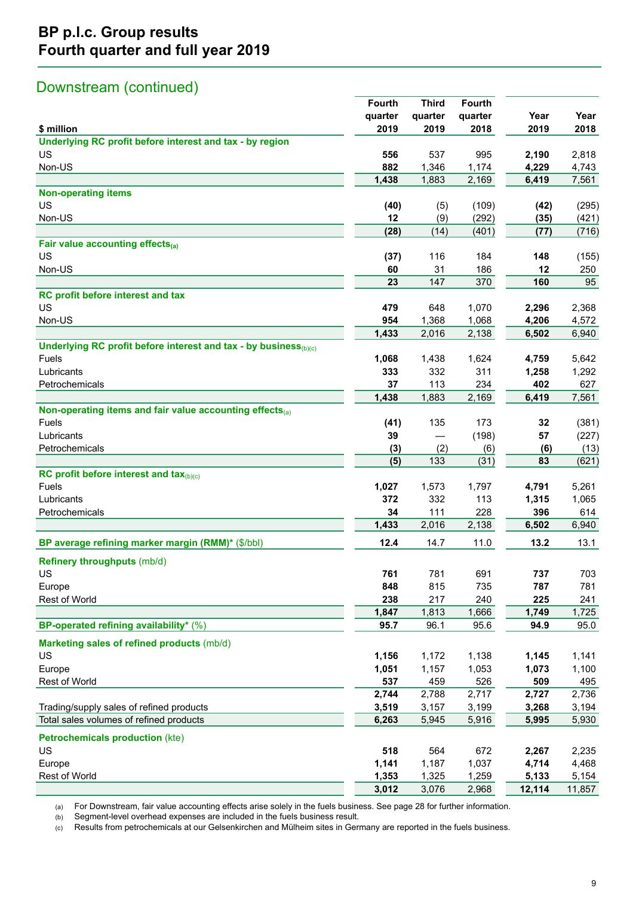# BP p.l.c. Group results
# Fourth quarter and full year 2019

## Downstream (continued)

| $ million | Fourth quarter 2019 | Third quarter 2019 | Fourth quarter 2018 | Year 2019 | Year 2018 |
|---|---|---|---|---|---|
| **Underlying RC profit before interest and tax - by region** | | | | | |
| US | **556** | 537 | 995 | **2,190** | 2,818 |
| Non-US | **882** | 1,346 | 1,174 | **4,229** | 4,743 |
| | **1,438** | 1,883 | 2,169 | **6,419** | 7,561 |
| **Non-operating items** | | | | | |
| US | **(40)** | (5) | (109) | **(42)** | (295) |
| Non-US | **12** | (9) | (292) | **(35)** | (421) |
| | **(28)** | (14) | (401) | **(77)** | (716) |
| **Fair value accounting effects**(a) | | | | | |
| US | **(37)** | 116 | 184 | **148** | (155) |
| Non-US | **60** | 31 | 186 | **12** | 250 |
| | **23** | 147 | 370 | **160** | 95 |
| **RC profit before interest and tax** | | | | | |
| US | **479** | 648 | 1,070 | **2,296** | 2,368 |
| Non-US | **954** | 1,368 | 1,068 | **4,206** | 4,572 |
| | **1,433** | 2,016 | 2,138 | **6,502** | 6,940 |
| **Underlying RC profit before interest and tax - by business**(b)(c) | | | | | |
| Fuels | **1,068** | 1,438 | 1,624 | **4,759** | 5,642 |
| Lubricants | **333** | 332 | 311 | **1,258** | 1,292 |
| Petrochemicals | **37** | 113 | 234 | **402** | 627 |
| | **1,438** | 1,883 | 2,169 | **6,419** | 7,561 |
| **Non-operating items and fair value accounting effects**(a) | | | | | |
| Fuels | **(41)** | 135 | 173 | **32** | (381) |
| Lubricants | **39** | — | (198) | **57** | (227) |
| Petrochemicals | **(3)** | (2) | (6) | **(6)** | (13) |
| | **(5)** | 133 | (31) | **83** | (621) |
| **RC profit before interest and tax**(b)(c) | | | | | |
| Fuels | **1,027** | 1,573 | 1,797 | **4,791** | 5,261 |
| Lubricants | **372** | 332 | 113 | **1,315** | 1,065 |
| Petrochemicals | **34** | 111 | 228 | **396** | 614 |
| | **1,433** | 2,016 | 2,138 | **6,502** | 6,940 |
| **BP average refining marker margin (RMM)*** ($/bbl) | **12.4** | 14.7 | 11.0 | **13.2** | 13.1 |
| **Refinery throughputs** (mb/d) | | | | | |
| US | **761** | 781 | 691 | **737** | 703 |
| Europe | **848** | 815 | 735 | **787** | 781 |
| Rest of World | **238** | 217 | 240 | **225** | 241 |
| | **1,847** | 1,813 | 1,666 | **1,749** | 1,725 |
| **BP-operated refining availability*** (%) | **95.7** | 96.1 | 95.6 | **94.9** | 95.0 |
| **Marketing sales of refined products** (mb/d) | | | | | |
| US | **1,156** | 1,172 | 1,138 | **1,145** | 1,141 |
| Europe | **1,051** | 1,157 | 1,053 | **1,073** | 1,100 |
| Rest of World | **537** | 459 | 526 | **509** | 495 |
| | **2,744** | 2,788 | 2,717 | **2,727** | 2,736 |
| Trading/supply sales of refined products | **3,519** | 3,157 | 3,199 | **3,268** | 3,194 |
| Total sales volumes of refined products | **6,263** | 5,945 | 5,916 | **5,995** | 5,930 |
| **Petrochemicals production** (kte) | | | | | |
| US | **518** | 564 | 672 | **2,267** | 2,235 |
| Europe | **1,141** | 1,187 | 1,037 | **4,714** | 4,468 |
| Rest of World | **1,353** | 1,325 | 1,259 | **5,133** | 5,154 |
| | **3,012** | 3,076 | 2,968 | **12,114** | 11,857 |

(a) For Downstream, fair value accounting effects arise solely in the fuels business. See page 28 for further information.
(b) Segment-level overhead expenses are included in the fuels business result.
(c) Results from petrochemicals at our Gelsenkirchen and Mülheim sites in Germany are reported in the fuels business.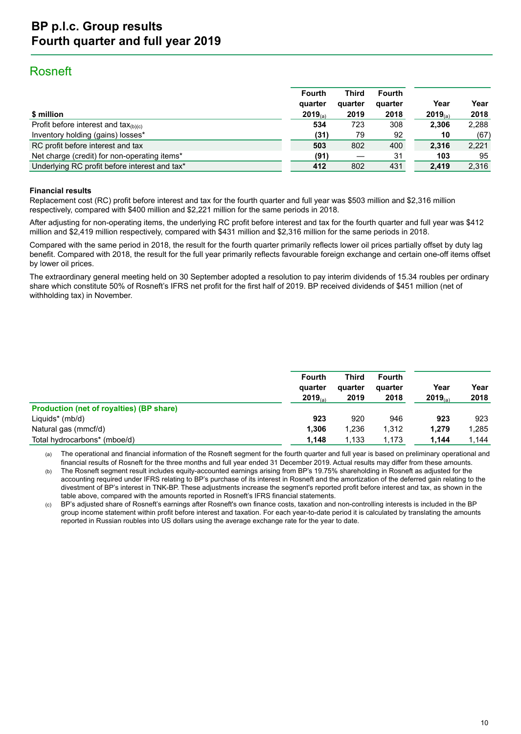## Rosneft

| $ million | Fourth quarter 2019[(a)] | Third quarter 2019 | Fourth quarter 2018 | Year 2019[(a)] | Year 2018 |
|---|---|---|---|---|---|
| Profit before interest and tax[(b)(c)] | **534** | 723 | 308 | **2,306** | 2,288 |
| Inventory holding (gains) losses* | **(31)** | 79 | 92 | **10** | (67) |
| RC profit before interest and tax | **503** | 802 | 400 | **2,316** | 2,221 |
| Net charge (credit) for non-operating items* | **(91)** | — | 31 | **103** | 95 |
| Underlying RC profit before interest and tax* | **412** | 802 | 431 | **2,419** | 2,316 |

### Financial results

Replacement cost (RC) profit before interest and tax for the fourth quarter and full year was $503 million and $2,316 million respectively, compared with $400 million and $2,221 million for the same periods in 2018.

After adjusting for non-operating items, the underlying RC profit before interest and tax for the fourth quarter and full year was $412 million and $2,419 million respectively, compared with $431 million and $2,316 million for the same periods in 2018.

Compared with the same period in 2018, the result for the fourth quarter primarily reflects lower oil prices partially offset by duty lag benefit. Compared with 2018, the result for the full year primarily reflects favourable foreign exchange and certain one-off items offset by lower oil prices.

The extraordinary general meeting held on 30 September adopted a resolution to pay interim dividends of 15.34 roubles per ordinary share which constitute 50% of Rosneft's IFRS net profit for the first half of 2019. BP received dividends of $451 million (net of withholding tax) in November.

| | Fourth quarter 2019[(a)] | Third quarter 2019 | Fourth quarter 2018 | Year 2019[(a)] | Year 2018 |
|---|---|---|---|---|---|
| **Production (net of royalties) (BP share)** | | | | | |
| Liquids* (mb/d) | **923** | 920 | 946 | **923** | 923 |
| Natural gas (mmcf/d) | **1,306** | 1,236 | 1,312 | **1,279** | 1,285 |
| Total hydrocarbons* (mboe/d) | **1,148** | 1,133 | 1,173 | **1,144** | 1,144 |

(a) The operational and financial information of the Rosneft segment for the fourth quarter and full year is based on preliminary operational and financial results of Rosneft for the three months and full year ended 31 December 2019. Actual results may differ from these amounts.

(b) The Rosneft segment result includes equity-accounted earnings arising from BP's 19.75% shareholding in Rosneft as adjusted for the accounting required under IFRS relating to BP's purchase of its interest in Rosneft and the amortization of the deferred gain relating to the divestment of BP's interest in TNK-BP. These adjustments increase the segment's reported profit before interest and tax, as shown in the table above, compared with the amounts reported in Rosneft's IFRS financial statements.

(c) BP's adjusted share of Rosneft's earnings after Rosneft's own finance costs, taxation and non-controlling interests is included in the BP group income statement within profit before interest and taxation. For each year-to-date period it is calculated by translating the amounts reported in Russian roubles into US dollars using the average exchange rate for the year to date.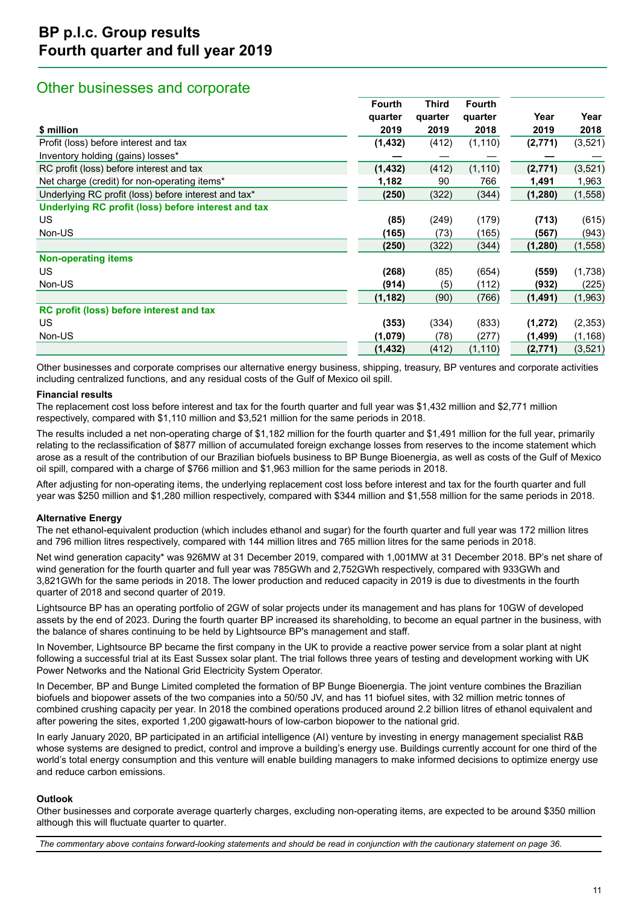# BP p.l.c. Group results
## Fourth quarter and full year 2019

## Other businesses and corporate

| $ million | Fourth quarter 2019 | Third quarter 2019 | Fourth quarter 2018 | Year 2019 | Year 2018 |
|---|---|---|---|---|---|
| Profit (loss) before interest and tax | **(1,432)** | (412) | (1,110) | **(2,771)** | (3,521) |
| Inventory holding (gains) losses* | **—** | — | — | **—** | — |
| RC profit (loss) before interest and tax | **(1,432)** | (412) | (1,110) | **(2,771)** | (3,521) |
| Net charge (credit) for non-operating items* | **1,182** | 90 | 766 | **1,491** | 1,963 |
| Underlying RC profit (loss) before interest and tax* | **(250)** | (322) | (344) | **(1,280)** | (1,558) |
| **Underlying RC profit (loss) before interest and tax** | | | | | |
| US | **(85)** | (249) | (179) | **(713)** | (615) |
| Non-US | **(165)** | (73) | (165) | **(567)** | (943) |
| | **(250)** | (322) | (344) | **(1,280)** | (1,558) |
| **Non-operating items** | | | | | |
| US | **(268)** | (85) | (654) | **(559)** | (1,738) |
| Non-US | **(914)** | (5) | (112) | **(932)** | (225) |
| | **(1,182)** | (90) | (766) | **(1,491)** | (1,963) |
| **RC profit (loss) before interest and tax** | | | | | |
| US | **(353)** | (334) | (833) | **(1,272)** | (2,353) |
| Non-US | **(1,079)** | (78) | (277) | **(1,499)** | (1,168) |
| | **(1,432)** | (412) | (1,110) | **(2,771)** | (3,521) |

Other businesses and corporate comprises our alternative energy business, shipping, treasury, BP ventures and corporate activities including centralized functions, and any residual costs of the Gulf of Mexico oil spill.

**Financial results**

The replacement cost loss before interest and tax for the fourth quarter and full year was $1,432 million and $2,771 million respectively, compared with $1,110 million and $3,521 million for the same periods in 2018.

The results included a net non-operating charge of $1,182 million for the fourth quarter and $1,491 million for the full year, primarily relating to the reclassification of $877 million of accumulated foreign exchange losses from reserves to the income statement which arose as a result of the contribution of our Brazilian biofuels business to BP Bunge Bioenergia, as well as costs of the Gulf of Mexico oil spill, compared with a charge of $766 million and $1,963 million for the same periods in 2018.

After adjusting for non-operating items, the underlying replacement cost loss before interest and tax for the fourth quarter and full year was $250 million and $1,280 million respectively, compared with $344 million and $1,558 million for the same periods in 2018.

**Alternative Energy**

The net ethanol-equivalent production (which includes ethanol and sugar) for the fourth quarter and full year was 172 million litres and 796 million litres respectively, compared with 144 million litres and 765 million litres for the same periods in 2018.

Net wind generation capacity* was 926MW at 31 December 2019, compared with 1,001MW at 31 December 2018. BP's net share of wind generation for the fourth quarter and full year was 785GWh and 2,752GWh respectively, compared with 933GWh and 3,821GWh for the same periods in 2018. The lower production and reduced capacity in 2019 is due to divestments in the fourth quarter of 2018 and second quarter of 2019.

Lightsource BP has an operating portfolio of 2GW of solar projects under its management and has plans for 10GW of developed assets by the end of 2023. During the fourth quarter BP increased its shareholding, to become an equal partner in the business, with the balance of shares continuing to be held by Lightsource BP's management and staff.

In November, Lightsource BP became the first company in the UK to provide a reactive power service from a solar plant at night following a successful trial at its East Sussex solar plant. The trial follows three years of testing and development working with UK Power Networks and the National Grid Electricity System Operator.

In December, BP and Bunge Limited completed the formation of BP Bunge Bioenergia. The joint venture combines the Brazilian biofuels and biopower assets of the two companies into a 50/50 JV, and has 11 biofuel sites, with 32 million metric tonnes of combined crushing capacity per year. In 2018 the combined operations produced around 2.2 billion litres of ethanol equivalent and after powering the sites, exported 1,200 gigawatt-hours of low-carbon biopower to the national grid.

In early January 2020, BP participated in an artificial intelligence (AI) venture by investing in energy management specialist R&B whose systems are designed to predict, control and improve a building's energy use. Buildings currently account for one third of the world's total energy consumption and this venture will enable building managers to make informed decisions to optimize energy use and reduce carbon emissions.

**Outlook**

Other businesses and corporate average quarterly charges, excluding non-operating items, are expected to be around $350 million although this will fluctuate quarter to quarter.

*The commentary above contains forward-looking statements and should be read in conjunction with the cautionary statement on page 36.*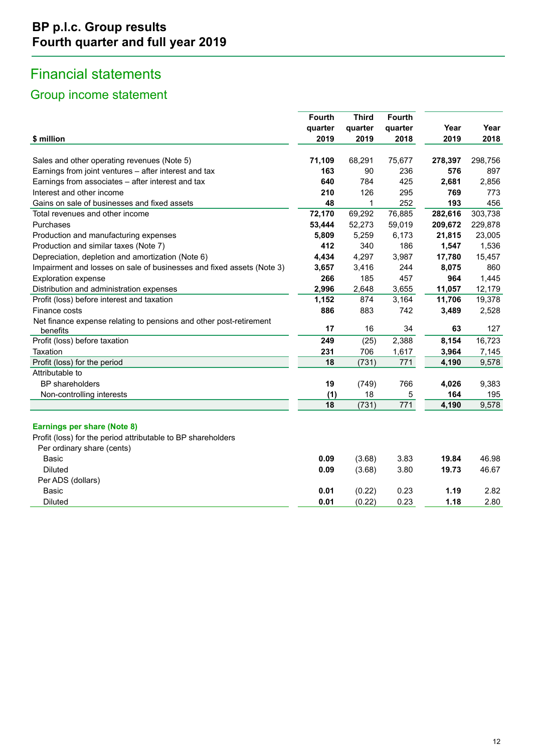# BP p.l.c. Group results
# Fourth quarter and full year 2019

## Financial statements

### Group income statement

| $ million | Fourth quarter 2019 | Third quarter 2019 | Fourth quarter 2018 | Year 2019 | Year 2018 |
|---|---|---|---|---|---|
| Sales and other operating revenues (Note 5) | **71,109** | 68,291 | 75,677 | **278,397** | 298,756 |
| Earnings from joint ventures – after interest and tax | **163** | 90 | 236 | **576** | 897 |
| Earnings from associates – after interest and tax | **640** | 784 | 425 | **2,681** | 2,856 |
| Interest and other income | **210** | 126 | 295 | **769** | 773 |
| Gains on sale of businesses and fixed assets | **48** | 1 | 252 | **193** | 456 |
| Total revenues and other income | **72,170** | 69,292 | 76,885 | **282,616** | 303,738 |
| Purchases | **53,444** | 52,273 | 59,019 | **209,672** | 229,878 |
| Production and manufacturing expenses | **5,809** | 5,259 | 6,173 | **21,815** | 23,005 |
| Production and similar taxes (Note 7) | **412** | 340 | 186 | **1,547** | 1,536 |
| Depreciation, depletion and amortization (Note 6) | **4,434** | 4,297 | 3,987 | **17,780** | 15,457 |
| Impairment and losses on sale of businesses and fixed assets (Note 3) | **3,657** | 3,416 | 244 | **8,075** | 860 |
| Exploration expense | **266** | 185 | 457 | **964** | 1,445 |
| Distribution and administration expenses | **2,996** | 2,648 | 3,655 | **11,057** | 12,179 |
| Profit (loss) before interest and taxation | **1,152** | 874 | 3,164 | **11,706** | 19,378 |
| Finance costs | **886** | 883 | 742 | **3,489** | 2,528 |
| Net finance expense relating to pensions and other post-retirement benefits | **17** | 16 | 34 | **63** | 127 |
| Profit (loss) before taxation | **249** | (25) | 2,388 | **8,154** | 16,723 |
| Taxation | **231** | 706 | 1,617 | **3,964** | 7,145 |
| Profit (loss) for the period | **18** | (731) | 771 | **4,190** | 9,578 |
| Attributable to | | | | | |
| BP shareholders | **19** | (749) | 766 | **4,026** | 9,383 |
| Non-controlling interests | **(1)** | 18 | 5 | **164** | 195 |
| | **18** | (731) | 771 | **4,190** | 9,578 |
| **Earnings per share (Note 8)** | | | | | |
| Profit (loss) for the period attributable to BP shareholders | | | | | |
| Per ordinary share (cents) | | | | | |
| Basic | **0.09** | (3.68) | 3.83 | **19.84** | 46.98 |
| Diluted | **0.09** | (3.68) | 3.80 | **19.73** | 46.67 |
| Per ADS (dollars) | | | | | |
| Basic | **0.01** | (0.22) | 0.23 | **1.19** | 2.82 |
| Diluted | **0.01** | (0.22) | 0.23 | **1.18** | 2.80 |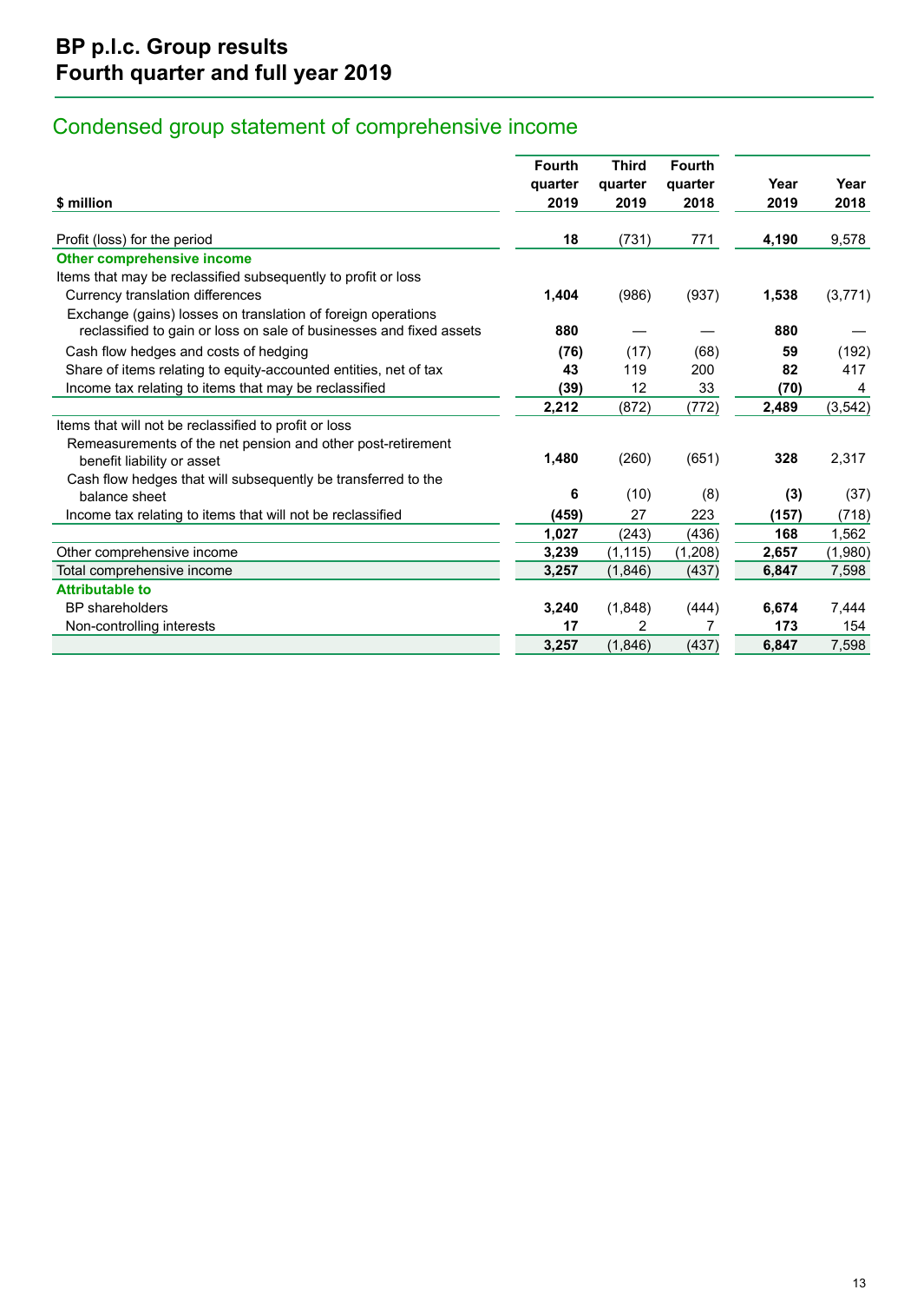# BP p.l.c. Group results
# Fourth quarter and full year 2019

## Condensed group statement of comprehensive income

| $ million | Fourth quarter 2019 | Third quarter 2019 | Fourth quarter 2018 | Year 2019 | Year 2018 |
|---|---|---|---|---|---|
| Profit (loss) for the period | **18** | (731) | 771 | **4,190** | 9,578 |
| **Other comprehensive income** | | | | | |
| Items that may be reclassified subsequently to profit or loss | | | | | |
| Currency translation differences | **1,404** | (986) | (937) | **1,538** | (3,771) |
| Exchange (gains) losses on translation of foreign operations reclassified to gain or loss on sale of businesses and fixed assets | **880** | — | — | **880** | — |
| Cash flow hedges and costs of hedging | **(76)** | (17) | (68) | **59** | (192) |
| Share of items relating to equity-accounted entities, net of tax | **43** | 119 | 200 | **82** | 417 |
| Income tax relating to items that may be reclassified | **(39)** | 12 | 33 | **(70)** | 4 |
| | **2,212** | (872) | (772) | **2,489** | (3,542) |
| Items that will not be reclassified to profit or loss | | | | | |
| Remeasurements of the net pension and other post-retirement benefit liability or asset | **1,480** | (260) | (651) | **328** | 2,317 |
| Cash flow hedges that will subsequently be transferred to the balance sheet | **6** | (10) | (8) | **(3)** | (37) |
| Income tax relating to items that will not be reclassified | **(459)** | 27 | 223 | **(157)** | (718) |
| | **1,027** | (243) | (436) | **168** | 1,562 |
| Other comprehensive income | **3,239** | (1,115) | (1,208) | **2,657** | (1,980) |
| Total comprehensive income | **3,257** | (1,846) | (437) | **6,847** | 7,598 |
| **Attributable to** | | | | | |
| BP shareholders | **3,240** | (1,848) | (444) | **6,674** | 7,444 |
| Non-controlling interests | **17** | 2 | 7 | **173** | 154 |
| | **3,257** | (1,846) | (437) | **6,847** | 7,598 |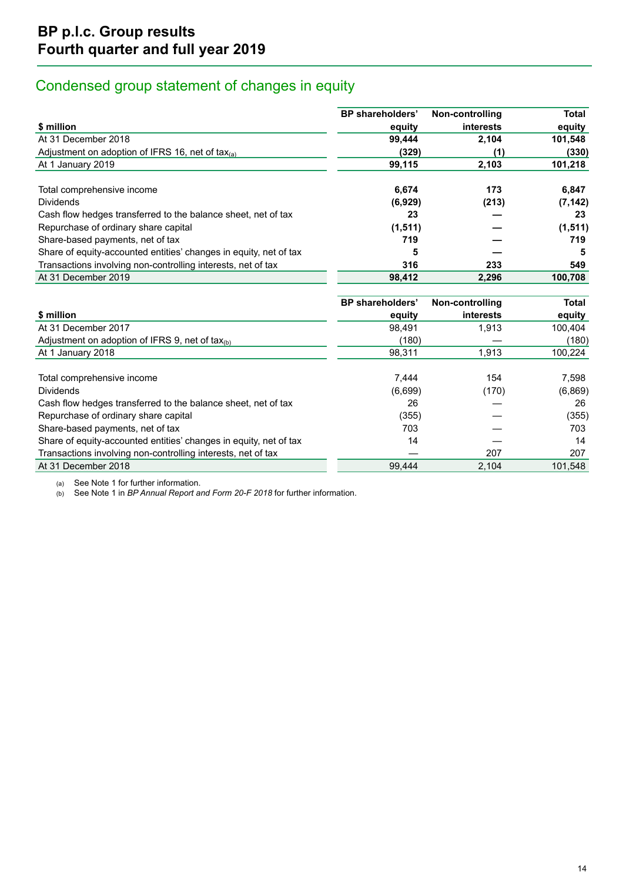## Condensed group statement of changes in equity

| $ million | BP shareholders' equity | Non-controlling interests | Total equity |
|---|---|---|---|
| At 31 December 2018 | **99,444** | **2,104** | **101,548** |
| Adjustment on adoption of IFRS 16, net of tax[(a)] | **(329)** | **(1)** | **(330)** |
| At 1 January 2019 | **99,115** | **2,103** | **101,218** |
| | | | |
| Total comprehensive income | **6,674** | **173** | **6,847** |
| Dividends | **(6,929)** | **(213)** | **(7,142)** |
| Cash flow hedges transferred to the balance sheet, net of tax | **23** | **—** | **23** |
| Repurchase of ordinary share capital | **(1,511)** | **—** | **(1,511)** |
| Share-based payments, net of tax | **719** | **—** | **719** |
| Share of equity-accounted entities' changes in equity, net of tax | **5** | **—** | **5** |
| Transactions involving non-controlling interests, net of tax | **316** | **233** | **549** |
| At 31 December 2019 | **98,412** | **2,296** | **100,708** |

| $ million | BP shareholders' equity | Non-controlling interests | Total equity |
|---|---|---|---|
| At 31 December 2017 | 98,491 | 1,913 | 100,404 |
| Adjustment on adoption of IFRS 9, net of tax[(b)] | (180) | — | (180) |
| At 1 January 2018 | 98,311 | 1,913 | 100,224 |
| | | | |
| Total comprehensive income | 7,444 | 154 | 7,598 |
| Dividends | (6,699) | (170) | (6,869) |
| Cash flow hedges transferred to the balance sheet, net of tax | 26 | — | 26 |
| Repurchase of ordinary share capital | (355) | — | (355) |
| Share-based payments, net of tax | 703 | — | 703 |
| Share of equity-accounted entities' changes in equity, net of tax | 14 | — | 14 |
| Transactions involving non-controlling interests, net of tax | — | 207 | 207 |
| At 31 December 2018 | 99,444 | 2,104 | 101,548 |

(a) See Note 1 for further information.
(b) See Note 1 in *BP Annual Report and Form 20-F 2018* for further information.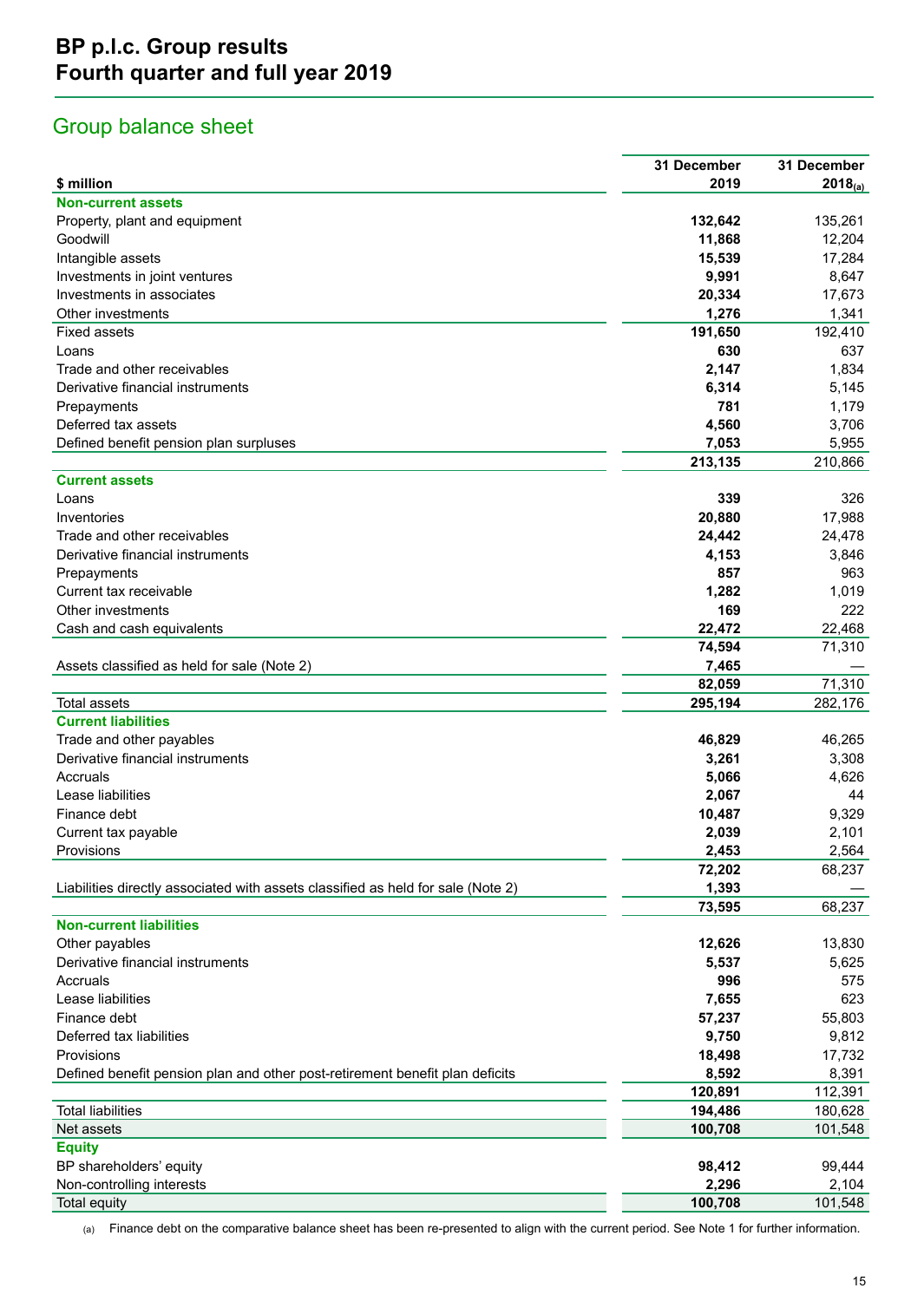# BP p.l.c. Group results
# Fourth quarter and full year 2019

## Group balance sheet

| $ million | 31 December 2019 | 31 December 2018[(a)] |
|---|---|---|
| **Non-current assets** | | |
| Property, plant and equipment | **132,642** | 135,261 |
| Goodwill | **11,868** | 12,204 |
| Intangible assets | **15,539** | 17,284 |
| Investments in joint ventures | **9,991** | 8,647 |
| Investments in associates | **20,334** | 17,673 |
| Other investments | **1,276** | 1,341 |
| Fixed assets | **191,650** | 192,410 |
| Loans | **630** | 637 |
| Trade and other receivables | **2,147** | 1,834 |
| Derivative financial instruments | **6,314** | 5,145 |
| Prepayments | **781** | 1,179 |
| Deferred tax assets | **4,560** | 3,706 |
| Defined benefit pension plan surpluses | **7,053** | 5,955 |
| | **213,135** | 210,866 |
| **Current assets** | | |
| Loans | **339** | 326 |
| Inventories | **20,880** | 17,988 |
| Trade and other receivables | **24,442** | 24,478 |
| Derivative financial instruments | **4,153** | 3,846 |
| Prepayments | **857** | 963 |
| Current tax receivable | **1,282** | 1,019 |
| Other investments | **169** | 222 |
| Cash and cash equivalents | **22,472** | 22,468 |
| | **74,594** | 71,310 |
| Assets classified as held for sale (Note 2) | **7,465** | — |
| | **82,059** | 71,310 |
| Total assets | **295,194** | 282,176 |
| **Current liabilities** | | |
| Trade and other payables | **46,829** | 46,265 |
| Derivative financial instruments | **3,261** | 3,308 |
| Accruals | **5,066** | 4,626 |
| Lease liabilities | **2,067** | 44 |
| Finance debt | **10,487** | 9,329 |
| Current tax payable | **2,039** | 2,101 |
| Provisions | **2,453** | 2,564 |
| | **72,202** | 68,237 |
| Liabilities directly associated with assets classified as held for sale (Note 2) | **1,393** | — |
| | **73,595** | 68,237 |
| **Non-current liabilities** | | |
| Other payables | **12,626** | 13,830 |
| Derivative financial instruments | **5,537** | 5,625 |
| Accruals | **996** | 575 |
| Lease liabilities | **7,655** | 623 |
| Finance debt | **57,237** | 55,803 |
| Deferred tax liabilities | **9,750** | 9,812 |
| Provisions | **18,498** | 17,732 |
| Defined benefit pension plan and other post-retirement benefit plan deficits | **8,592** | 8,391 |
| | **120,891** | 112,391 |
| Total liabilities | **194,486** | 180,628 |
| Net assets | **100,708** | 101,548 |
| **Equity** | | |
| BP shareholders' equity | **98,412** | 99,444 |
| Non-controlling interests | **2,296** | 2,104 |
| Total equity | **100,708** | 101,548 |

(a) Finance debt on the comparative balance sheet has been re-presented to align with the current period. See Note 1 for further information.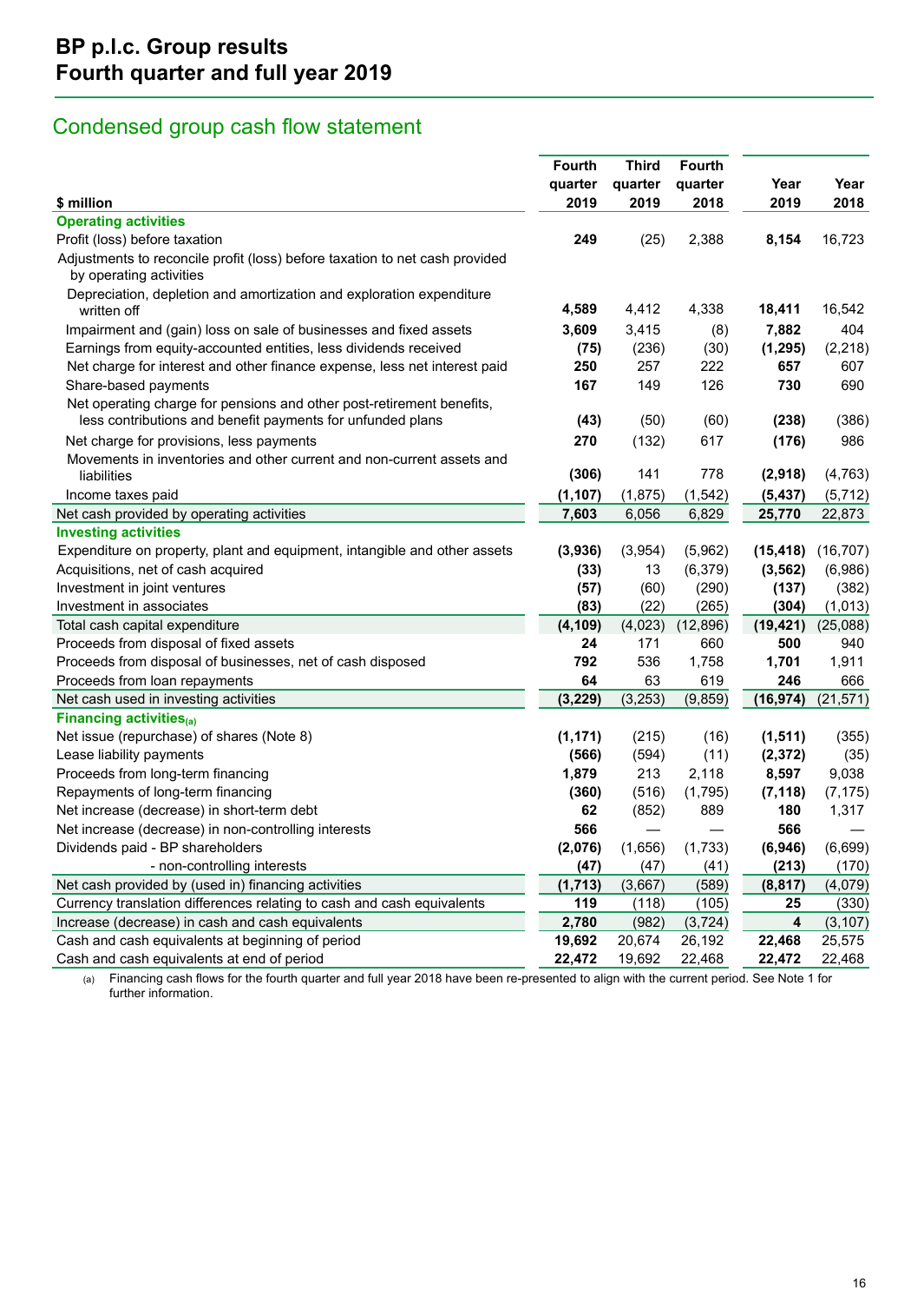# BP p.l.c. Group results
## Fourth quarter and full year 2019

## Condensed group cash flow statement

| $ million | Fourth quarter 2019 | Third quarter 2019 | Fourth quarter 2018 | Year 2019 | Year 2018 |
|---|---|---|---|---|---|
| **Operating activities** | | | | | |
| Profit (loss) before taxation | **249** | (25) | 2,388 | **8,154** | 16,723 |
| Adjustments to reconcile profit (loss) before taxation to net cash provided by operating activities | | | | | |
| Depreciation, depletion and amortization and exploration expenditure written off | **4,589** | 4,412 | 4,338 | **18,411** | 16,542 |
| Impairment and (gain) loss on sale of businesses and fixed assets | **3,609** | 3,415 | (8) | **7,882** | 404 |
| Earnings from equity-accounted entities, less dividends received | **(75)** | (236) | (30) | **(1,295)** | (2,218) |
| Net charge for interest and other finance expense, less net interest paid | **250** | 257 | 222 | **657** | 607 |
| Share-based payments | **167** | 149 | 126 | **730** | 690 |
| Net operating charge for pensions and other post-retirement benefits, less contributions and benefit payments for unfunded plans | **(43)** | (50) | (60) | **(238)** | (386) |
| Net charge for provisions, less payments | **270** | (132) | 617 | **(176)** | 986 |
| Movements in inventories and other current and non-current assets and liabilities | **(306)** | 141 | 778 | **(2,918)** | (4,763) |
| Income taxes paid | **(1,107)** | (1,875) | (1,542) | **(5,437)** | (5,712) |
| Net cash provided by operating activities | **7,603** | 6,056 | 6,829 | **25,770** | 22,873 |
| **Investing activities** | | | | | |
| Expenditure on property, plant and equipment, intangible and other assets | **(3,936)** | (3,954) | (5,962) | **(15,418)** | (16,707) |
| Acquisitions, net of cash acquired | **(33)** | 13 | (6,379) | **(3,562)** | (6,986) |
| Investment in joint ventures | **(57)** | (60) | (290) | **(137)** | (382) |
| Investment in associates | **(83)** | (22) | (265) | **(304)** | (1,013) |
| Total cash capital expenditure | **(4,109)** | (4,023) | (12,896) | **(19,421)** | (25,088) |
| Proceeds from disposal of fixed assets | **24** | 171 | 660 | **500** | 940 |
| Proceeds from disposal of businesses, net of cash disposed | **792** | 536 | 1,758 | **1,701** | 1,911 |
| Proceeds from loan repayments | **64** | 63 | 619 | **246** | 666 |
| Net cash used in investing activities | **(3,229)** | (3,253) | (9,859) | **(16,974)** | (21,571) |
| **Financing activities**(a) | | | | | |
| Net issue (repurchase) of shares (Note 8) | **(1,171)** | (215) | (16) | **(1,511)** | (355) |
| Lease liability payments | **(566)** | (594) | (11) | **(2,372)** | (35) |
| Proceeds from long-term financing | **1,879** | 213 | 2,118 | **8,597** | 9,038 |
| Repayments of long-term financing | **(360)** | (516) | (1,795) | **(7,118)** | (7,175) |
| Net increase (decrease) in short-term debt | **62** | (852) | 889 | **180** | 1,317 |
| Net increase (decrease) in non-controlling interests | **566** | — | — | **566** | — |
| Dividends paid - BP shareholders | **(2,076)** | (1,656) | (1,733) | **(6,946)** | (6,699) |
| - non-controlling interests | **(47)** | (47) | (41) | **(213)** | (170) |
| Net cash provided by (used in) financing activities | **(1,713)** | (3,667) | (589) | **(8,817)** | (4,079) |
| Currency translation differences relating to cash and cash equivalents | **119** | (118) | (105) | **25** | (330) |
| Increase (decrease) in cash and cash equivalents | **2,780** | (982) | (3,724) | **4** | (3,107) |
| Cash and cash equivalents at beginning of period | **19,692** | 20,674 | 26,192 | **22,468** | 25,575 |
| Cash and cash equivalents at end of period | **22,472** | 19,692 | 22,468 | **22,472** | 22,468 |

(a) Financing cash flows for the fourth quarter and full year 2018 have been re-presented to align with the current period. See Note 1 for further information.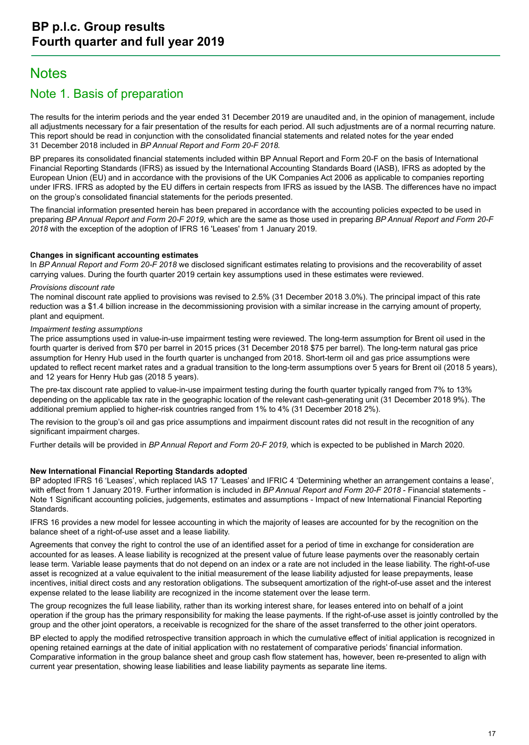# Notes

## Note 1. Basis of preparation

The results for the interim periods and the year ended 31 December 2019 are unaudited and, in the opinion of management, include all adjustments necessary for a fair presentation of the results for each period. All such adjustments are of a normal recurring nature. This report should be read in conjunction with the consolidated financial statements and related notes for the year ended 31 December 2018 included in *BP Annual Report and Form 20-F 2018.*

BP prepares its consolidated financial statements included within BP Annual Report and Form 20-F on the basis of International Financial Reporting Standards (IFRS) as issued by the International Accounting Standards Board (IASB), IFRS as adopted by the European Union (EU) and in accordance with the provisions of the UK Companies Act 2006 as applicable to companies reporting under IFRS. IFRS as adopted by the EU differs in certain respects from IFRS as issued by the IASB. The differences have no impact on the group's consolidated financial statements for the periods presented.

The financial information presented herein has been prepared in accordance with the accounting policies expected to be used in preparing *BP Annual Report and Form 20-F 2019,* which are the same as those used in preparing *BP Annual Report and Form 20-F 2018* with the exception of the adoption of IFRS 16 'Leases' from 1 January 2019.

**Changes in significant accounting estimates**

In *BP Annual Report and Form 20-F 2018* we disclosed significant estimates relating to provisions and the recoverability of asset carrying values. During the fourth quarter 2019 certain key assumptions used in these estimates were reviewed.

*Provisions discount rate*

The nominal discount rate applied to provisions was revised to 2.5% (31 December 2018 3.0%). The principal impact of this rate reduction was a $1.4 billion increase in the decommissioning provision with a similar increase in the carrying amount of property, plant and equipment.

*Impairment testing assumptions*

The price assumptions used in value-in-use impairment testing were reviewed. The long-term assumption for Brent oil used in the fourth quarter is derived from $70 per barrel in 2015 prices (31 December 2018 $75 per barrel). The long-term natural gas price assumption for Henry Hub used in the fourth quarter is unchanged from 2018. Short-term oil and gas price assumptions were updated to reflect recent market rates and a gradual transition to the long-term assumptions over 5 years for Brent oil (2018 5 years), and 12 years for Henry Hub gas (2018 5 years).

The pre-tax discount rate applied to value-in-use impairment testing during the fourth quarter typically ranged from 7% to 13% depending on the applicable tax rate in the geographic location of the relevant cash-generating unit (31 December 2018 9%). The additional premium applied to higher-risk countries ranged from 1% to 4% (31 December 2018 2%).

The revision to the group's oil and gas price assumptions and impairment discount rates did not result in the recognition of any significant impairment charges.

Further details will be provided in *BP Annual Report and Form 20-F 2019,* which is expected to be published in March 2020.

**New International Financial Reporting Standards adopted**

BP adopted IFRS 16 'Leases', which replaced IAS 17 'Leases' and IFRIC 4 'Determining whether an arrangement contains a lease', with effect from 1 January 2019. Further information is included in *BP Annual Report and Form 20-F 2018* - Financial statements - Note 1 Significant accounting policies, judgements, estimates and assumptions - Impact of new International Financial Reporting Standards.

IFRS 16 provides a new model for lessee accounting in which the majority of leases are accounted for by the recognition on the balance sheet of a right-of-use asset and a lease liability.

Agreements that convey the right to control the use of an identified asset for a period of time in exchange for consideration are accounted for as leases. A lease liability is recognized at the present value of future lease payments over the reasonably certain lease term. Variable lease payments that do not depend on an index or a rate are not included in the lease liability. The right-of-use asset is recognized at a value equivalent to the initial measurement of the lease liability adjusted for lease prepayments, lease incentives, initial direct costs and any restoration obligations. The subsequent amortization of the right-of-use asset and the interest expense related to the lease liability are recognized in the income statement over the lease term.

The group recognizes the full lease liability, rather than its working interest share, for leases entered into on behalf of a joint operation if the group has the primary responsibility for making the lease payments. If the right-of-use asset is jointly controlled by the group and the other joint operators, a receivable is recognized for the share of the asset transferred to the other joint operators.

BP elected to apply the modified retrospective transition approach in which the cumulative effect of initial application is recognized in opening retained earnings at the date of initial application with no restatement of comparative periods' financial information. Comparative information in the group balance sheet and group cash flow statement has, however, been re-presented to align with current year presentation, showing lease liabilities and lease liability payments as separate line items.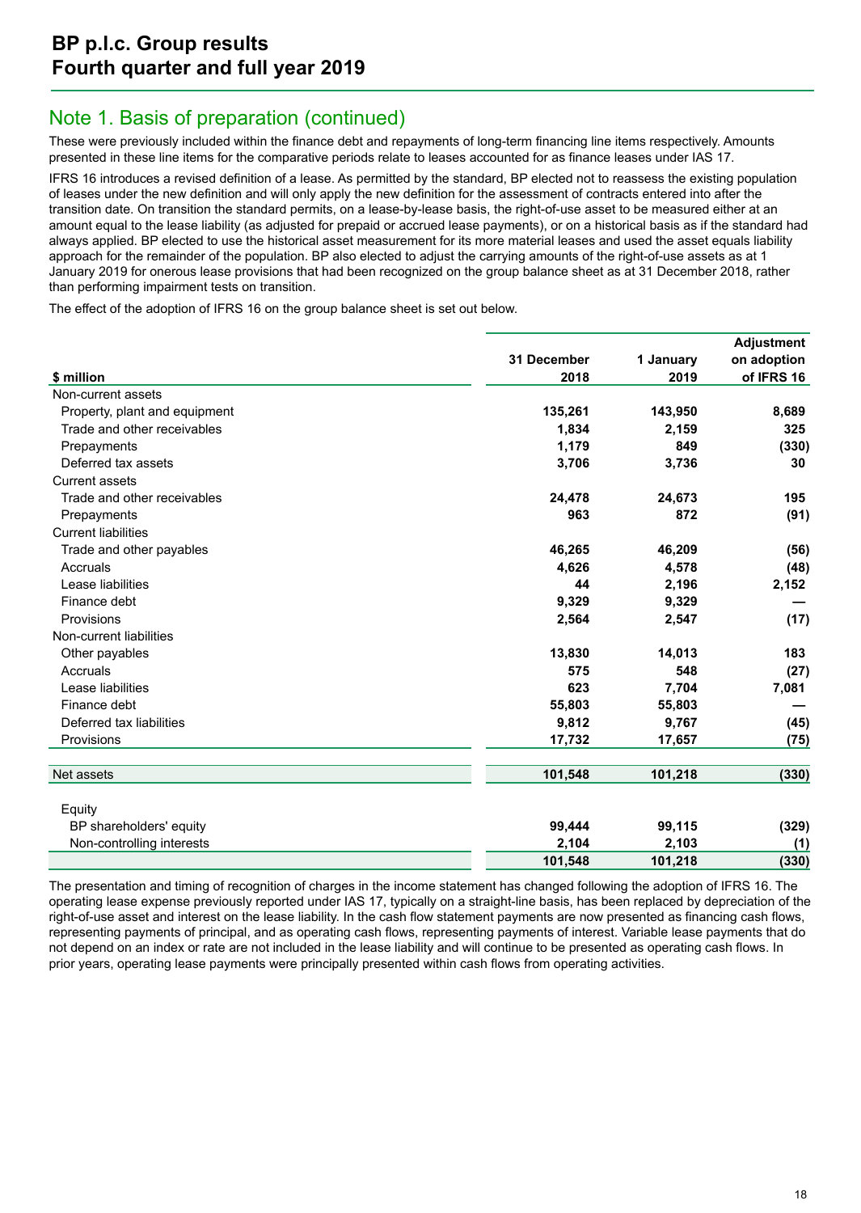## Note 1. Basis of preparation (continued)

These were previously included within the finance debt and repayments of long-term financing line items respectively. Amounts presented in these line items for the comparative periods relate to leases accounted for as finance leases under IAS 17.

IFRS 16 introduces a revised definition of a lease. As permitted by the standard, BP elected not to reassess the existing population of leases under the new definition and will only apply the new definition for the assessment of contracts entered into after the transition date. On transition the standard permits, on a lease-by-lease basis, the right-of-use asset to be measured either at an amount equal to the lease liability (as adjusted for prepaid or accrued lease payments), or on a historical basis as if the standard had always applied. BP elected to use the historical asset measurement for its more material leases and used the asset equals liability approach for the remainder of the population. BP also elected to adjust the carrying amounts of the right-of-use assets as at 1 January 2019 for onerous lease provisions that had been recognized on the group balance sheet as at 31 December 2018, rather than performing impairment tests on transition.

The effect of the adoption of IFRS 16 on the group balance sheet is set out below.

| $ million | 31 December 2018 | 1 January 2019 | Adjustment on adoption of IFRS 16 |
|---|---|---|---|
| Non-current assets | | | |
| Property, plant and equipment | 135,261 | 143,950 | 8,689 |
| Trade and other receivables | 1,834 | 2,159 | 325 |
| Prepayments | 1,179 | 849 | (330) |
| Deferred tax assets | 3,706 | 3,736 | 30 |
| Current assets | | | |
| Trade and other receivables | 24,478 | 24,673 | 195 |
| Prepayments | 963 | 872 | (91) |
| Current liabilities | | | |
| Trade and other payables | 46,265 | 46,209 | (56) |
| Accruals | 4,626 | 4,578 | (48) |
| Lease liabilities | 44 | 2,196 | 2,152 |
| Finance debt | 9,329 | 9,329 | — |
| Provisions | 2,564 | 2,547 | (17) |
| Non-current liabilities | | | |
| Other payables | 13,830 | 14,013 | 183 |
| Accruals | 575 | 548 | (27) |
| Lease liabilities | 623 | 7,704 | 7,081 |
| Finance debt | 55,803 | 55,803 | — |
| Deferred tax liabilities | 9,812 | 9,767 | (45) |
| Provisions | 17,732 | 17,657 | (75) |
| Net assets | 101,548 | 101,218 | (330) |
| Equity | | | |
| BP shareholders' equity | 99,444 | 99,115 | (329) |
| Non-controlling interests | 2,104 | 2,103 | (1) |
| | 101,548 | 101,218 | (330) |

The presentation and timing of recognition of charges in the income statement has changed following the adoption of IFRS 16. The operating lease expense previously reported under IAS 17, typically on a straight-line basis, has been replaced by depreciation of the right-of-use asset and interest on the lease liability. In the cash flow statement payments are now presented as financing cash flows, representing payments of principal, and as operating cash flows, representing payments of interest. Variable lease payments that do not depend on an index or rate are not included in the lease liability and will continue to be presented as operating cash flows. In prior years, operating lease payments were principally presented within cash flows from operating activities.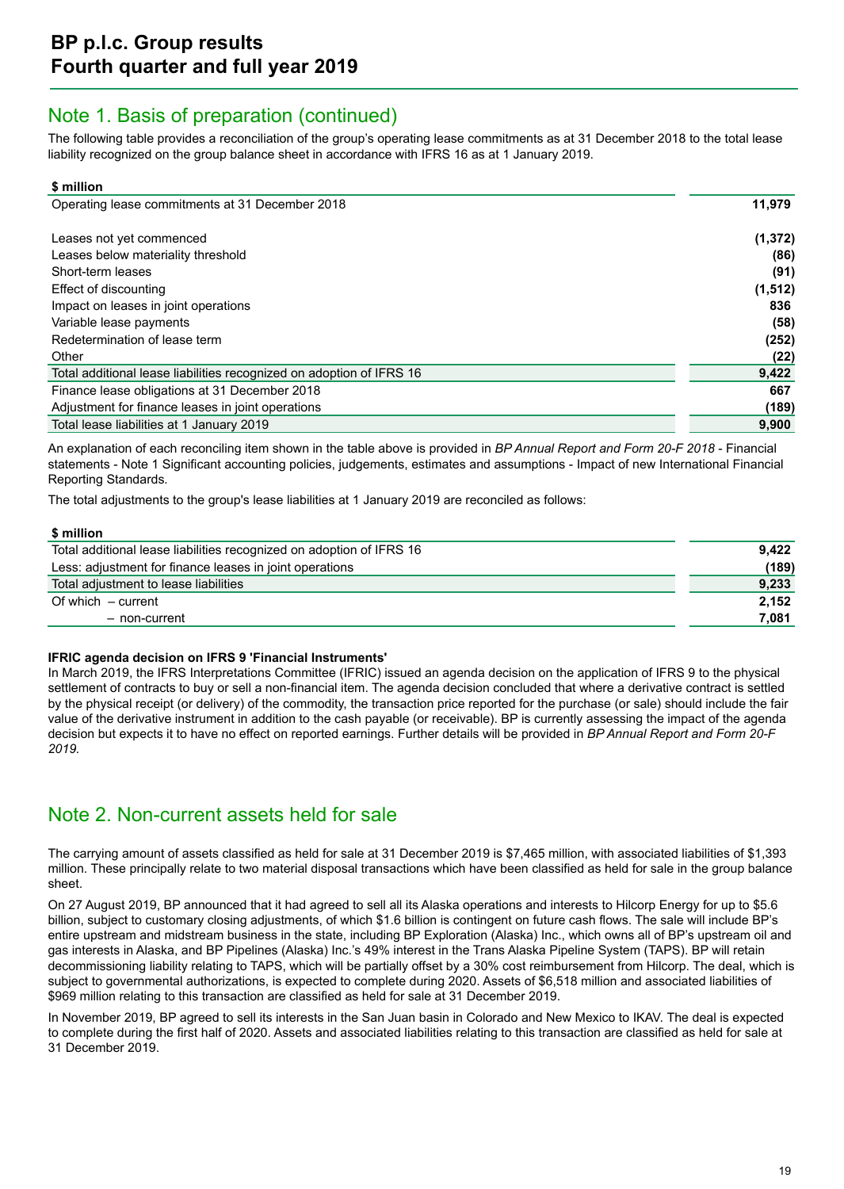## Note 1. Basis of preparation (continued)

The following table provides a reconciliation of the group's operating lease commitments as at 31 December 2018 to the total lease liability recognized on the group balance sheet in accordance with IFRS 16 as at 1 January 2019.

| $ million | |
|---|---|
| Operating lease commitments at 31 December 2018 | **11,979** |
| | |
| Leases not yet commenced | **(1,372)** |
| Leases below materiality threshold | **(86)** |
| Short-term leases | **(91)** |
| Effect of discounting | **(1,512)** |
| Impact on leases in joint operations | **836** |
| Variable lease payments | **(58)** |
| Redetermination of lease term | **(252)** |
| Other | **(22)** |
| Total additional lease liabilities recognized on adoption of IFRS 16 | **9,422** |
| Finance lease obligations at 31 December 2018 | **667** |
| Adjustment for finance leases in joint operations | **(189)** |
| Total lease liabilities at 1 January 2019 | **9,900** |

An explanation of each reconciling item shown in the table above is provided in *BP Annual Report and Form 20-F 2018* - Financial statements - Note 1 Significant accounting policies, judgements, estimates and assumptions - Impact of new International Financial Reporting Standards.

The total adjustments to the group's lease liabilities at 1 January 2019 are reconciled as follows:

| $ million | |
|---|---|
| Total additional lease liabilities recognized on adoption of IFRS 16 | **9,422** |
| Less: adjustment for finance leases in joint operations | **(189)** |
| Total adjustment to lease liabilities | **9,233** |
| Of which – current | **2,152** |
| – non-current | **7,081** |

**IFRIC agenda decision on IFRS 9 'Financial Instruments'**

In March 2019, the IFRS Interpretations Committee (IFRIC) issued an agenda decision on the application of IFRS 9 to the physical settlement of contracts to buy or sell a non-financial item. The agenda decision concluded that where a derivative contract is settled by the physical receipt (or delivery) of the commodity, the transaction price reported for the purchase (or sale) should include the fair value of the derivative instrument in addition to the cash payable (or receivable). BP is currently assessing the impact of the agenda decision but expects it to have no effect on reported earnings. Further details will be provided in *BP Annual Report and Form 20-F 2019*.

## Note 2. Non-current assets held for sale

The carrying amount of assets classified as held for sale at 31 December 2019 is $7,465 million, with associated liabilities of $1,393 million. These principally relate to two material disposal transactions which have been classified as held for sale in the group balance sheet.

On 27 August 2019, BP announced that it had agreed to sell all its Alaska operations and interests to Hilcorp Energy for up to $5.6 billion, subject to customary closing adjustments, of which $1.6 billion is contingent on future cash flows. The sale will include BP's entire upstream and midstream business in the state, including BP Exploration (Alaska) Inc., which owns all of BP's upstream oil and gas interests in Alaska, and BP Pipelines (Alaska) Inc.'s 49% interest in the Trans Alaska Pipeline System (TAPS). BP will retain decommissioning liability relating to TAPS, which will be partially offset by a 30% cost reimbursement from Hilcorp. The deal, which is subject to governmental authorizations, is expected to complete during 2020. Assets of $6,518 million and associated liabilities of $969 million relating to this transaction are classified as held for sale at 31 December 2019.

In November 2019, BP agreed to sell its interests in the San Juan basin in Colorado and New Mexico to IKAV. The deal is expected to complete during the first half of 2020. Assets and associated liabilities relating to this transaction are classified as held for sale at 31 December 2019.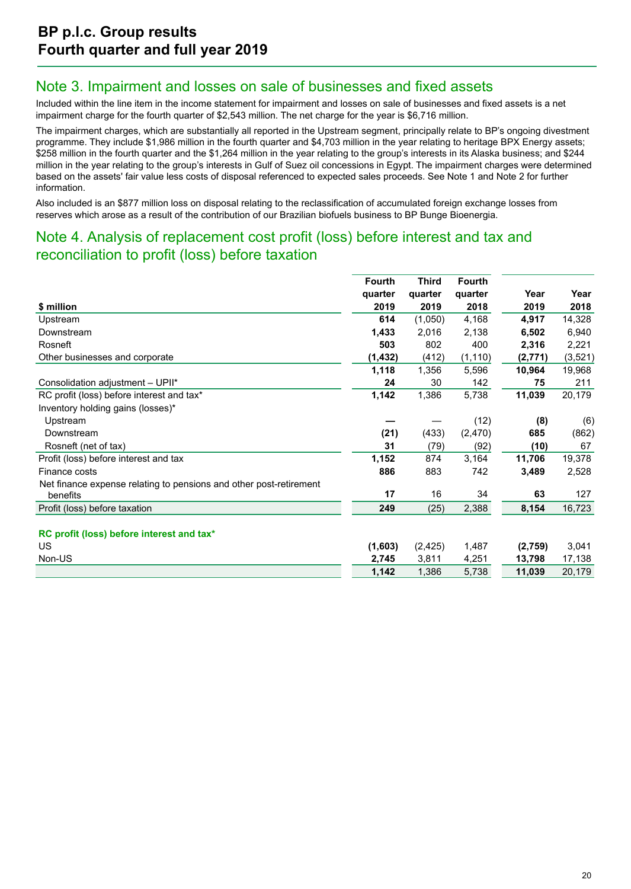# BP p.l.c. Group results
# Fourth quarter and full year 2019

## Note 3. Impairment and losses on sale of businesses and fixed assets

Included within the line item in the income statement for impairment and losses on sale of businesses and fixed assets is a net impairment charge for the fourth quarter of $2,543 million. The net charge for the year is $6,716 million.

The impairment charges, which are substantially all reported in the Upstream segment, principally relate to BP's ongoing divestment programme. They include $1,986 million in the fourth quarter and $4,703 million in the year relating to heritage BPX Energy assets; $258 million in the fourth quarter and the $1,264 million in the year relating to the group's interests in its Alaska business; and $244 million in the year relating to the group's interests in Gulf of Suez oil concessions in Egypt. The impairment charges were determined based on the assets' fair value less costs of disposal referenced to expected sales proceeds. See Note 1 and Note 2 for further information.

Also included is an $877 million loss on disposal relating to the reclassification of accumulated foreign exchange losses from reserves which arose as a result of the contribution of our Brazilian biofuels business to BP Bunge Bioenergia.

## Note 4. Analysis of replacement cost profit (loss) before interest and tax and reconciliation to profit (loss) before taxation

| $ million | Fourth quarter 2019 | Third quarter 2019 | Fourth quarter 2018 | Year 2019 | Year 2018 |
|---|---|---|---|---|---|
| Upstream | **614** | (1,050) | 4,168 | **4,917** | 14,328 |
| Downstream | **1,433** | 2,016 | 2,138 | **6,502** | 6,940 |
| Rosneft | **503** | 802 | 400 | **2,316** | 2,221 |
| Other businesses and corporate | **(1,432)** | (412) | (1,110) | **(2,771)** | (3,521) |
| | **1,118** | 1,356 | 5,596 | **10,964** | 19,968 |
| Consolidation adjustment – UPII* | **24** | 30 | 142 | **75** | 211 |
| RC profit (loss) before interest and tax* | **1,142** | 1,386 | 5,738 | **11,039** | 20,179 |
| Inventory holding gains (losses)* | | | | | |
| Upstream | **—** | — | (12) | **(8)** | (6) |
| Downstream | **(21)** | (433) | (2,470) | **685** | (862) |
| Rosneft (net of tax) | **31** | (79) | (92) | **(10)** | 67 |
| Profit (loss) before interest and tax | **1,152** | 874 | 3,164 | **11,706** | 19,378 |
| Finance costs | **886** | 883 | 742 | **3,489** | 2,528 |
| Net finance expense relating to pensions and other post-retirement benefits | **17** | 16 | 34 | **63** | 127 |
| Profit (loss) before taxation | **249** | (25) | 2,388 | **8,154** | 16,723 |
| | | | | | |
| **RC profit (loss) before interest and tax*** | | | | | |
| US | **(1,603)** | (2,425) | 1,487 | **(2,759)** | 3,041 |
| Non-US | **2,745** | 3,811 | 4,251 | **13,798** | 17,138 |
| | **1,142** | 1,386 | 5,738 | **11,039** | 20,179 |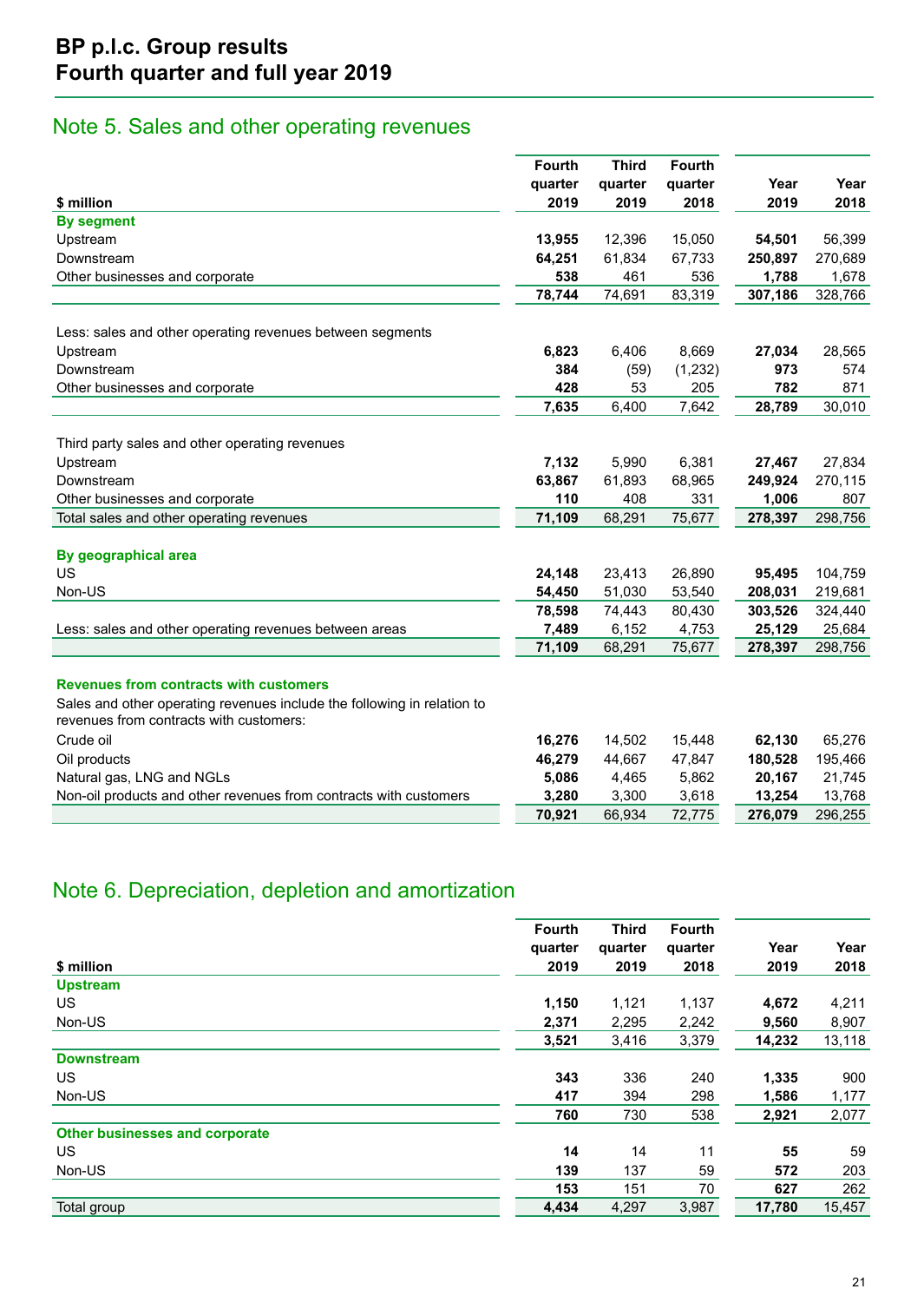## Note 5. Sales and other operating revenues

| $ million | Fourth quarter 2019 | Third quarter 2019 | Fourth quarter 2018 | Year 2019 | Year 2018 |
|---|---|---|---|---|---|
| **By segment** | | | | | |
| Upstream | **13,955** | 12,396 | 15,050 | **54,501** | 56,399 |
| Downstream | **64,251** | 61,834 | 67,733 | **250,897** | 270,689 |
| Other businesses and corporate | **538** | 461 | 536 | **1,788** | 1,678 |
| | **78,744** | 74,691 | 83,319 | **307,186** | 328,766 |
| Less: sales and other operating revenues between segments | | | | | |
| Upstream | **6,823** | 6,406 | 8,669 | **27,034** | 28,565 |
| Downstream | **384** | (59) | (1,232) | **973** | 574 |
| Other businesses and corporate | **428** | 53 | 205 | **782** | 871 |
| | **7,635** | 6,400 | 7,642 | **28,789** | 30,010 |
| Third party sales and other operating revenues | | | | | |
| Upstream | **7,132** | 5,990 | 6,381 | **27,467** | 27,834 |
| Downstream | **63,867** | 61,893 | 68,965 | **249,924** | 270,115 |
| Other businesses and corporate | **110** | 408 | 331 | **1,006** | 807 |
| Total sales and other operating revenues | **71,109** | 68,291 | 75,677 | **278,397** | 298,756 |
| **By geographical area** | | | | | |
| US | **24,148** | 23,413 | 26,890 | **95,495** | 104,759 |
| Non-US | **54,450** | 51,030 | 53,540 | **208,031** | 219,681 |
| | **78,598** | 74,443 | 80,430 | **303,526** | 324,440 |
| Less: sales and other operating revenues between areas | **7,489** | 6,152 | 4,753 | **25,129** | 25,684 |
| | **71,109** | 68,291 | 75,677 | **278,397** | 298,756 |
| **Revenues from contracts with customers** | | | | | |
| Sales and other operating revenues include the following in relation to revenues from contracts with customers: | | | | | |
| Crude oil | **16,276** | 14,502 | 15,448 | **62,130** | 65,276 |
| Oil products | **46,279** | 44,667 | 47,847 | **180,528** | 195,466 |
| Natural gas, LNG and NGLs | **5,086** | 4,465 | 5,862 | **20,167** | 21,745 |
| Non-oil products and other revenues from contracts with customers | **3,280** | 3,300 | 3,618 | **13,254** | 13,768 |
| | **70,921** | 66,934 | 72,775 | **276,079** | 296,255 |

## Note 6. Depreciation, depletion and amortization

| $ million | Fourth quarter 2019 | Third quarter 2019 | Fourth quarter 2018 | Year 2019 | Year 2018 |
|---|---|---|---|---|---|
| **Upstream** | | | | | |
| US | **1,150** | 1,121 | 1,137 | **4,672** | 4,211 |
| Non-US | **2,371** | 2,295 | 2,242 | **9,560** | 8,907 |
| | **3,521** | 3,416 | 3,379 | **14,232** | 13,118 |
| **Downstream** | | | | | |
| US | **343** | 336 | 240 | **1,335** | 900 |
| Non-US | **417** | 394 | 298 | **1,586** | 1,177 |
| | **760** | 730 | 538 | **2,921** | 2,077 |
| **Other businesses and corporate** | | | | | |
| US | **14** | 14 | 11 | **55** | 59 |
| Non-US | **139** | 137 | 59 | **572** | 203 |
| | **153** | 151 | 70 | **627** | 262 |
| Total group | **4,434** | 4,297 | 3,987 | **17,780** | 15,457 |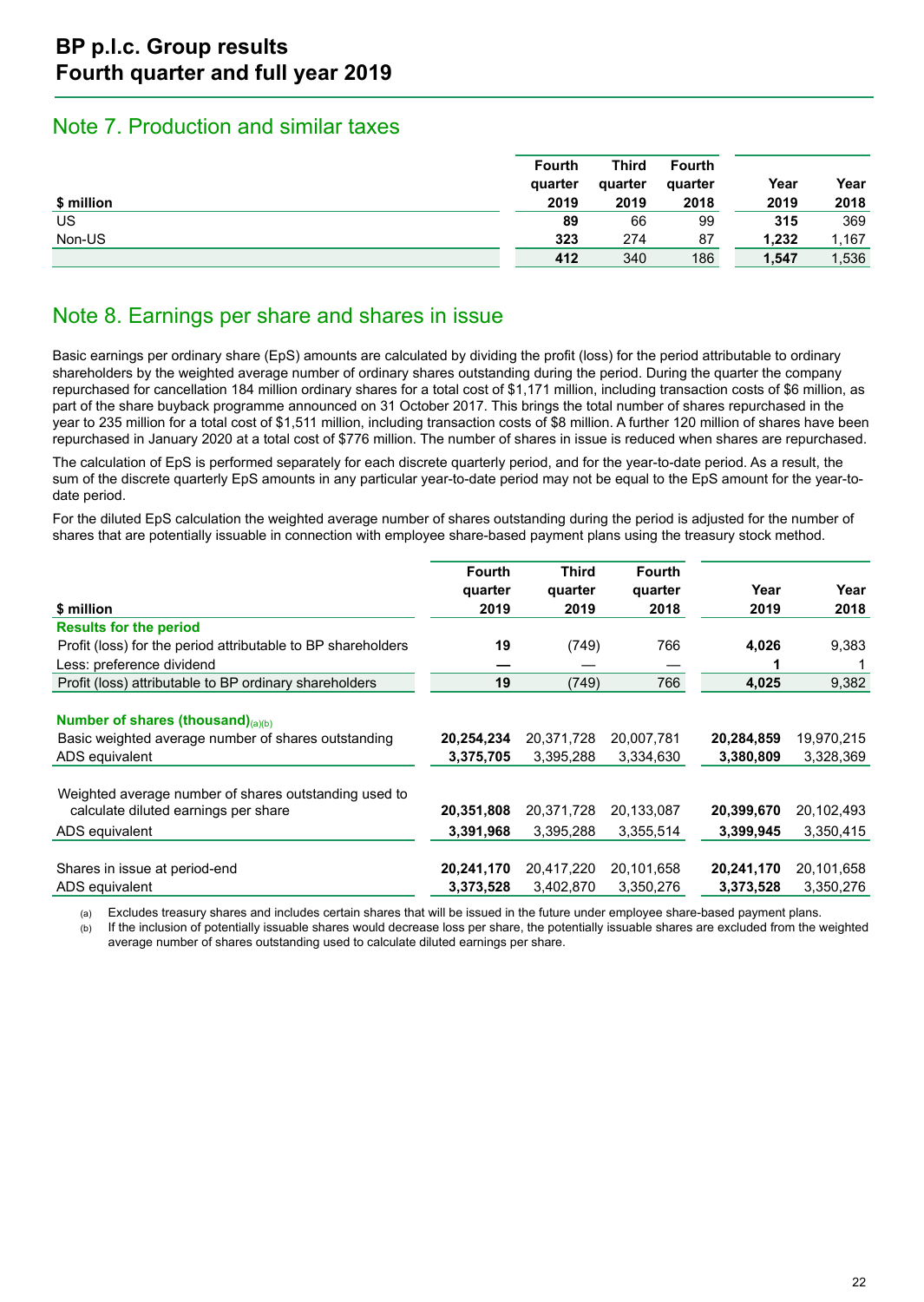## Note 7. Production and similar taxes

| $ million | Fourth quarter 2019 | Third quarter 2019 | Fourth quarter 2018 | Year 2019 | Year 2018 |
|---|---|---|---|---|---|
| US | **89** | 66 | 99 | **315** | 369 |
| Non-US | **323** | 274 | 87 | **1,232** | 1,167 |
| | **412** | 340 | 186 | **1,547** | 1,536 |

## Note 8. Earnings per share and shares in issue

Basic earnings per ordinary share (EpS) amounts are calculated by dividing the profit (loss) for the period attributable to ordinary shareholders by the weighted average number of ordinary shares outstanding during the period. During the quarter the company repurchased for cancellation 184 million ordinary shares for a total cost of $1,171 million, including transaction costs of $6 million, as part of the share buyback programme announced on 31 October 2017. This brings the total number of shares repurchased in the year to 235 million for a total cost of $1,511 million, including transaction costs of $8 million. A further 120 million of shares have been repurchased in January 2020 at a total cost of $776 million. The number of shares in issue is reduced when shares are repurchased.

The calculation of EpS is performed separately for each discrete quarterly period, and for the year-to-date period. As a result, the sum of the discrete quarterly EpS amounts in any particular year-to-date period may not be equal to the EpS amount for the year-to-date period.

For the diluted EpS calculation the weighted average number of shares outstanding during the period is adjusted for the number of shares that are potentially issuable in connection with employee share-based payment plans using the treasury stock method.

| $ million | Fourth quarter 2019 | Third quarter 2019 | Fourth quarter 2018 | Year 2019 | Year 2018 |
|---|---|---|---|---|---|
| **Results for the period** | | | | | |
| Profit (loss) for the period attributable to BP shareholders | **19** | (749) | 766 | **4,026** | 9,383 |
| Less: preference dividend | **—** | — | — | **1** | 1 |
| Profit (loss) attributable to BP ordinary shareholders | **19** | (749) | 766 | **4,025** | 9,382 |
| | | | | | |
| **Number of shares (thousand)**(a)(b) | | | | | |
| Basic weighted average number of shares outstanding | **20,254,234** | 20,371,728 | 20,007,781 | **20,284,859** | 19,970,215 |
| ADS equivalent | **3,375,705** | 3,395,288 | 3,334,630 | **3,380,809** | 3,328,369 |
| | | | | | |
| Weighted average number of shares outstanding used to calculate diluted earnings per share | **20,351,808** | 20,371,728 | 20,133,087 | **20,399,670** | 20,102,493 |
| ADS equivalent | **3,391,968** | 3,395,288 | 3,355,514 | **3,399,945** | 3,350,415 |
| | | | | | |
| Shares in issue at period-end | **20,241,170** | 20,417,220 | 20,101,658 | **20,241,170** | 20,101,658 |
| ADS equivalent | **3,373,528** | 3,402,870 | 3,350,276 | **3,373,528** | 3,350,276 |

(a) Excludes treasury shares and includes certain shares that will be issued in the future under employee share-based payment plans.
(b) If the inclusion of potentially issuable shares would decrease loss per share, the potentially issuable shares are excluded from the weighted average number of shares outstanding used to calculate diluted earnings per share.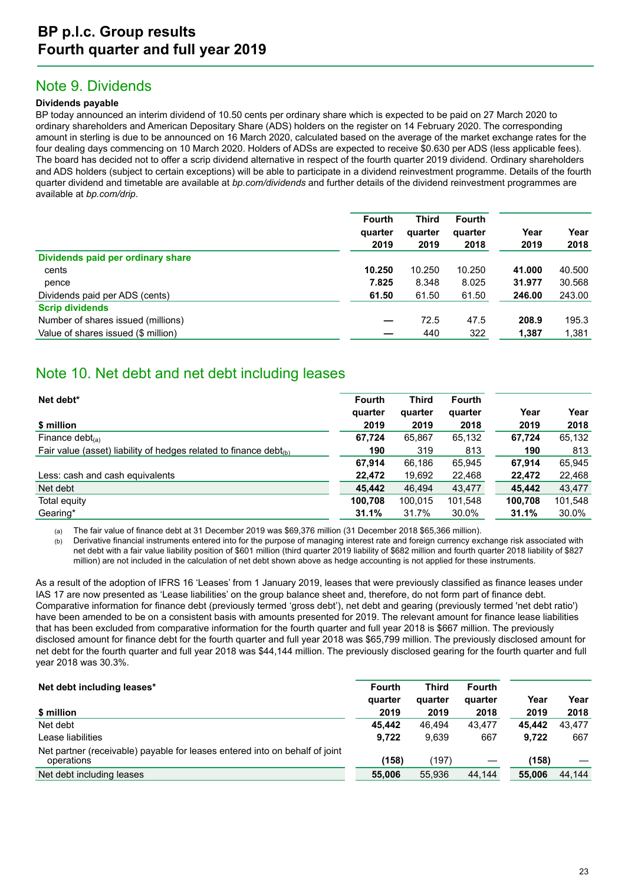## Note 9. Dividends

**Dividends payable**

BP today announced an interim dividend of 10.50 cents per ordinary share which is expected to be paid on 27 March 2020 to ordinary shareholders and American Depositary Share (ADS) holders on the register on 14 February 2020. The corresponding amount in sterling is due to be announced on 16 March 2020, calculated based on the average of the market exchange rates for the four dealing days commencing on 10 March 2020. Holders of ADSs are expected to receive $0.630 per ADS (less applicable fees). The board has decided not to offer a scrip dividend alternative in respect of the fourth quarter 2019 dividend. Ordinary shareholders and ADS holders (subject to certain exceptions) will be able to participate in a dividend reinvestment programme. Details of the fourth quarter dividend and timetable are available at *bp.com/dividends* and further details of the dividend reinvestment programmes are available at *bp.com/drip*.

| | Fourth quarter 2019 | Third quarter 2019 | Fourth quarter 2018 | Year 2019 | Year 2018 |
|---|---|---|---|---|---|
| **Dividends paid per ordinary share** | | | | | |
| cents | **10.250** | 10.250 | 10.250 | **41.000** | 40.500 |
| pence | **7.825** | 8.348 | 8.025 | **31.977** | 30.568 |
| Dividends paid per ADS (cents) | **61.50** | 61.50 | 61.50 | **246.00** | 243.00 |
| **Scrip dividends** | | | | | |
| Number of shares issued (millions) | **—** | 72.5 | 47.5 | **208.9** | 195.3 |
| Value of shares issued ($ million) | **—** | 440 | 322 | **1,387** | 1,381 |

## Note 10. Net debt and net debt including leases

| Net debt* <br> $ million | Fourth quarter 2019 | Third quarter 2019 | Fourth quarter 2018 | Year 2019 | Year 2018 |
|---|---|---|---|---|---|
| Finance debt(a) | **67,724** | 65,867 | 65,132 | **67,724** | 65,132 |
| Fair value (asset) liability of hedges related to finance debt(b) | **190** | 319 | 813 | **190** | 813 |
| | **67,914** | 66,186 | 65,945 | **67,914** | 65,945 |
| Less: cash and cash equivalents | **22,472** | 19,692 | 22,468 | **22,472** | 22,468 |
| Net debt | **45,442** | 46,494 | 43,477 | **45,442** | 43,477 |
| Total equity | **100,708** | 100,015 | 101,548 | **100,708** | 101,548 |
| Gearing* | **31.1%** | 31.7% | 30.0% | **31.1%** | 30.0% |

(a) The fair value of finance debt at 31 December 2019 was $69,376 million (31 December 2018 $65,366 million).

(b) Derivative financial instruments entered into for the purpose of managing interest rate and foreign currency exchange risk associated with net debt with a fair value liability position of $601 million (third quarter 2019 liability of $682 million and fourth quarter 2018 liability of $827 million) are not included in the calculation of net debt shown above as hedge accounting is not applied for these instruments.

As a result of the adoption of IFRS 16 'Leases' from 1 January 2019, leases that were previously classified as finance leases under IAS 17 are now presented as 'Lease liabilities' on the group balance sheet and, therefore, do not form part of finance debt. Comparative information for finance debt (previously termed 'gross debt'), net debt and gearing (previously termed 'net debt ratio') have been amended to be on a consistent basis with amounts presented for 2019. The relevant amount for finance lease liabilities that has been excluded from comparative information for the fourth quarter and full year 2018 is $667 million. The previously disclosed amount for finance debt for the fourth quarter and full year 2018 was $65,799 million. The previously disclosed amount for net debt for the fourth quarter and full year 2018 was $44,144 million. The previously disclosed gearing for the fourth quarter and full year 2018 was 30.3%.

| Net debt including leases* <br> $ million | Fourth quarter 2019 | Third quarter 2019 | Fourth quarter 2018 | Year 2019 | Year 2018 |
|---|---|---|---|---|---|
| Net debt | **45,442** | 46,494 | 43,477 | **45,442** | 43,477 |
| Lease liabilities | **9,722** | 9,639 | 667 | **9,722** | 667 |
| Net partner (receivable) payable for leases entered into on behalf of joint operations | **(158)** | (197) | — | **(158)** | — |
| Net debt including leases | **55,006** | 55,936 | 44,144 | **55,006** | 44,144 |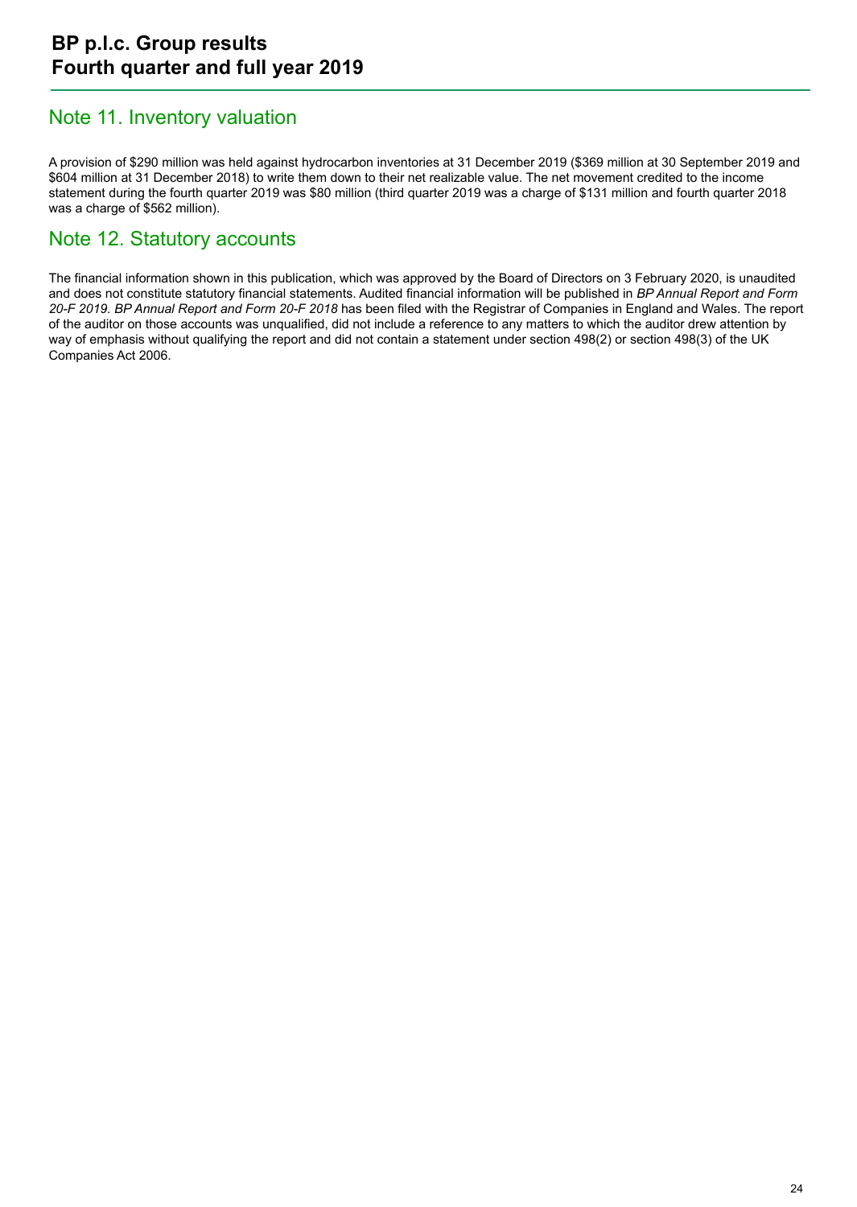## Note 11. Inventory valuation

A provision of $290 million was held against hydrocarbon inventories at 31 December 2019 ($369 million at 30 September 2019 and $604 million at 31 December 2018) to write them down to their net realizable value. The net movement credited to the income statement during the fourth quarter 2019 was $80 million (third quarter 2019 was a charge of $131 million and fourth quarter 2018 was a charge of $562 million).

## Note 12. Statutory accounts

The financial information shown in this publication, which was approved by the Board of Directors on 3 February 2020, is unaudited and does not constitute statutory financial statements. Audited financial information will be published in *BP Annual Report and Form 20-F 2019*. *BP Annual Report and Form 20-F 2018* has been filed with the Registrar of Companies in England and Wales. The report of the auditor on those accounts was unqualified, did not include a reference to any matters to which the auditor drew attention by way of emphasis without qualifying the report and did not contain a statement under section 498(2) or section 498(3) of the UK Companies Act 2006.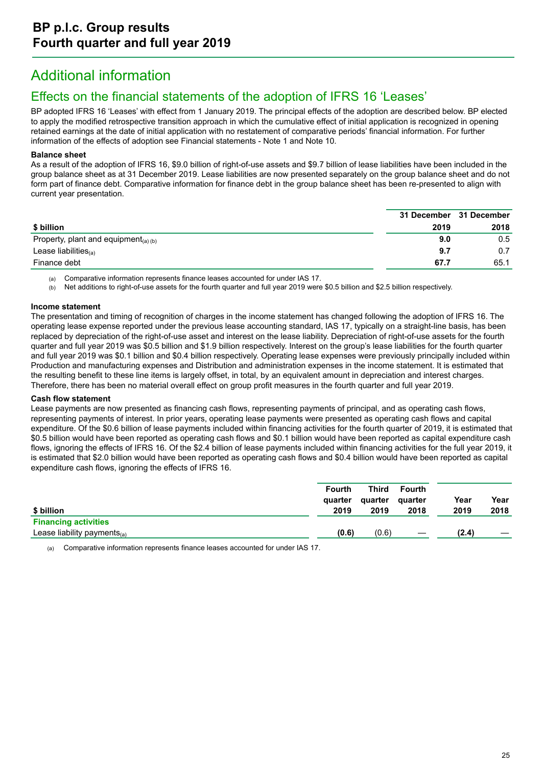# Additional information

## Effects on the financial statements of the adoption of IFRS 16 'Leases'

BP adopted IFRS 16 'Leases' with effect from 1 January 2019. The principal effects of the adoption are described below. BP elected to apply the modified retrospective transition approach in which the cumulative effect of initial application is recognized in opening retained earnings at the date of initial application with no restatement of comparative periods' financial information. For further information of the effects of adoption see Financial statements - Note 1 and Note 10.

**Balance sheet**

As a result of the adoption of IFRS 16, $9.0 billion of right-of-use assets and $9.7 billion of lease liabilities have been included in the group balance sheet as at 31 December 2019. Lease liabilities are now presented separately on the group balance sheet and do not form part of finance debt. Comparative information for finance debt in the group balance sheet has been re-presented to align with current year presentation.

| $ billion | 31 December 2019 | 31 December 2018 |
|---|---|---|
| Property, plant and equipment(a) (b) | **9.0** | 0.5 |
| Lease liabilities(a) | **9.7** | 0.7 |
| Finance debt | **67.7** | 65.1 |

(a) Comparative information represents finance leases accounted for under IAS 17.
(b) Net additions to right-of-use assets for the fourth quarter and full year 2019 were $0.5 billion and $2.5 billion respectively.

**Income statement**

The presentation and timing of recognition of charges in the income statement has changed following the adoption of IFRS 16. The operating lease expense reported under the previous lease accounting standard, IAS 17, typically on a straight-line basis, has been replaced by depreciation of the right-of-use asset and interest on the lease liability. Depreciation of right-of-use assets for the fourth quarter and full year 2019 was $0.5 billion and $1.9 billion respectively. Interest on the group's lease liabilities for the fourth quarter and full year 2019 was $0.1 billion and $0.4 billion respectively. Operating lease expenses were previously principally included within Production and manufacturing expenses and Distribution and administration expenses in the income statement. It is estimated that the resulting benefit to these line items is largely offset, in total, by an equivalent amount in depreciation and interest charges. Therefore, there has been no material overall effect on group profit measures in the fourth quarter and full year 2019.

**Cash flow statement**

Lease payments are now presented as financing cash flows, representing payments of principal, and as operating cash flows, representing payments of interest. In prior years, operating lease payments were presented as operating cash flows and capital expenditure. Of the $0.6 billion of lease payments included within financing activities for the fourth quarter of 2019, it is estimated that $0.5 billion would have been reported as operating cash flows and $0.1 billion would have been reported as capital expenditure cash flows, ignoring the effects of IFRS 16. Of the $2.4 billion of lease payments included within financing activities for the full year 2019, it is estimated that $2.0 billion would have been reported as operating cash flows and $0.4 billion would have been reported as capital expenditure cash flows, ignoring the effects of IFRS 16.

| $ billion | Fourth quarter 2019 | Third quarter 2019 | Fourth quarter 2018 | Year 2019 | Year 2018 |
|---|---|---|---|---|---|
| **Financing activities** | | | | | |
| Lease liability payments(a) | **(0.6)** | (0.6) | — | **(2.4)** | — |

(a) Comparative information represents finance leases accounted for under IAS 17.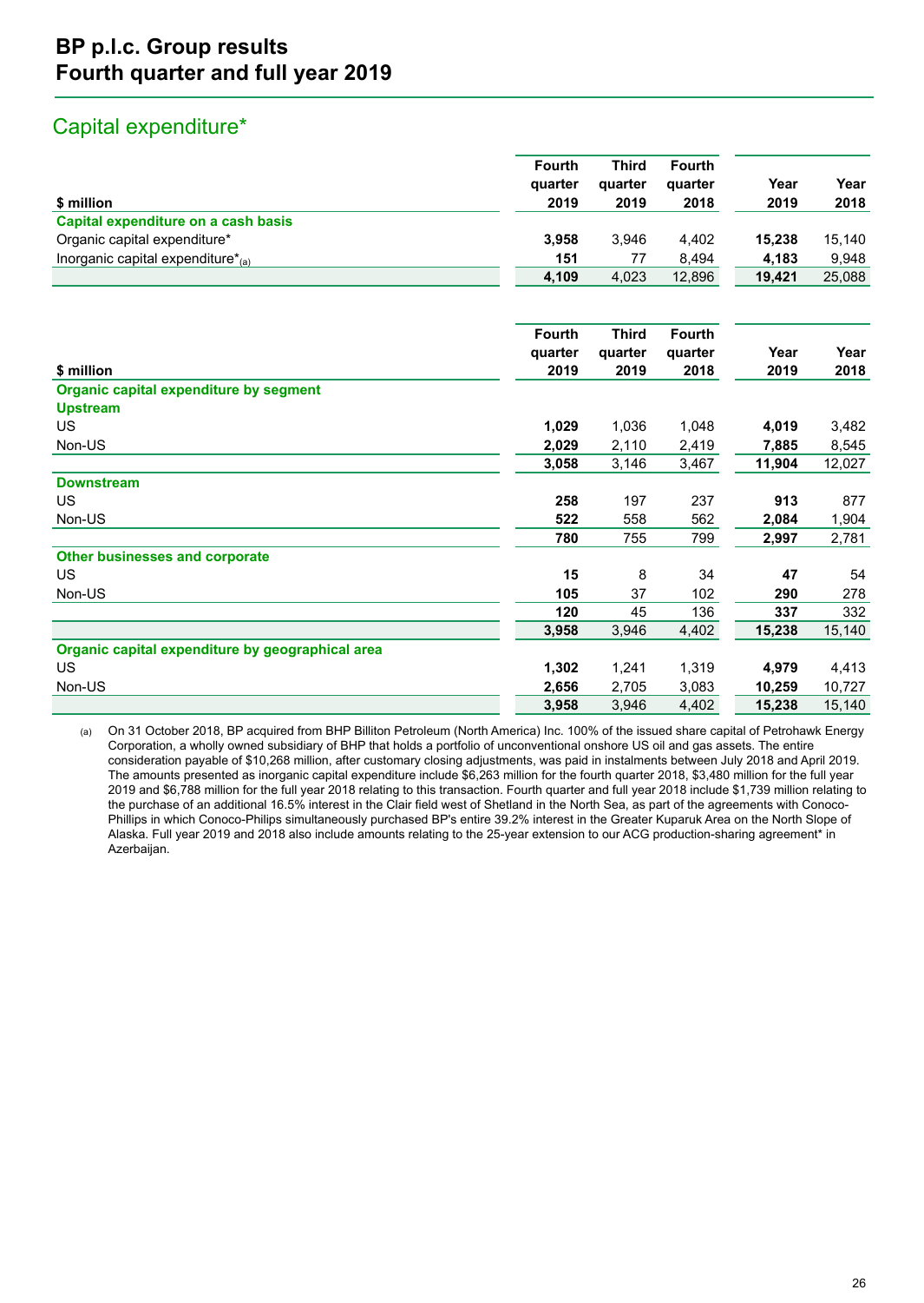# BP p.l.c. Group results
# Fourth quarter and full year 2019

## Capital expenditure*

| $ million | Fourth quarter 2019 | Third quarter 2019 | Fourth quarter 2018 | Year 2019 | Year 2018 |
|---|---|---|---|---|---|
| **Capital expenditure on a cash basis** | | | | | |
| Organic capital expenditure* | **3,958** | 3,946 | 4,402 | **15,238** | 15,140 |
| Inorganic capital expenditure*(a) | **151** | 77 | 8,494 | **4,183** | 9,948 |
| | **4,109** | 4,023 | 12,896 | **19,421** | 25,088 |

| $ million | Fourth quarter 2019 | Third quarter 2019 | Fourth quarter 2018 | Year 2019 | Year 2018 |
|---|---|---|---|---|---|
| **Organic capital expenditure by segment** | | | | | |
| **Upstream** | | | | | |
| US | **1,029** | 1,036 | 1,048 | **4,019** | 3,482 |
| Non-US | **2,029** | 2,110 | 2,419 | **7,885** | 8,545 |
| | **3,058** | 3,146 | 3,467 | **11,904** | 12,027 |
| **Downstream** | | | | | |
| US | **258** | 197 | 237 | **913** | 877 |
| Non-US | **522** | 558 | 562 | **2,084** | 1,904 |
| | **780** | 755 | 799 | **2,997** | 2,781 |
| **Other businesses and corporate** | | | | | |
| US | **15** | 8 | 34 | **47** | 54 |
| Non-US | **105** | 37 | 102 | **290** | 278 |
| | **120** | 45 | 136 | **337** | 332 |
| | **3,958** | 3,946 | 4,402 | **15,238** | 15,140 |
| **Organic capital expenditure by geographical area** | | | | | |
| US | **1,302** | 1,241 | 1,319 | **4,979** | 4,413 |
| Non-US | **2,656** | 2,705 | 3,083 | **10,259** | 10,727 |
| | **3,958** | 3,946 | 4,402 | **15,238** | 15,140 |

(a) On 31 October 2018, BP acquired from BHP Billiton Petroleum (North America) Inc. 100% of the issued share capital of Petrohawk Energy Corporation, a wholly owned subsidiary of BHP that holds a portfolio of unconventional onshore US oil and gas assets. The entire consideration payable of $10,268 million, after customary closing adjustments, was paid in instalments between July 2018 and April 2019. The amounts presented as inorganic capital expenditure include $6,263 million for the fourth quarter 2018, $3,480 million for the full year 2019 and $6,788 million for the full year 2018 relating to this transaction. Fourth quarter and full year 2018 include $1,739 million relating to the purchase of an additional 16.5% interest in the Clair field west of Shetland in the North Sea, as part of the agreements with Conoco-Phillips in which Conoco-Philips simultaneously purchased BP's entire 39.2% interest in the Greater Kuparuk Area on the North Slope of Alaska. Full year 2019 and 2018 also include amounts relating to the 25-year extension to our ACG production-sharing agreement* in Azerbaijan.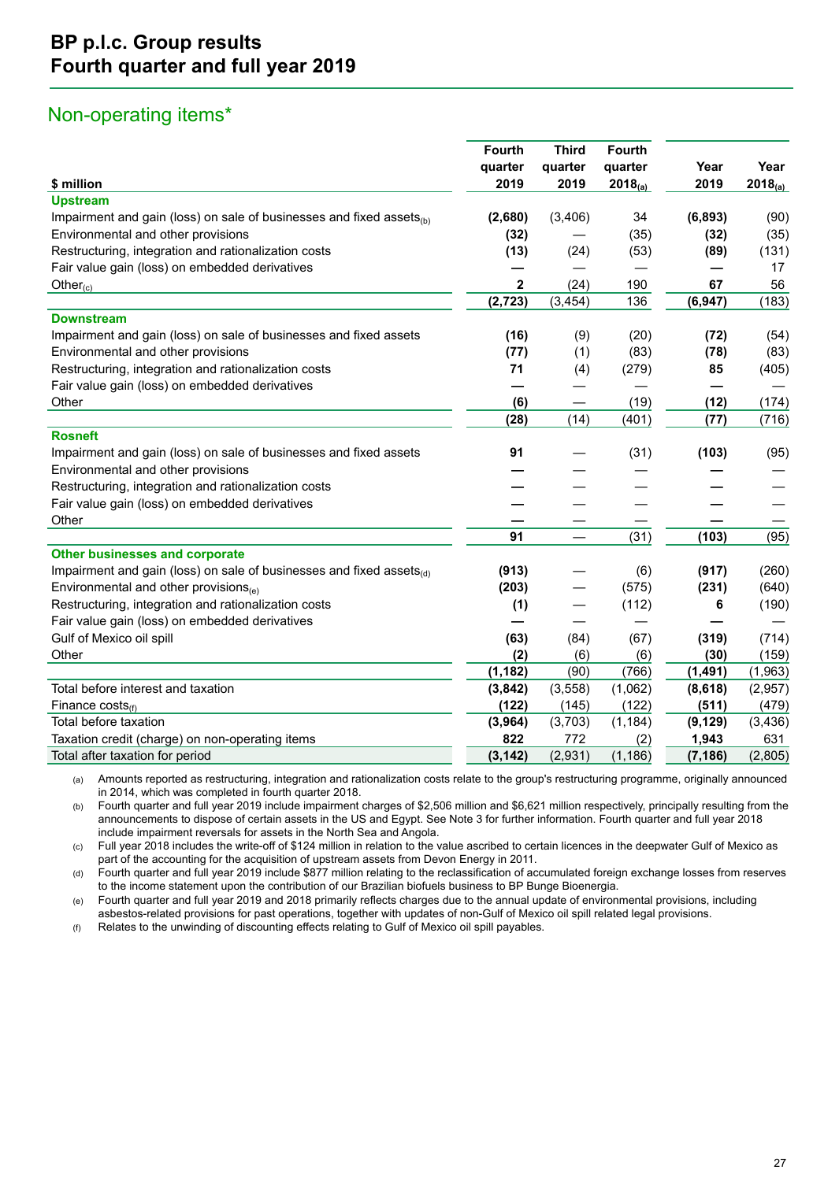# BP p.l.c. Group results
# Fourth quarter and full year 2019

## Non-operating items*

| $ million | Fourth quarter 2019 | Third quarter 2019 | Fourth quarter 2018(a) | Year 2019 | Year 2018(a) |
|---|---|---|---|---|---|
| **Upstream** | | | | | |
| Impairment and gain (loss) on sale of businesses and fixed assets(b) | **(2,680)** | (3,406) | 34 | **(6,893)** | (90) |
| Environmental and other provisions | **(32)** | — | (35) | **(32)** | (35) |
| Restructuring, integration and rationalization costs | **(13)** | (24) | (53) | **(89)** | (131) |
| Fair value gain (loss) on embedded derivatives | **—** | — | — | **—** | 17 |
| Other(c) | **2** | (24) | 190 | **67** | 56 |
| | **(2,723)** | (3,454) | 136 | **(6,947)** | (183) |
| **Downstream** | | | | | |
| Impairment and gain (loss) on sale of businesses and fixed assets | **(16)** | (9) | (20) | **(72)** | (54) |
| Environmental and other provisions | **(77)** | (1) | (83) | **(78)** | (83) |
| Restructuring, integration and rationalization costs | **71** | (4) | (279) | **85** | (405) |
| Fair value gain (loss) on embedded derivatives | **—** | — | — | **—** | — |
| Other | **(6)** | — | (19) | **(12)** | (174) |
| | **(28)** | (14) | (401) | **(77)** | (716) |
| **Rosneft** | | | | | |
| Impairment and gain (loss) on sale of businesses and fixed assets | **91** | — | (31) | **(103)** | (95) |
| Environmental and other provisions | **—** | — | — | **—** | — |
| Restructuring, integration and rationalization costs | **—** | — | — | **—** | — |
| Fair value gain (loss) on embedded derivatives | **—** | — | — | **—** | — |
| Other | **—** | — | — | **—** | — |
| | **91** | — | (31) | **(103)** | (95) |
| **Other businesses and corporate** | | | | | |
| Impairment and gain (loss) on sale of businesses and fixed assets(d) | **(913)** | — | (6) | **(917)** | (260) |
| Environmental and other provisions(e) | **(203)** | — | (575) | **(231)** | (640) |
| Restructuring, integration and rationalization costs | **(1)** | — | (112) | **6** | (190) |
| Fair value gain (loss) on embedded derivatives | **—** | — | — | **—** | — |
| Gulf of Mexico oil spill | **(63)** | (84) | (67) | **(319)** | (714) |
| Other | **(2)** | (6) | (6) | **(30)** | (159) |
| | **(1,182)** | (90) | (766) | **(1,491)** | (1,963) |
| Total before interest and taxation | **(3,842)** | (3,558) | (1,062) | **(8,618)** | (2,957) |
| Finance costs(f) | **(122)** | (145) | (122) | **(511)** | (479) |
| Total before taxation | **(3,964)** | (3,703) | (1,184) | **(9,129)** | (3,436) |
| Taxation credit (charge) on non-operating items | **822** | 772 | (2) | **1,943** | 631 |
| Total after taxation for period | **(3,142)** | (2,931) | (1,186) | **(7,186)** | (2,805) |

(a) Amounts reported as restructuring, integration and rationalization costs relate to the group's restructuring programme, originally announced in 2014, which was completed in fourth quarter 2018.

(b) Fourth quarter and full year 2019 include impairment charges of $2,506 million and $6,621 million respectively, principally resulting from the announcements to dispose of certain assets in the US and Egypt. See Note 3 for further information. Fourth quarter and full year 2018 include impairment reversals for assets in the North Sea and Angola.

(c) Full year 2018 includes the write-off of $124 million in relation to the value ascribed to certain licences in the deepwater Gulf of Mexico as part of the accounting for the acquisition of upstream assets from Devon Energy in 2011.

(d) Fourth quarter and full year 2019 include $877 million relating to the reclassification of accumulated foreign exchange losses from reserves to the income statement upon the contribution of our Brazilian biofuels business to BP Bunge Bioenergia.

(e) Fourth quarter and full year 2019 and 2018 primarily reflects charges due to the annual update of environmental provisions, including asbestos-related provisions for past operations, together with updates of non-Gulf of Mexico oil spill related legal provisions.

(f) Relates to the unwinding of discounting effects relating to Gulf of Mexico oil spill payables.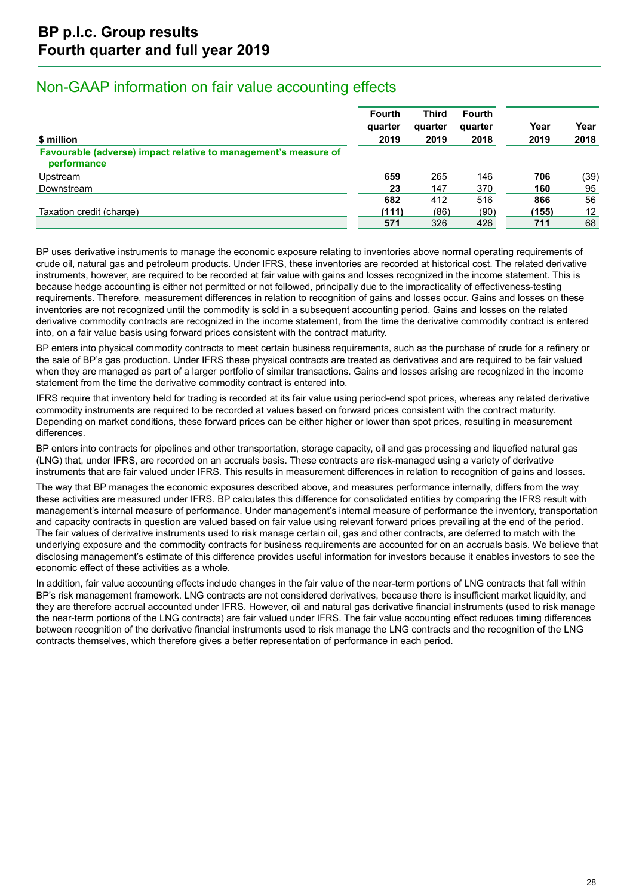# BP p.l.c. Group results
# Fourth quarter and full year 2019

## Non-GAAP information on fair value accounting effects

| $ million | Fourth quarter 2019 | Third quarter 2019 | Fourth quarter 2018 | Year 2019 | Year 2018 |
|---|---|---|---|---|---|
| **Favourable (adverse) impact relative to management's measure of performance** | | | | | |
| Upstream | **659** | 265 | 146 | **706** | (39) |
| Downstream | **23** | 147 | 370 | **160** | 95 |
| | **682** | 412 | 516 | **866** | 56 |
| Taxation credit (charge) | **(111)** | (86) | (90) | **(155)** | 12 |
| | **571** | 326 | 426 | **711** | 68 |

BP uses derivative instruments to manage the economic exposure relating to inventories above normal operating requirements of crude oil, natural gas and petroleum products. Under IFRS, these inventories are recorded at historical cost. The related derivative instruments, however, are required to be recorded at fair value with gains and losses recognized in the income statement. This is because hedge accounting is either not permitted or not followed, principally due to the impracticality of effectiveness-testing requirements. Therefore, measurement differences in relation to recognition of gains and losses occur. Gains and losses on these inventories are not recognized until the commodity is sold in a subsequent accounting period. Gains and losses on the related derivative commodity contracts are recognized in the income statement, from the time the derivative commodity contract is entered into, on a fair value basis using forward prices consistent with the contract maturity.

BP enters into physical commodity contracts to meet certain business requirements, such as the purchase of crude for a refinery or the sale of BP's gas production. Under IFRS these physical contracts are treated as derivatives and are required to be fair valued when they are managed as part of a larger portfolio of similar transactions. Gains and losses arising are recognized in the income statement from the time the derivative commodity contract is entered into.

IFRS require that inventory held for trading is recorded at its fair value using period-end spot prices, whereas any related derivative commodity instruments are required to be recorded at values based on forward prices consistent with the contract maturity. Depending on market conditions, these forward prices can be either higher or lower than spot prices, resulting in measurement differences.

BP enters into contracts for pipelines and other transportation, storage capacity, oil and gas processing and liquefied natural gas (LNG) that, under IFRS, are recorded on an accruals basis. These contracts are risk-managed using a variety of derivative instruments that are fair valued under IFRS. This results in measurement differences in relation to recognition of gains and losses.

The way that BP manages the economic exposures described above, and measures performance internally, differs from the way these activities are measured under IFRS. BP calculates this difference for consolidated entities by comparing the IFRS result with management's internal measure of performance. Under management's internal measure of performance the inventory, transportation and capacity contracts in question are valued based on fair value using relevant forward prices prevailing at the end of the period. The fair values of derivative instruments used to risk manage certain oil, gas and other contracts, are deferred to match with the underlying exposure and the commodity contracts for business requirements are accounted for on an accruals basis. We believe that disclosing management's estimate of this difference provides useful information for investors because it enables investors to see the economic effect of these activities as a whole.

In addition, fair value accounting effects include changes in the fair value of the near-term portions of LNG contracts that fall within BP's risk management framework. LNG contracts are not considered derivatives, because there is insufficient market liquidity, and they are therefore accrual accounted under IFRS. However, oil and natural gas derivative financial instruments (used to risk manage the near-term portions of the LNG contracts) are fair valued under IFRS. The fair value accounting effect reduces timing differences between recognition of the derivative financial instruments used to risk manage the LNG contracts and the recognition of the LNG contracts themselves, which therefore gives a better representation of performance in each period.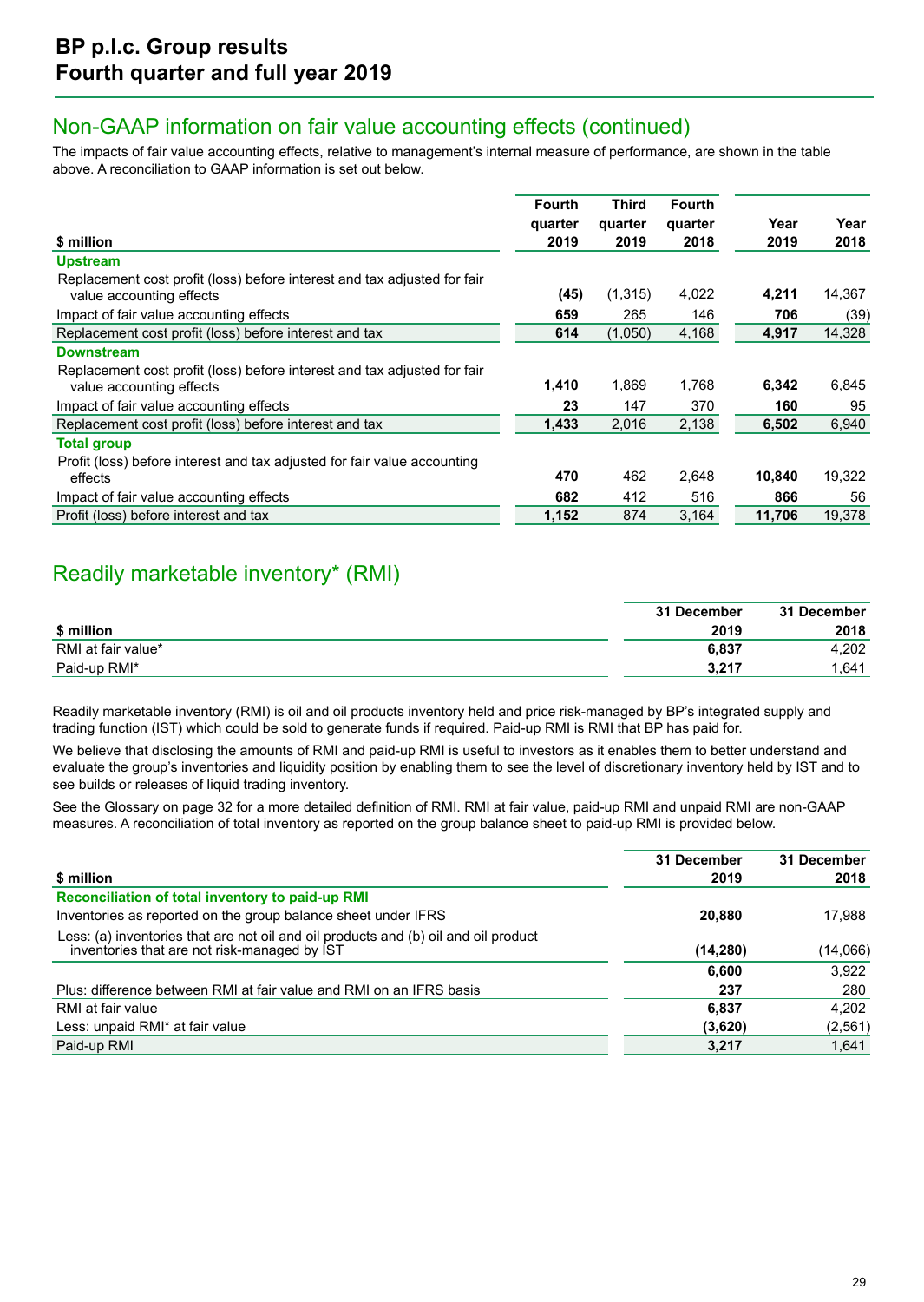## Non-GAAP information on fair value accounting effects (continued)

The impacts of fair value accounting effects, relative to management's internal measure of performance, are shown in the table above. A reconciliation to GAAP information is set out below.

| $ million | Fourth quarter 2019 | Third quarter 2019 | Fourth quarter 2018 | Year 2019 | Year 2018 |
|---|---|---|---|---|---|
| **Upstream** | | | | | |
| Replacement cost profit (loss) before interest and tax adjusted for fair value accounting effects | **(45)** | (1,315) | 4,022 | **4,211** | 14,367 |
| Impact of fair value accounting effects | **659** | 265 | 146 | **706** | (39) |
| Replacement cost profit (loss) before interest and tax | **614** | (1,050) | 4,168 | **4,917** | 14,328 |
| **Downstream** | | | | | |
| Replacement cost profit (loss) before interest and tax adjusted for fair value accounting effects | **1,410** | 1,869 | 1,768 | **6,342** | 6,845 |
| Impact of fair value accounting effects | **23** | 147 | 370 | **160** | 95 |
| Replacement cost profit (loss) before interest and tax | **1,433** | 2,016 | 2,138 | **6,502** | 6,940 |
| **Total group** | | | | | |
| Profit (loss) before interest and tax adjusted for fair value accounting effects | **470** | 462 | 2,648 | **10,840** | 19,322 |
| Impact of fair value accounting effects | **682** | 412 | 516 | **866** | 56 |
| Profit (loss) before interest and tax | **1,152** | 874 | 3,164 | **11,706** | 19,378 |

## Readily marketable inventory* (RMI)

| $ million | 31 December 2019 | 31 December 2018 |
|---|---|---|
| RMI at fair value* | **6,837** | 4,202 |
| Paid-up RMI* | **3,217** | 1,641 |

Readily marketable inventory (RMI) is oil and oil products inventory held and price risk-managed by BP's integrated supply and trading function (IST) which could be sold to generate funds if required. Paid-up RMI is RMI that BP has paid for.

We believe that disclosing the amounts of RMI and paid-up RMI is useful to investors as it enables them to better understand and evaluate the group's inventories and liquidity position by enabling them to see the level of discretionary inventory held by IST and to see builds or releases of liquid trading inventory.

See the Glossary on page 32 for a more detailed definition of RMI. RMI at fair value, paid-up RMI and unpaid RMI are non-GAAP measures. A reconciliation of total inventory as reported on the group balance sheet to paid-up RMI is provided below.

| $ million | 31 December 2019 | 31 December 2018 |
|---|---|---|
| **Reconciliation of total inventory to paid-up RMI** | | |
| Inventories as reported on the group balance sheet under IFRS | **20,880** | 17,988 |
| Less: (a) inventories that are not oil and oil products and (b) oil and oil product inventories that are not risk-managed by IST | **(14,280)** | (14,066) |
| | **6,600** | 3,922 |
| Plus: difference between RMI at fair value and RMI on an IFRS basis | **237** | 280 |
| RMI at fair value | **6,837** | 4,202 |
| Less: unpaid RMI* at fair value | **(3,620)** | (2,561) |
| Paid-up RMI | **3,217** | 1,641 |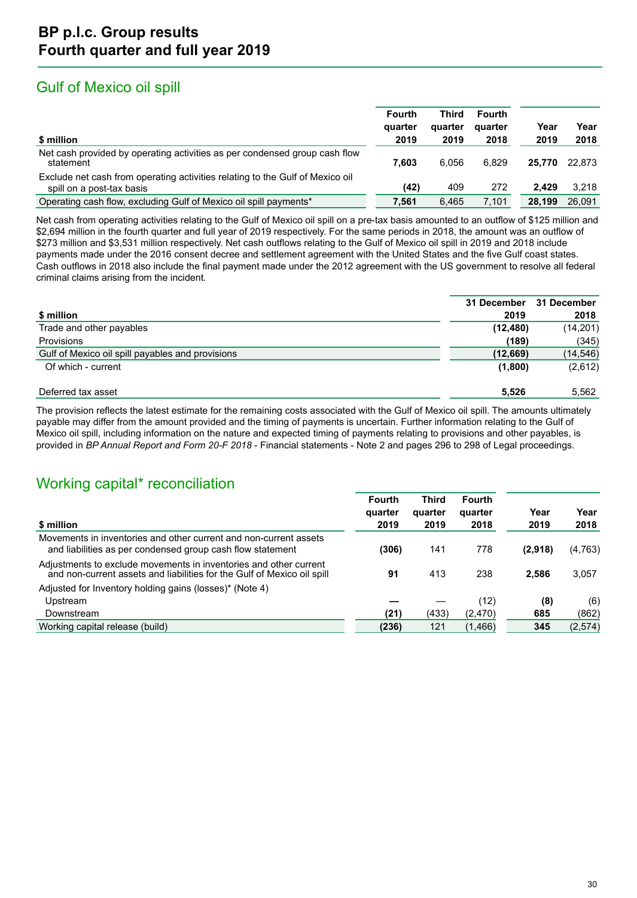## Gulf of Mexico oil spill

| $ million | Fourth quarter 2019 | Third quarter 2019 | Fourth quarter 2018 | Year 2019 | Year 2018 |
|---|---|---|---|---|---|
| Net cash provided by operating activities as per condensed group cash flow statement | **7,603** | 6,056 | 6,829 | **25,770** | 22,873 |
| Exclude net cash from operating activities relating to the Gulf of Mexico oil spill on a post-tax basis | **(42)** | 409 | 272 | **2,429** | 3,218 |
| Operating cash flow, excluding Gulf of Mexico oil spill payments* | **7,561** | 6,465 | 7,101 | **28,199** | 26,091 |

Net cash from operating activities relating to the Gulf of Mexico oil spill on a pre-tax basis amounted to an outflow of $125 million and $2,694 million in the fourth quarter and full year of 2019 respectively. For the same periods in 2018, the amount was an outflow of $273 million and $3,531 million respectively. Net cash outflows relating to the Gulf of Mexico oil spill in 2019 and 2018 include payments made under the 2016 consent decree and settlement agreement with the United States and the five Gulf coast states. Cash outflows in 2018 also include the final payment made under the 2012 agreement with the US government to resolve all federal criminal claims arising from the incident.

| $ million | 31 December 2019 | 31 December 2018 |
|---|---|---|
| Trade and other payables | **(12,480)** | (14,201) |
| Provisions | **(189)** | (345) |
| Gulf of Mexico oil spill payables and provisions | **(12,669)** | (14,546) |
| Of which - current | **(1,800)** | (2,612) |
| | | |
| Deferred tax asset | **5,526** | 5,562 |

The provision reflects the latest estimate for the remaining costs associated with the Gulf of Mexico oil spill. The amounts ultimately payable may differ from the amount provided and the timing of payments is uncertain. Further information relating to the Gulf of Mexico oil spill, including information on the nature and expected timing of payments relating to provisions and other payables, is provided in *BP Annual Report and Form 20-F 2018* - Financial statements - Note 2 and pages 296 to 298 of Legal proceedings.

## Working capital* reconciliation

| $ million | Fourth quarter 2019 | Third quarter 2019 | Fourth quarter 2018 | Year 2019 | Year 2018 |
|---|---|---|---|---|---|
| Movements in inventories and other current and non-current assets and liabilities as per condensed group cash flow statement | **(306)** | 141 | 778 | **(2,918)** | (4,763) |
| Adjustments to exclude movements in inventories and other current and non-current assets and liabilities for the Gulf of Mexico oil spill | **91** | 413 | 238 | **2,586** | 3,057 |
| Adjusted for Inventory holding gains (losses)* (Note 4) | | | | | |
| Upstream | **—** | — | (12) | **(8)** | (6) |
| Downstream | **(21)** | (433) | (2,470) | **685** | (862) |
| Working capital release (build) | **(236)** | 121 | (1,466) | **345** | (2,574) |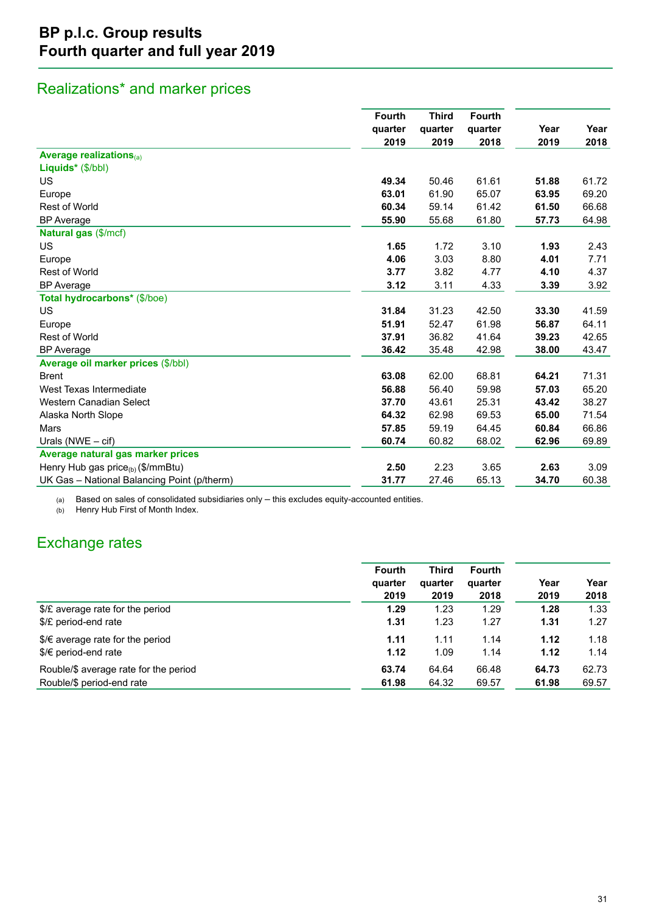# BP p.l.c. Group results
# Fourth quarter and full year 2019

## Realizations* and marker prices

| | Fourth quarter 2019 | Third quarter 2019 | Fourth quarter 2018 | Year 2019 | Year 2018 |
|---|---|---|---|---|---|
| **Average realizations**(a) | | | | | |
| **Liquids*** ($/bbl) | | | | | |
| US | **49.34** | 50.46 | 61.61 | **51.88** | 61.72 |
| Europe | **63.01** | 61.90 | 65.07 | **63.95** | 69.20 |
| Rest of World | **60.34** | 59.14 | 61.42 | **61.50** | 66.68 |
| BP Average | **55.90** | 55.68 | 61.80 | **57.73** | 64.98 |
| **Natural gas** ($/mcf) | | | | | |
| US | **1.65** | 1.72 | 3.10 | **1.93** | 2.43 |
| Europe | **4.06** | 3.03 | 8.80 | **4.01** | 7.71 |
| Rest of World | **3.77** | 3.82 | 4.77 | **4.10** | 4.37 |
| BP Average | **3.12** | 3.11 | 4.33 | **3.39** | 3.92 |
| **Total hydrocarbons*** ($/boe) | | | | | |
| US | **31.84** | 31.23 | 42.50 | **33.30** | 41.59 |
| Europe | **51.91** | 52.47 | 61.98 | **56.87** | 64.11 |
| Rest of World | **37.91** | 36.82 | 41.64 | **39.23** | 42.65 |
| BP Average | **36.42** | 35.48 | 42.98 | **38.00** | 43.47 |
| **Average oil marker prices** ($/bbl) | | | | | |
| Brent | **63.08** | 62.00 | 68.81 | **64.21** | 71.31 |
| West Texas Intermediate | **56.88** | 56.40 | 59.98 | **57.03** | 65.20 |
| Western Canadian Select | **37.70** | 43.61 | 25.31 | **43.42** | 38.27 |
| Alaska North Slope | **64.32** | 62.98 | 69.53 | **65.00** | 71.54 |
| Mars | **57.85** | 59.19 | 64.45 | **60.84** | 66.86 |
| Urals (NWE – cif) | **60.74** | 60.82 | 68.02 | **62.96** | 69.89 |
| **Average natural gas marker prices** | | | | | |
| Henry Hub gas price(b) ($/mmBtu) | **2.50** | 2.23 | 3.65 | **2.63** | 3.09 |
| UK Gas – National Balancing Point (p/therm) | **31.77** | 27.46 | 65.13 | **34.70** | 60.38 |

(a) Based on sales of consolidated subsidiaries only – this excludes equity-accounted entities.
(b) Henry Hub First of Month Index.

## Exchange rates

| | Fourth quarter 2019 | Third quarter 2019 | Fourth quarter 2018 | Year 2019 | Year 2018 |
|---|---|---|---|---|---|
| $/£ average rate for the period | **1.29** | 1.23 | 1.29 | **1.28** | 1.33 |
| $/£ period-end rate | **1.31** | 1.23 | 1.27 | **1.31** | 1.27 |
| $/€ average rate for the period | **1.11** | 1.11 | 1.14 | **1.12** | 1.18 |
| $/€ period-end rate | **1.12** | 1.09 | 1.14 | **1.12** | 1.14 |
| Rouble/$ average rate for the period | **63.74** | 64.64 | 66.48 | **64.73** | 62.73 |
| Rouble/$ period-end rate | **61.98** | 64.32 | 69.57 | **61.98** | 69.57 |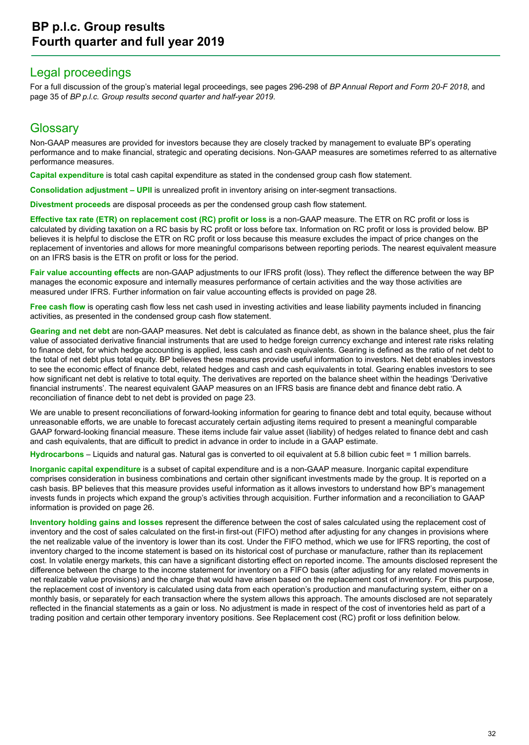## Legal proceedings

For a full discussion of the group's material legal proceedings, see pages 296-298 of *BP Annual Report and Form 20-F 2018*, and page 35 of *BP p.l.c. Group results second quarter and half-year 2019*.

## Glossary

Non-GAAP measures are provided for investors because they are closely tracked by management to evaluate BP's operating performance and to make financial, strategic and operating decisions. Non-GAAP measures are sometimes referred to as alternative performance measures.

**Capital expenditure** is total cash capital expenditure as stated in the condensed group cash flow statement.

**Consolidation adjustment – UPII** is unrealized profit in inventory arising on inter-segment transactions.

**Divestment proceeds** are disposal proceeds as per the condensed group cash flow statement.

**Effective tax rate (ETR) on replacement cost (RC) profit or loss** is a non-GAAP measure. The ETR on RC profit or loss is calculated by dividing taxation on a RC basis by RC profit or loss before tax. Information on RC profit or loss is provided below. BP believes it is helpful to disclose the ETR on RC profit or loss because this measure excludes the impact of price changes on the replacement of inventories and allows for more meaningful comparisons between reporting periods. The nearest equivalent measure on an IFRS basis is the ETR on profit or loss for the period.

**Fair value accounting effects** are non-GAAP adjustments to our IFRS profit (loss). They reflect the difference between the way BP manages the economic exposure and internally measures performance of certain activities and the way those activities are measured under IFRS. Further information on fair value accounting effects is provided on page 28.

**Free cash flow** is operating cash flow less net cash used in investing activities and lease liability payments included in financing activities, as presented in the condensed group cash flow statement.

**Gearing and net debt** are non-GAAP measures. Net debt is calculated as finance debt, as shown in the balance sheet, plus the fair value of associated derivative financial instruments that are used to hedge foreign currency exchange and interest rate risks relating to finance debt, for which hedge accounting is applied, less cash and cash equivalents. Gearing is defined as the ratio of net debt to the total of net debt plus total equity. BP believes these measures provide useful information to investors. Net debt enables investors to see the economic effect of finance debt, related hedges and cash and cash equivalents in total. Gearing enables investors to see how significant net debt is relative to total equity. The derivatives are reported on the balance sheet within the headings 'Derivative financial instruments'. The nearest equivalent GAAP measures on an IFRS basis are finance debt and finance debt ratio. A reconciliation of finance debt to net debt is provided on page 23.

We are unable to present reconciliations of forward-looking information for gearing to finance debt and total equity, because without unreasonable efforts, we are unable to forecast accurately certain adjusting items required to present a meaningful comparable GAAP forward-looking financial measure. These items include fair value asset (liability) of hedges related to finance debt and cash and cash equivalents, that are difficult to predict in advance in order to include in a GAAP estimate.

**Hydrocarbons** – Liquids and natural gas. Natural gas is converted to oil equivalent at 5.8 billion cubic feet = 1 million barrels.

**Inorganic capital expenditure** is a subset of capital expenditure and is a non-GAAP measure. Inorganic capital expenditure comprises consideration in business combinations and certain other significant investments made by the group. It is reported on a cash basis. BP believes that this measure provides useful information as it allows investors to understand how BP's management invests funds in projects which expand the group's activities through acquisition. Further information and a reconciliation to GAAP information is provided on page 26.

**Inventory holding gains and losses** represent the difference between the cost of sales calculated using the replacement cost of inventory and the cost of sales calculated on the first-in first-out (FIFO) method after adjusting for any changes in provisions where the net realizable value of the inventory is lower than its cost. Under the FIFO method, which we use for IFRS reporting, the cost of inventory charged to the income statement is based on its historical cost of purchase or manufacture, rather than its replacement cost. In volatile energy markets, this can have a significant distorting effect on reported income. The amounts disclosed represent the difference between the charge to the income statement for inventory on a FIFO basis (after adjusting for any related movements in net realizable value provisions) and the charge that would have arisen based on the replacement cost of inventory. For this purpose, the replacement cost of inventory is calculated using data from each operation's production and manufacturing system, either on a monthly basis, or separately for each transaction where the system allows this approach. The amounts disclosed are not separately reflected in the financial statements as a gain or loss. No adjustment is made in respect of the cost of inventories held as part of a trading position and certain other temporary inventory positions. See Replacement cost (RC) profit or loss definition below.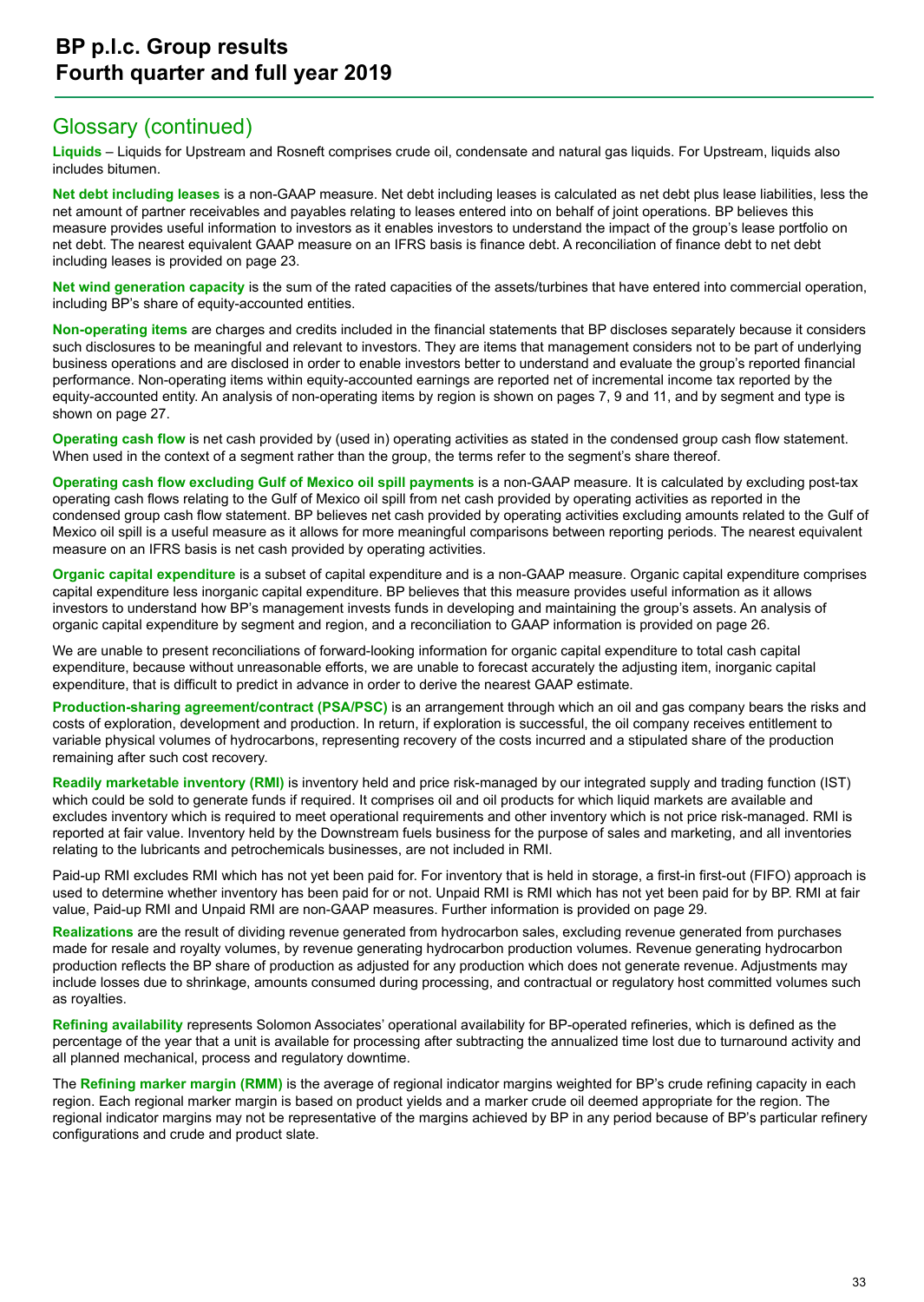## Glossary (continued)

**Liquids** – Liquids for Upstream and Rosneft comprises crude oil, condensate and natural gas liquids. For Upstream, liquids also includes bitumen.

**Net debt including leases** is a non-GAAP measure. Net debt including leases is calculated as net debt plus lease liabilities, less the net amount of partner receivables and payables relating to leases entered into on behalf of joint operations. BP believes this measure provides useful information to investors as it enables investors to understand the impact of the group's lease portfolio on net debt. The nearest equivalent GAAP measure on an IFRS basis is finance debt. A reconciliation of finance debt to net debt including leases is provided on page 23.

**Net wind generation capacity** is the sum of the rated capacities of the assets/turbines that have entered into commercial operation, including BP's share of equity-accounted entities.

**Non-operating items** are charges and credits included in the financial statements that BP discloses separately because it considers such disclosures to be meaningful and relevant to investors. They are items that management considers not to be part of underlying business operations and are disclosed in order to enable investors better to understand and evaluate the group's reported financial performance. Non-operating items within equity-accounted earnings are reported net of incremental income tax reported by the equity-accounted entity. An analysis of non-operating items by region is shown on pages 7, 9 and 11, and by segment and type is shown on page 27.

**Operating cash flow** is net cash provided by (used in) operating activities as stated in the condensed group cash flow statement. When used in the context of a segment rather than the group, the terms refer to the segment's share thereof.

**Operating cash flow excluding Gulf of Mexico oil spill payments** is a non-GAAP measure. It is calculated by excluding post-tax operating cash flows relating to the Gulf of Mexico oil spill from net cash provided by operating activities as reported in the condensed group cash flow statement. BP believes net cash provided by operating activities excluding amounts related to the Gulf of Mexico oil spill is a useful measure as it allows for more meaningful comparisons between reporting periods. The nearest equivalent measure on an IFRS basis is net cash provided by operating activities.

**Organic capital expenditure** is a subset of capital expenditure and is a non-GAAP measure. Organic capital expenditure comprises capital expenditure less inorganic capital expenditure. BP believes that this measure provides useful information as it allows investors to understand how BP's management invests funds in developing and maintaining the group's assets. An analysis of organic capital expenditure by segment and region, and a reconciliation to GAAP information is provided on page 26.

We are unable to present reconciliations of forward-looking information for organic capital expenditure to total cash capital expenditure, because without unreasonable efforts, we are unable to forecast accurately the adjusting item, inorganic capital expenditure, that is difficult to predict in advance in order to derive the nearest GAAP estimate.

**Production-sharing agreement/contract (PSA/PSC)** is an arrangement through which an oil and gas company bears the risks and costs of exploration, development and production. In return, if exploration is successful, the oil company receives entitlement to variable physical volumes of hydrocarbons, representing recovery of the costs incurred and a stipulated share of the production remaining after such cost recovery.

**Readily marketable inventory (RMI)** is inventory held and price risk-managed by our integrated supply and trading function (IST) which could be sold to generate funds if required. It comprises oil and oil products for which liquid markets are available and excludes inventory which is required to meet operational requirements and other inventory which is not price risk-managed. RMI is reported at fair value. Inventory held by the Downstream fuels business for the purpose of sales and marketing, and all inventories relating to the lubricants and petrochemicals businesses, are not included in RMI.

Paid-up RMI excludes RMI which has not yet been paid for. For inventory that is held in storage, a first-in first-out (FIFO) approach is used to determine whether inventory has been paid for or not. Unpaid RMI is RMI which has not yet been paid for by BP. RMI at fair value, Paid-up RMI and Unpaid RMI are non-GAAP measures. Further information is provided on page 29.

**Realizations** are the result of dividing revenue generated from hydrocarbon sales, excluding revenue generated from purchases made for resale and royalty volumes, by revenue generating hydrocarbon production volumes. Revenue generating hydrocarbon production reflects the BP share of production as adjusted for any production which does not generate revenue. Adjustments may include losses due to shrinkage, amounts consumed during processing, and contractual or regulatory host committed volumes such as royalties.

**Refining availability** represents Solomon Associates' operational availability for BP-operated refineries, which is defined as the percentage of the year that a unit is available for processing after subtracting the annualized time lost due to turnaround activity and all planned mechanical, process and regulatory downtime.

The **Refining marker margin (RMM)** is the average of regional indicator margins weighted for BP's crude refining capacity in each region. Each regional marker margin is based on product yields and a marker crude oil deemed appropriate for the region. The regional indicator margins may not be representative of the margins achieved by BP in any period because of BP's particular refinery configurations and crude and product slate.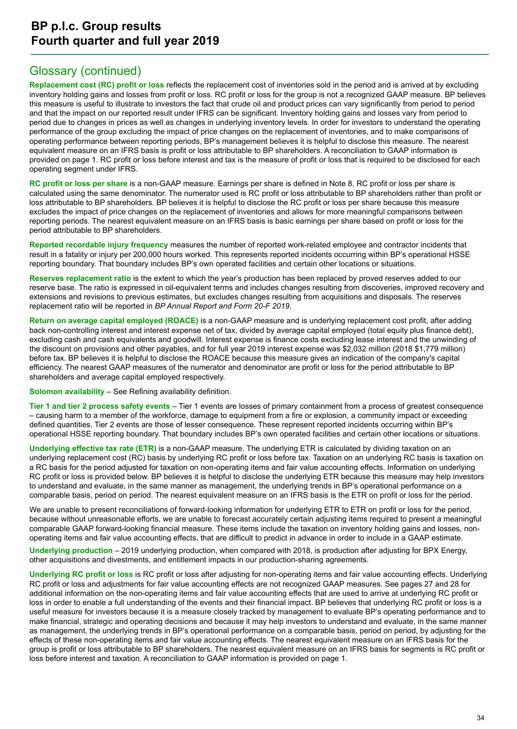## Glossary (continued)

**Replacement cost (RC) profit or loss** reflects the replacement cost of inventories sold in the period and is arrived at by excluding inventory holding gains and losses from profit or loss. RC profit or loss for the group is not a recognized GAAP measure. BP believes this measure is useful to illustrate to investors the fact that crude oil and product prices can vary significantly from period to period and that the impact on our reported result under IFRS can be significant. Inventory holding gains and losses vary from period to period due to changes in prices as well as changes in underlying inventory levels. In order for investors to understand the operating performance of the group excluding the impact of price changes on the replacement of inventories, and to make comparisons of operating performance between reporting periods, BP's management believes it is helpful to disclose this measure. The nearest equivalent measure on an IFRS basis is profit or loss attributable to BP shareholders. A reconciliation to GAAP information is provided on page 1. RC profit or loss before interest and tax is the measure of profit or loss that is required to be disclosed for each operating segment under IFRS.

**RC profit or loss per share** is a non-GAAP measure. Earnings per share is defined in Note 8. RC profit or loss per share is calculated using the same denominator. The numerator used is RC profit or loss attributable to BP shareholders rather than profit or loss attributable to BP shareholders. BP believes it is helpful to disclose the RC profit or loss per share because this measure excludes the impact of price changes on the replacement of inventories and allows for more meaningful comparisons between reporting periods. The nearest equivalent measure on an IFRS basis is basic earnings per share based on profit or loss for the period attributable to BP shareholders.

**Reported recordable injury frequency** measures the number of reported work-related employee and contractor incidents that result in a fatality or injury per 200,000 hours worked. This represents reported incidents occurring within BP's operational HSSE reporting boundary. That boundary includes BP's own operated facilities and certain other locations or situations.

**Reserves replacement ratio** is the extent to which the year's production has been replaced by proved reserves added to our reserve base. The ratio is expressed in oil-equivalent terms and includes changes resulting from discoveries, improved recovery and extensions and revisions to previous estimates, but excludes changes resulting from acquisitions and disposals. The reserves replacement ratio will be reported in *BP Annual Report and Form 20-F 2019*.

**Return on average capital employed (ROACE)** is a non-GAAP measure and is underlying replacement cost profit, after adding back non-controlling interest and interest expense net of tax, divided by average capital employed (total equity plus finance debt), excluding cash and cash equivalents and goodwill. Interest expense is finance costs excluding lease interest and the unwinding of the discount on provisions and other payables, and for full year 2019 interest expense was $2,032 million (2018 $1,779 million) before tax. BP believes it is helpful to disclose the ROACE because this measure gives an indication of the company's capital efficiency. The nearest GAAP measures of the numerator and denominator are profit or loss for the period attributable to BP shareholders and average capital employed respectively.

**Solomon availability** – See Refining availability definition.

**Tier 1 and tier 2 process safety events** – Tier 1 events are losses of primary containment from a process of greatest consequence – causing harm to a member of the workforce, damage to equipment from a fire or explosion, a community impact or exceeding defined quantities. Tier 2 events are those of lesser consequence. These represent reported incidents occurring within BP's operational HSSE reporting boundary. That boundary includes BP's own operated facilities and certain other locations or situations.

**Underlying effective tax rate (ETR)** is a non-GAAP measure. The underlying ETR is calculated by dividing taxation on an underlying replacement cost (RC) basis by underlying RC profit or loss before tax. Taxation on an underlying RC basis is taxation on a RC basis for the period adjusted for taxation on non-operating items and fair value accounting effects. Information on underlying RC profit or loss is provided below. BP believes it is helpful to disclose the underlying ETR because this measure may help investors to understand and evaluate, in the same manner as management, the underlying trends in BP's operational performance on a comparable basis, period on period. The nearest equivalent measure on an IFRS basis is the ETR on profit or loss for the period.

We are unable to present reconciliations of forward-looking information for underlying ETR to ETR on profit or loss for the period, because without unreasonable efforts, we are unable to forecast accurately certain adjusting items required to present a meaningful comparable GAAP forward-looking financial measure. These items include the taxation on inventory holding gains and losses, non-operating items and fair value accounting effects, that are difficult to predict in advance in order to include in a GAAP estimate.

**Underlying production** – 2019 underlying production, when compared with 2018, is production after adjusting for BPX Energy, other acquisitions and divestments, and entitlement impacts in our production-sharing agreements.

**Underlying RC profit or loss** is RC profit or loss after adjusting for non-operating items and fair value accounting effects. Underlying RC profit or loss and adjustments for fair value accounting effects are not recognized GAAP measures. See pages 27 and 28 for additional information on the non-operating items and fair value accounting effects that are used to arrive at underlying RC profit or loss in order to enable a full understanding of the events and their financial impact. BP believes that underlying RC profit or loss is a useful measure for investors because it is a measure closely tracked by management to evaluate BP's operating performance and to make financial, strategic and operating decisions and because it may help investors to understand and evaluate, in the same manner as management, the underlying trends in BP's operational performance on a comparable basis, period on period, by adjusting for the effects of these non-operating items and fair value accounting effects. The nearest equivalent measure on an IFRS basis for the group is profit or loss attributable to BP shareholders. The nearest equivalent measure on an IFRS basis for segments is RC profit or loss before interest and taxation. A reconciliation to GAAP information is provided on page 1.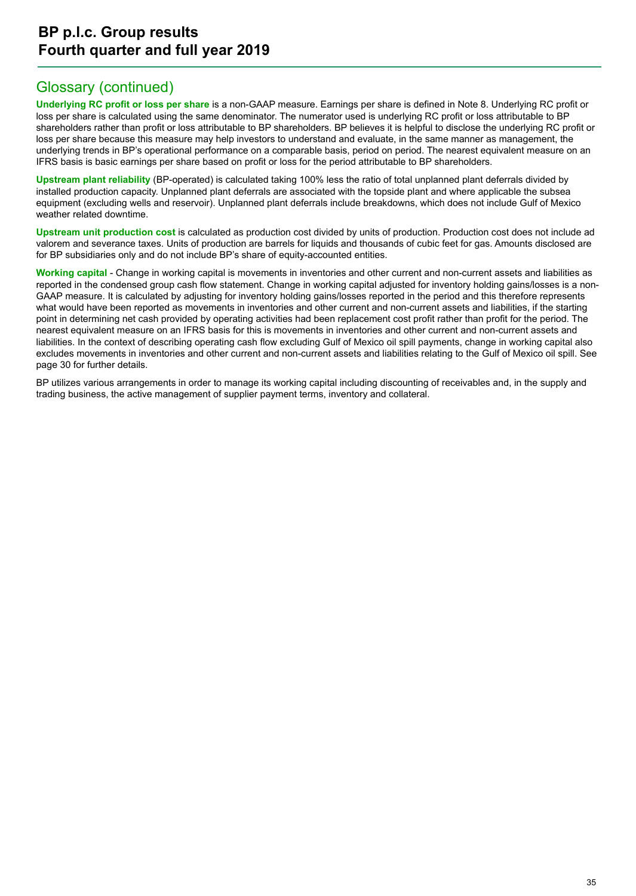## Glossary (continued)

**Underlying RC profit or loss per share** is a non-GAAP measure. Earnings per share is defined in Note 8. Underlying RC profit or loss per share is calculated using the same denominator. The numerator used is underlying RC profit or loss attributable to BP shareholders rather than profit or loss attributable to BP shareholders. BP believes it is helpful to disclose the underlying RC profit or loss per share because this measure may help investors to understand and evaluate, in the same manner as management, the underlying trends in BP's operational performance on a comparable basis, period on period. The nearest equivalent measure on an IFRS basis is basic earnings per share based on profit or loss for the period attributable to BP shareholders.

**Upstream plant reliability** (BP-operated) is calculated taking 100% less the ratio of total unplanned plant deferrals divided by installed production capacity. Unplanned plant deferrals are associated with the topside plant and where applicable the subsea equipment (excluding wells and reservoir). Unplanned plant deferrals include breakdowns, which does not include Gulf of Mexico weather related downtime.

**Upstream unit production cost** is calculated as production cost divided by units of production. Production cost does not include ad valorem and severance taxes. Units of production are barrels for liquids and thousands of cubic feet for gas. Amounts disclosed are for BP subsidiaries only and do not include BP's share of equity-accounted entities.

**Working capital** - Change in working capital is movements in inventories and other current and non-current assets and liabilities as reported in the condensed group cash flow statement. Change in working capital adjusted for inventory holding gains/losses is a non-GAAP measure. It is calculated by adjusting for inventory holding gains/losses reported in the period and this therefore represents what would have been reported as movements in inventories and other current and non-current assets and liabilities, if the starting point in determining net cash provided by operating activities had been replacement cost profit rather than profit for the period. The nearest equivalent measure on an IFRS basis for this is movements in inventories and other current and non-current assets and liabilities. In the context of describing operating cash flow excluding Gulf of Mexico oil spill payments, change in working capital also excludes movements in inventories and other current and non-current assets and liabilities relating to the Gulf of Mexico oil spill. See page 30 for further details.

BP utilizes various arrangements in order to manage its working capital including discounting of receivables and, in the supply and trading business, the active management of supplier payment terms, inventory and collateral.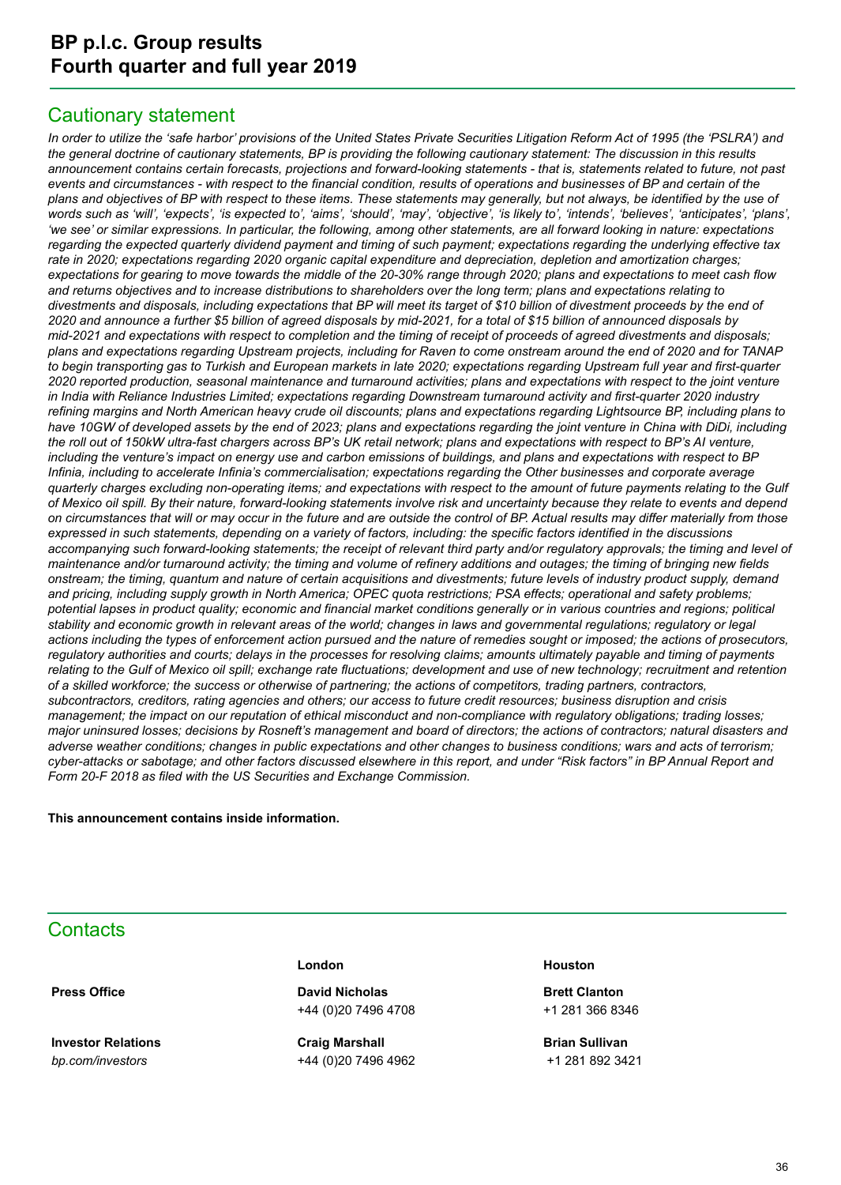## Cautionary statement

*In order to utilize the 'safe harbor' provisions of the United States Private Securities Litigation Reform Act of 1995 (the 'PSLRA') and the general doctrine of cautionary statements, BP is providing the following cautionary statement: The discussion in this results announcement contains certain forecasts, projections and forward-looking statements - that is, statements related to future, not past events and circumstances - with respect to the financial condition, results of operations and businesses of BP and certain of the plans and objectives of BP with respect to these items. These statements may generally, but not always, be identified by the use of words such as 'will', 'expects', 'is expected to', 'aims', 'should', 'may', 'objective', 'is likely to', 'intends', 'believes', 'anticipates', 'plans', 'we see' or similar expressions. In particular, the following, among other statements, are all forward looking in nature: expectations regarding the expected quarterly dividend payment and timing of such payment; expectations regarding the underlying effective tax rate in 2020; expectations regarding 2020 organic capital expenditure and depreciation, depletion and amortization charges; expectations for gearing to move towards the middle of the 20-30% range through 2020; plans and expectations to meet cash flow and returns objectives and to increase distributions to shareholders over the long term; plans and expectations relating to divestments and disposals, including expectations that BP will meet its target of $10 billion of divestment proceeds by the end of 2020 and announce a further $5 billion of agreed disposals by mid-2021, for a total of $15 billion of announced disposals by mid-2021 and expectations with respect to completion and the timing of receipt of proceeds of agreed divestments and disposals; plans and expectations regarding Upstream projects, including for Raven to come onstream around the end of 2020 and for TANAP to begin transporting gas to Turkish and European markets in late 2020; expectations regarding Upstream full year and first-quarter 2020 reported production, seasonal maintenance and turnaround activities; plans and expectations with respect to the joint venture in India with Reliance Industries Limited; expectations regarding Downstream turnaround activity and first-quarter 2020 industry refining margins and North American heavy crude oil discounts; plans and expectations regarding Lightsource BP, including plans to have 10GW of developed assets by the end of 2023; plans and expectations regarding the joint venture in China with DiDi, including the roll out of 150kW ultra-fast chargers across BP's UK retail network; plans and expectations with respect to BP's AI venture, including the venture's impact on energy use and carbon emissions of buildings, and plans and expectations with respect to BP Infinia, including to accelerate Infinia's commercialisation; expectations regarding the Other businesses and corporate average quarterly charges excluding non-operating items; and expectations with respect to the amount of future payments relating to the Gulf of Mexico oil spill. By their nature, forward-looking statements involve risk and uncertainty because they relate to events and depend on circumstances that will or may occur in the future and are outside the control of BP. Actual results may differ materially from those expressed in such statements, depending on a variety of factors, including: the specific factors identified in the discussions accompanying such forward-looking statements; the receipt of relevant third party and/or regulatory approvals; the timing and level of maintenance and/or turnaround activity; the timing and volume of refinery additions and outages; the timing of bringing new fields onstream; the timing, quantum and nature of certain acquisitions and divestments; future levels of industry product supply, demand and pricing, including supply growth in North America; OPEC quota restrictions; PSA effects; operational and safety problems; potential lapses in product quality; economic and financial market conditions generally or in various countries and regions; political stability and economic growth in relevant areas of the world; changes in laws and governmental regulations; regulatory or legal actions including the types of enforcement action pursued and the nature of remedies sought or imposed; the actions of prosecutors, regulatory authorities and courts; delays in the processes for resolving claims; amounts ultimately payable and timing of payments relating to the Gulf of Mexico oil spill; exchange rate fluctuations; development and use of new technology; recruitment and retention of a skilled workforce; the success or otherwise of partnering; the actions of competitors, trading partners, contractors, subcontractors, creditors, rating agencies and others; our access to future credit resources; business disruption and crisis management; the impact on our reputation of ethical misconduct and non-compliance with regulatory obligations; trading losses; major uninsured losses; decisions by Rosneft's management and board of directors; the actions of contractors; natural disasters and adverse weather conditions; changes in public expectations and other changes to business conditions; wars and acts of terrorism; cyber-attacks or sabotage; and other factors discussed elsewhere in this report, and under "Risk factors" in BP Annual Report and Form 20-F 2018 as filed with the US Securities and Exchange Commission.*

**This announcement contains inside information.**

## Contacts

| | London | Houston |
|---|---|---|
| **Press Office** | **David Nicholas**<br>+44 (0)20 7496 4708 | **Brett Clanton**<br>+1 281 366 8346 |
| **Investor Relations**<br>*bp.com/investors* | **Craig Marshall**<br>+44 (0)20 7496 4962 | **Brian Sullivan**<br>+1 281 892 3421 |